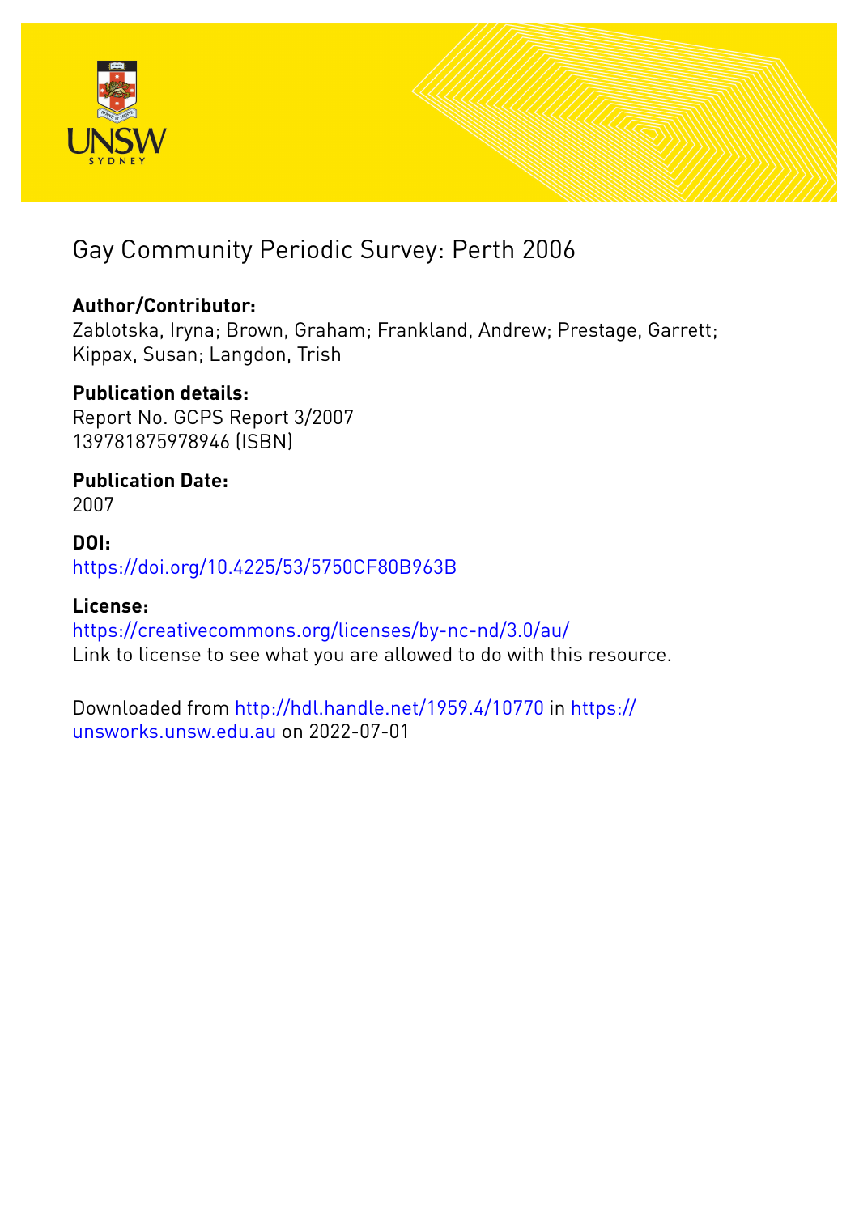# Gay Community Periodic Survey: Perth 2006

**Author/Contributor:**
Zablotska, Iryna; Brown, Graham; Frankland, Andrew; Prestage, Garrett; Kippax, Susan; Langdon, Trish

**Publication details:**
Report No. GCPS Report 3/2007
139781875978946 (ISBN)

**Publication Date:**
2007

**DOI:**
https://doi.org/10.4225/53/5750CF80B963B

**License:**
https://creativecommons.org/licenses/by-nc-nd/3.0/au/
Link to license to see what you are allowed to do with this resource.

Downloaded from http://hdl.handle.net/1959.4/10770 in https://unsworks.unsw.edu.au on 2022-07-01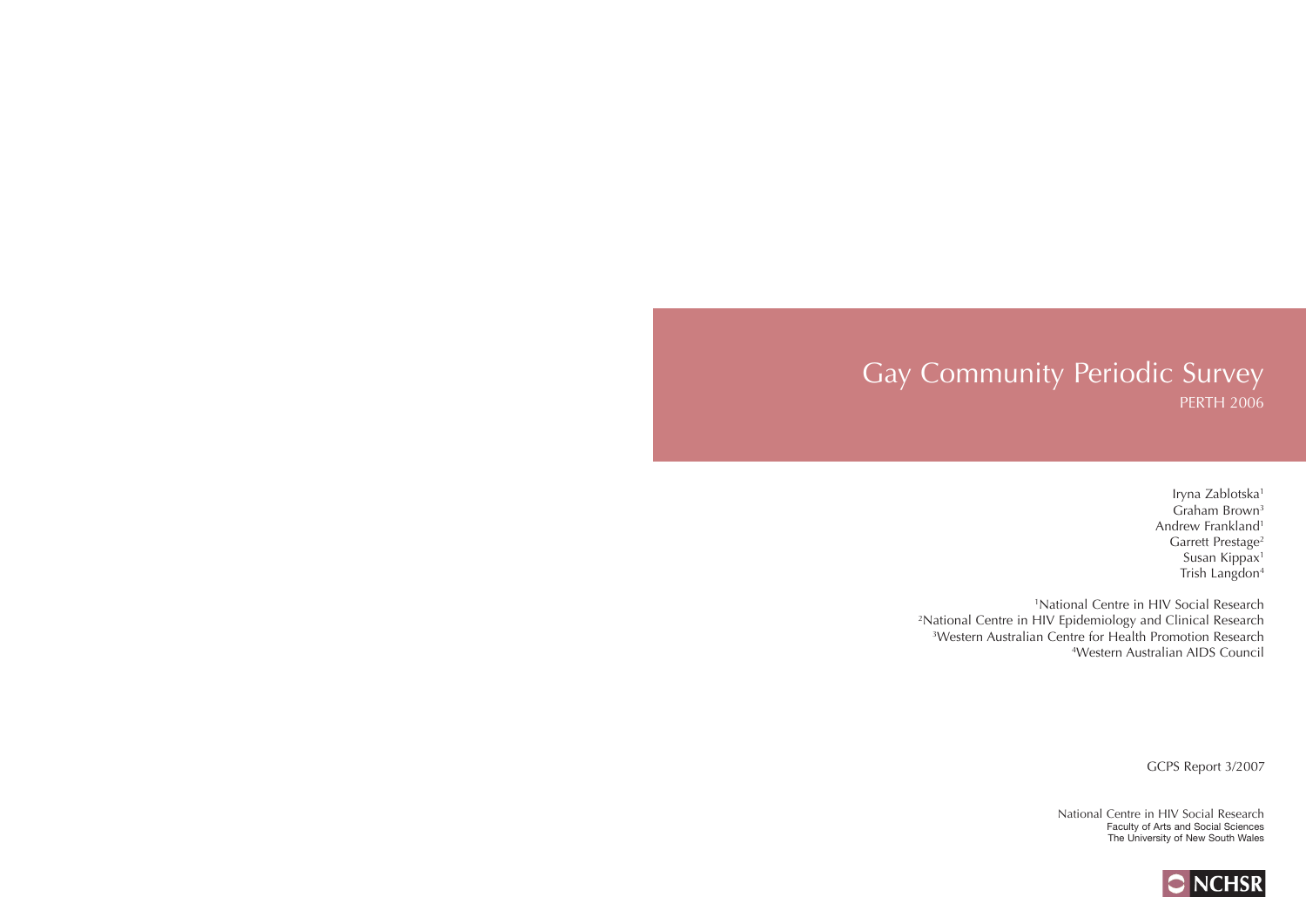# Gay Community Periodic Survey

PERTH 2006

Iryna Zablotska[1]
Graham Brown[3]
Andrew Frankland[1]
Garrett Prestage[2]
Susan Kippax[1]
Trish Langdon[4]

[1]National Centre in HIV Social Research
[2]National Centre in HIV Epidemiology and Clinical Research
[3]Western Australian Centre for Health Promotion Research
[4]Western Australian AIDS Council

GCPS Report 3/2007

National Centre in HIV Social Research
Faculty of Arts and Social Sciences
The University of New South Wales

NCHSR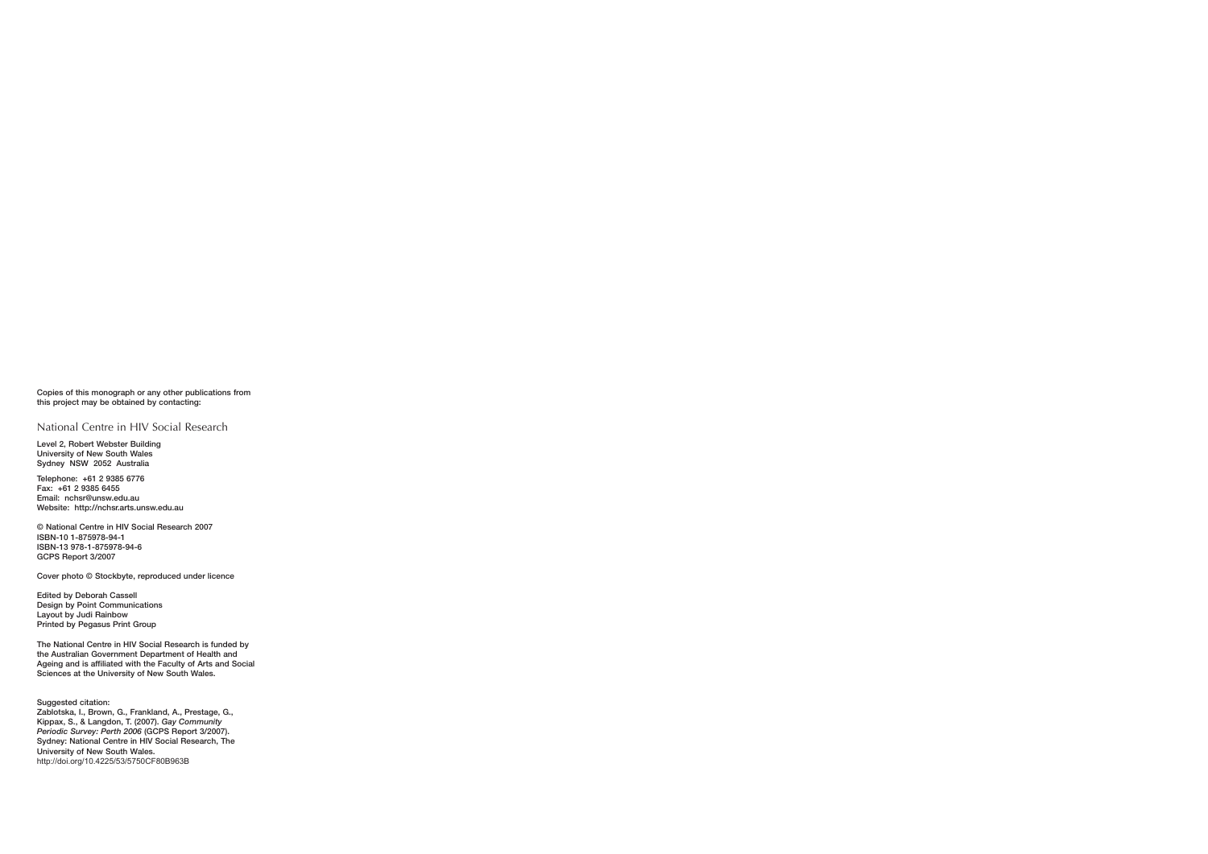Copies of this monograph or any other publications from this project may be obtained by contacting:

National Centre in HIV Social Research

Level 2, Robert Webster Building
University of New South Wales
Sydney NSW 2052 Australia

Telephone: +61 2 9385 6776
Fax: +61 2 9385 6455
Email: nchsr@unsw.edu.au
Website: http://nchsr.arts.unsw.edu.au

© National Centre in HIV Social Research 2007
ISBN-10 1-875978-94-1
ISBN-13 978-1-875978-94-6
GCPS Report 3/2007

Cover photo © Stockbyte, reproduced under licence

Edited by Deborah Cassell
Design by Point Communications
Layout by Judi Rainbow
Printed by Pegasus Print Group

The National Centre in HIV Social Research is funded by the Australian Government Department of Health and Ageing and is affiliated with the Faculty of Arts and Social Sciences at the University of New South Wales.

Suggested citation:
Zablotska, I., Brown, G., Frankland, A., Prestage, G., Kippax, S., & Langdon, T. (2007). *Gay Community Periodic Survey: Perth 2006* (GCPS Report 3/2007). Sydney: National Centre in HIV Social Research, The University of New South Wales.
http://doi.org/10.4225/53/5750CF80B963B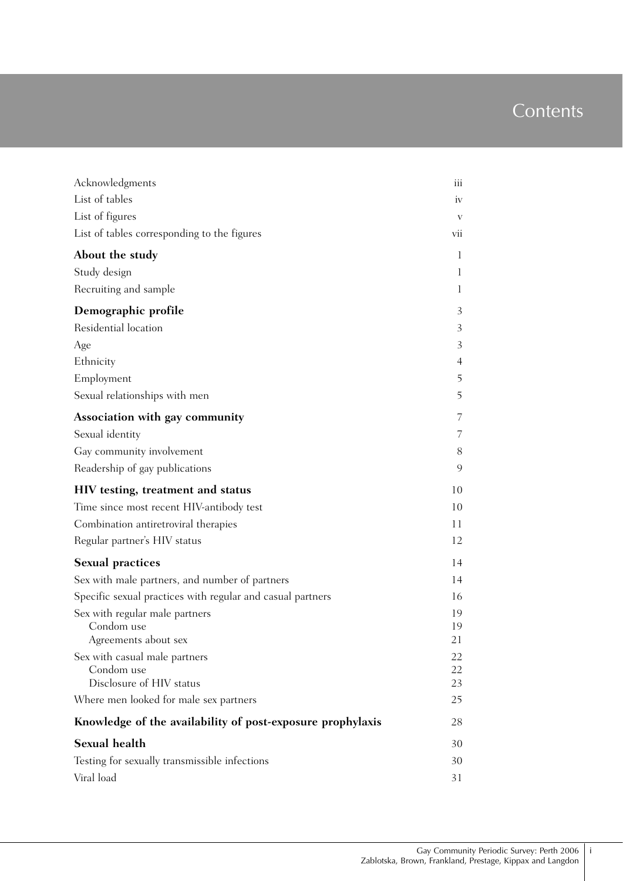# Contents

| | |
|---|---|
| Acknowledgments | iii |
| List of tables | iv |
| List of figures | v |
| List of tables corresponding to the figures | vii |
| **About the study** | 1 |
| Study design | 1 |
| Recruiting and sample | 1 |
| **Demographic profile** | 3 |
| Residential location | 3 |
| Age | 3 |
| Ethnicity | 4 |
| Employment | 5 |
| Sexual relationships with men | 5 |
| **Association with gay community** | 7 |
| Sexual identity | 7 |
| Gay community involvement | 8 |
| Readership of gay publications | 9 |
| **HIV testing, treatment and status** | 10 |
| Time since most recent HIV-antibody test | 10 |
| Combination antiretroviral therapies | 11 |
| Regular partner's HIV status | 12 |
| **Sexual practices** | 14 |
| Sex with male partners, and number of partners | 14 |
| Specific sexual practices with regular and casual partners | 16 |
| Sex with regular male partners | 19 |
| Condom use | 19 |
| Agreements about sex | 21 |
| Sex with casual male partners | 22 |
| Condom use | 22 |
| Disclosure of HIV status | 23 |
| Where men looked for male sex partners | 25 |
| **Knowledge of the availability of post-exposure prophylaxis** | 28 |
| **Sexual health** | 30 |
| Testing for sexually transmissible infections | 30 |
| Viral load | 31 |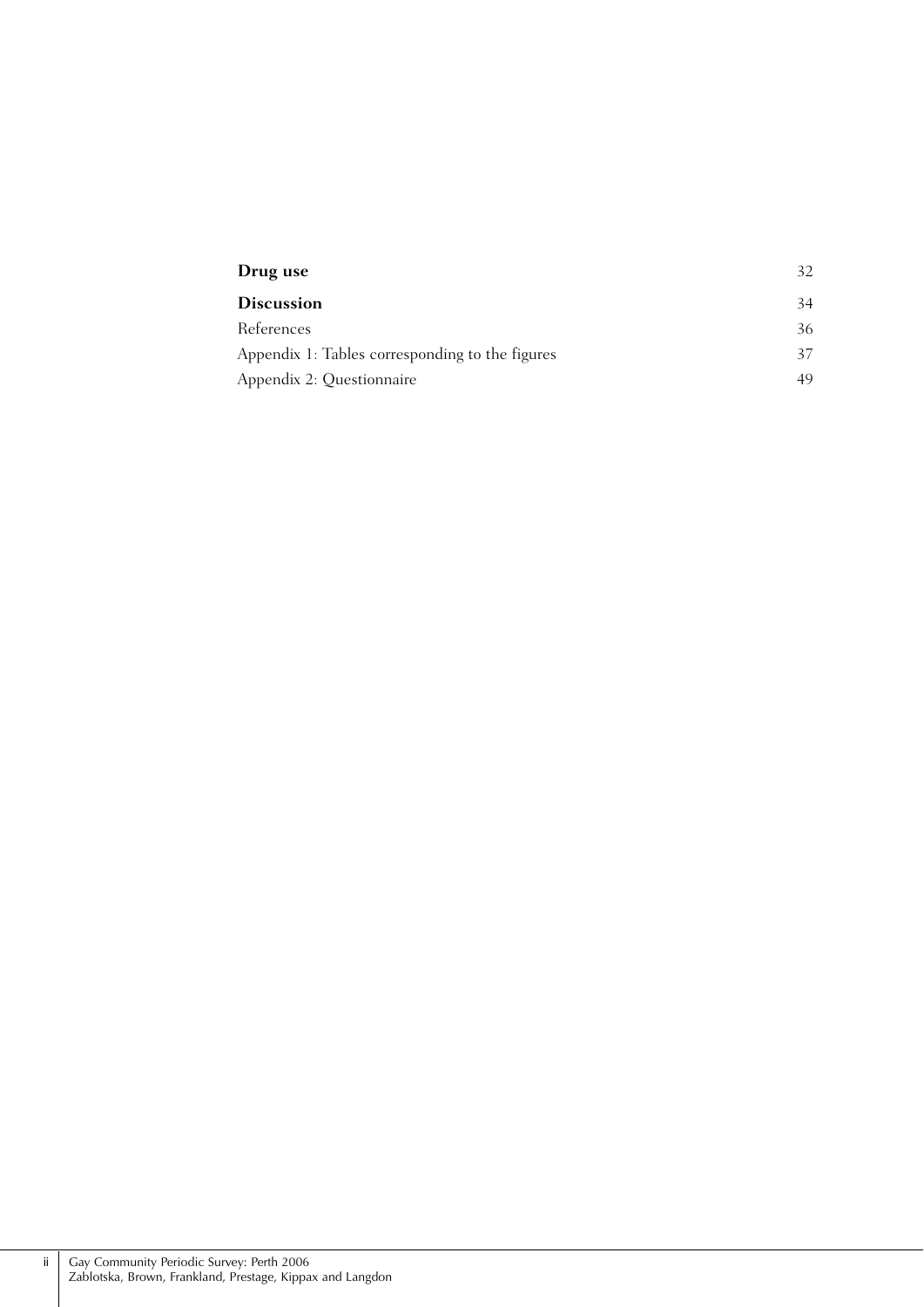| | |
|---|---|
| **Drug use** | 32 |
| **Discussion** | 34 |
| References | 36 |
| Appendix 1: Tables corresponding to the figures | 37 |
| Appendix 2: Questionnaire | 49 |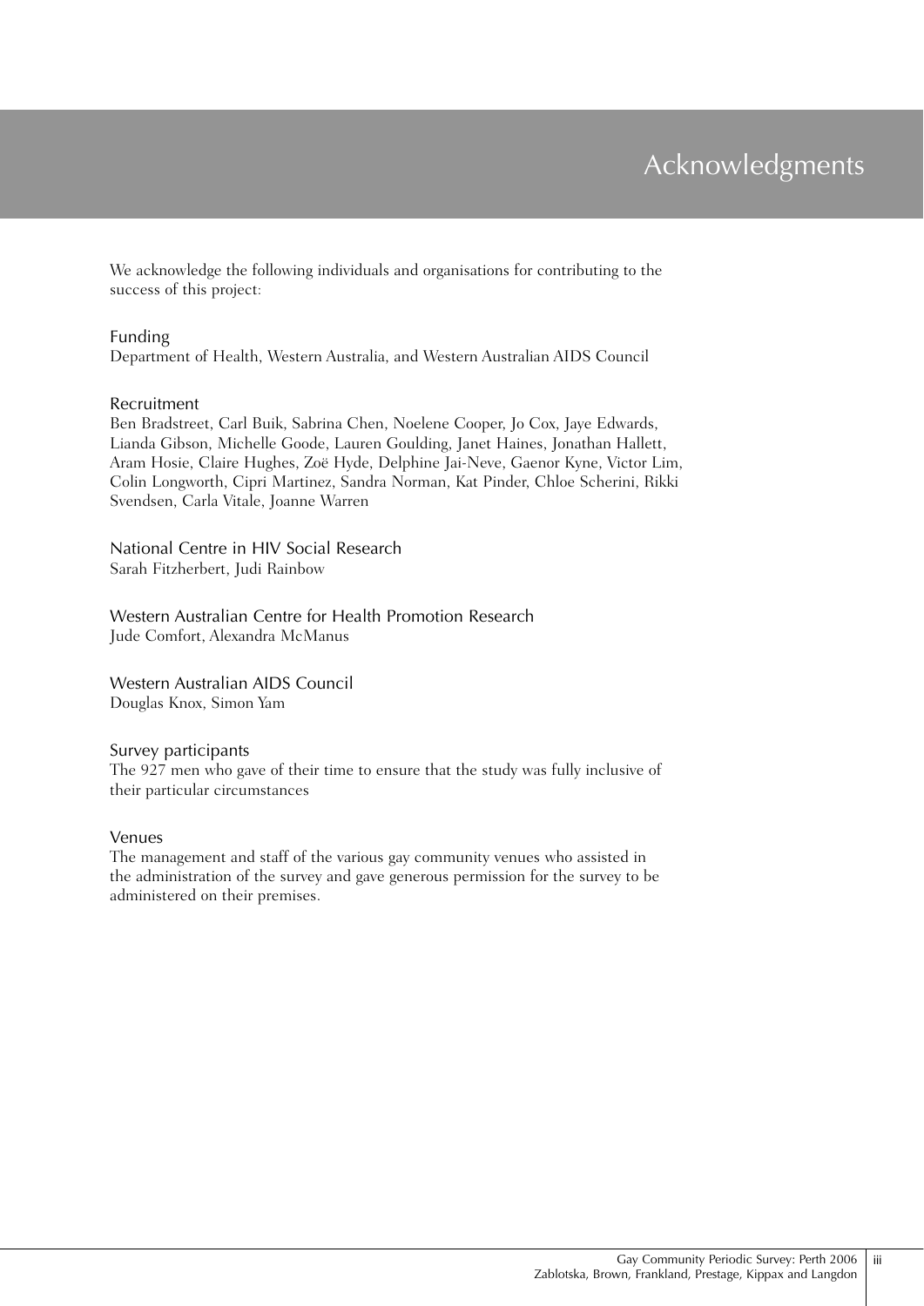# Acknowledgments

We acknowledge the following individuals and organisations for contributing to the success of this project:

## Funding

Department of Health, Western Australia, and Western Australian AIDS Council

## Recruitment

Ben Bradstreet, Carl Buik, Sabrina Chen, Noelene Cooper, Jo Cox, Jaye Edwards, Lianda Gibson, Michelle Goode, Lauren Goulding, Janet Haines, Jonathan Hallett, Aram Hosie, Claire Hughes, Zoë Hyde, Delphine Jai-Neve, Gaenor Kyne, Victor Lim, Colin Longworth, Cipri Martinez, Sandra Norman, Kat Pinder, Chloe Scherini, Rikki Svendsen, Carla Vitale, Joanne Warren

## National Centre in HIV Social Research

Sarah Fitzherbert, Judi Rainbow

## Western Australian Centre for Health Promotion Research

Jude Comfort, Alexandra McManus

## Western Australian AIDS Council

Douglas Knox, Simon Yam

## Survey participants

The 927 men who gave of their time to ensure that the study was fully inclusive of their particular circumstances

## Venues

The management and staff of the various gay community venues who assisted in the administration of the survey and gave generous permission for the survey to be administered on their premises.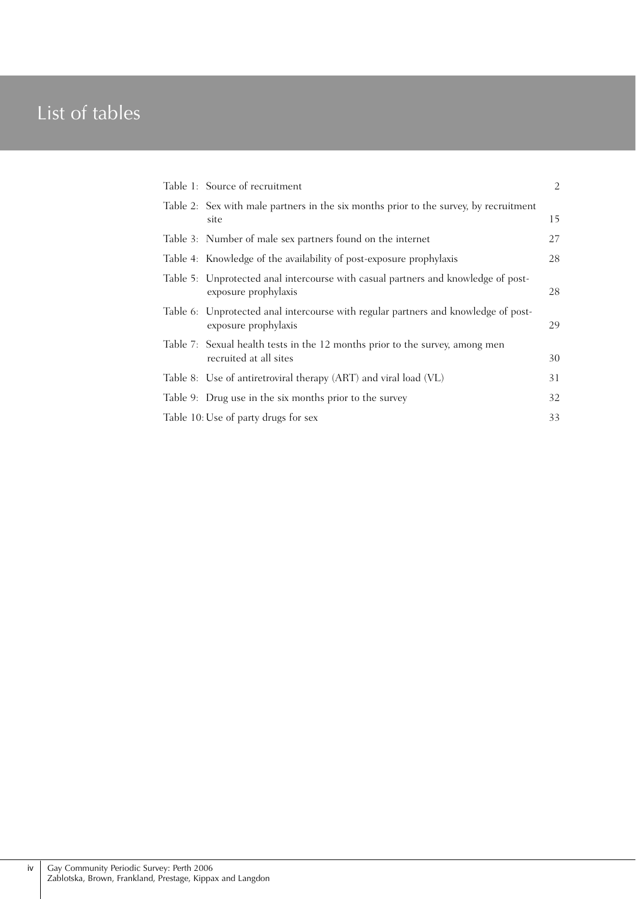# List of tables

| | |
|---|---|
| Table 1: Source of recruitment | 2 |
| Table 2: Sex with male partners in the six months prior to the survey, by recruitment site | 15 |
| Table 3: Number of male sex partners found on the internet | 27 |
| Table 4: Knowledge of the availability of post-exposure prophylaxis | 28 |
| Table 5: Unprotected anal intercourse with casual partners and knowledge of post-exposure prophylaxis | 28 |
| Table 6: Unprotected anal intercourse with regular partners and knowledge of post-exposure prophylaxis | 29 |
| Table 7: Sexual health tests in the 12 months prior to the survey, among men recruited at all sites | 30 |
| Table 8: Use of antiretroviral therapy (ART) and viral load (VL) | 31 |
| Table 9: Drug use in the six months prior to the survey | 32 |
| Table 10: Use of party drugs for sex | 33 |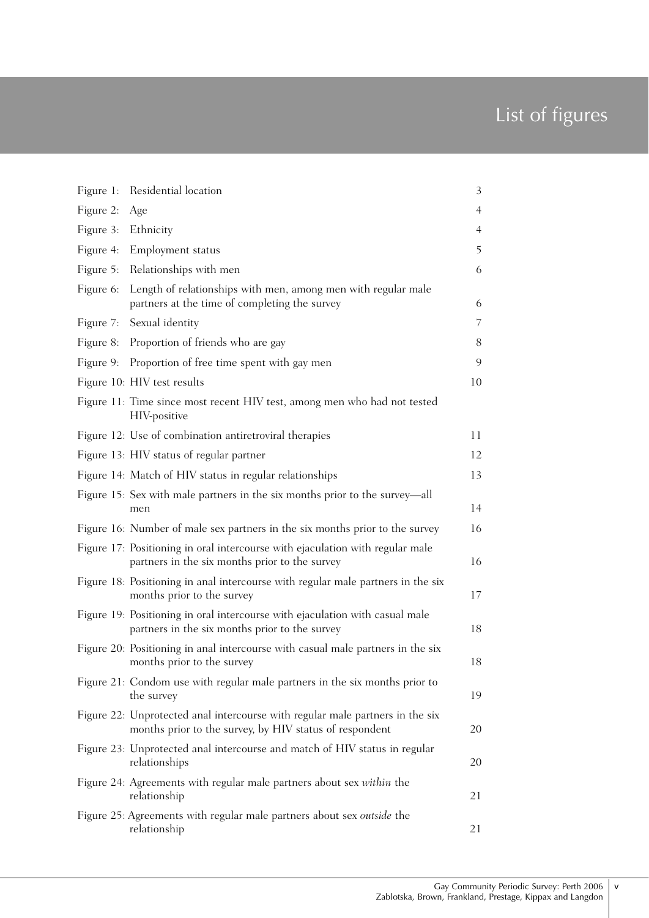# List of figures

| | |
|---|---|
| Figure 1: Residential location | 3 |
| Figure 2: Age | 4 |
| Figure 3: Ethnicity | 4 |
| Figure 4: Employment status | 5 |
| Figure 5: Relationships with men | 6 |
| Figure 6: Length of relationships with men, among men with regular male partners at the time of completing the survey | 6 |
| Figure 7: Sexual identity | 7 |
| Figure 8: Proportion of friends who are gay | 8 |
| Figure 9: Proportion of free time spent with gay men | 9 |
| Figure 10: HIV test results | 10 |
| Figure 11: Time since most recent HIV test, among men who had not tested HIV-positive | |
| Figure 12: Use of combination antiretroviral therapies | 11 |
| Figure 13: HIV status of regular partner | 12 |
| Figure 14: Match of HIV status in regular relationships | 13 |
| Figure 15: Sex with male partners in the six months prior to the survey—all men | 14 |
| Figure 16: Number of male sex partners in the six months prior to the survey | 16 |
| Figure 17: Positioning in oral intercourse with ejaculation with regular male partners in the six months prior to the survey | 16 |
| Figure 18: Positioning in anal intercourse with regular male partners in the six months prior to the survey | 17 |
| Figure 19: Positioning in oral intercourse with ejaculation with casual male partners in the six months prior to the survey | 18 |
| Figure 20: Positioning in anal intercourse with casual male partners in the six months prior to the survey | 18 |
| Figure 21: Condom use with regular male partners in the six months prior to the survey | 19 |
| Figure 22: Unprotected anal intercourse with regular male partners in the six months prior to the survey, by HIV status of respondent | 20 |
| Figure 23: Unprotected anal intercourse and match of HIV status in regular relationships | 20 |
| Figure 24: Agreements with regular male partners about sex *within* the relationship | 21 |
| Figure 25: Agreements with regular male partners about sex *outside* the relationship | 21 |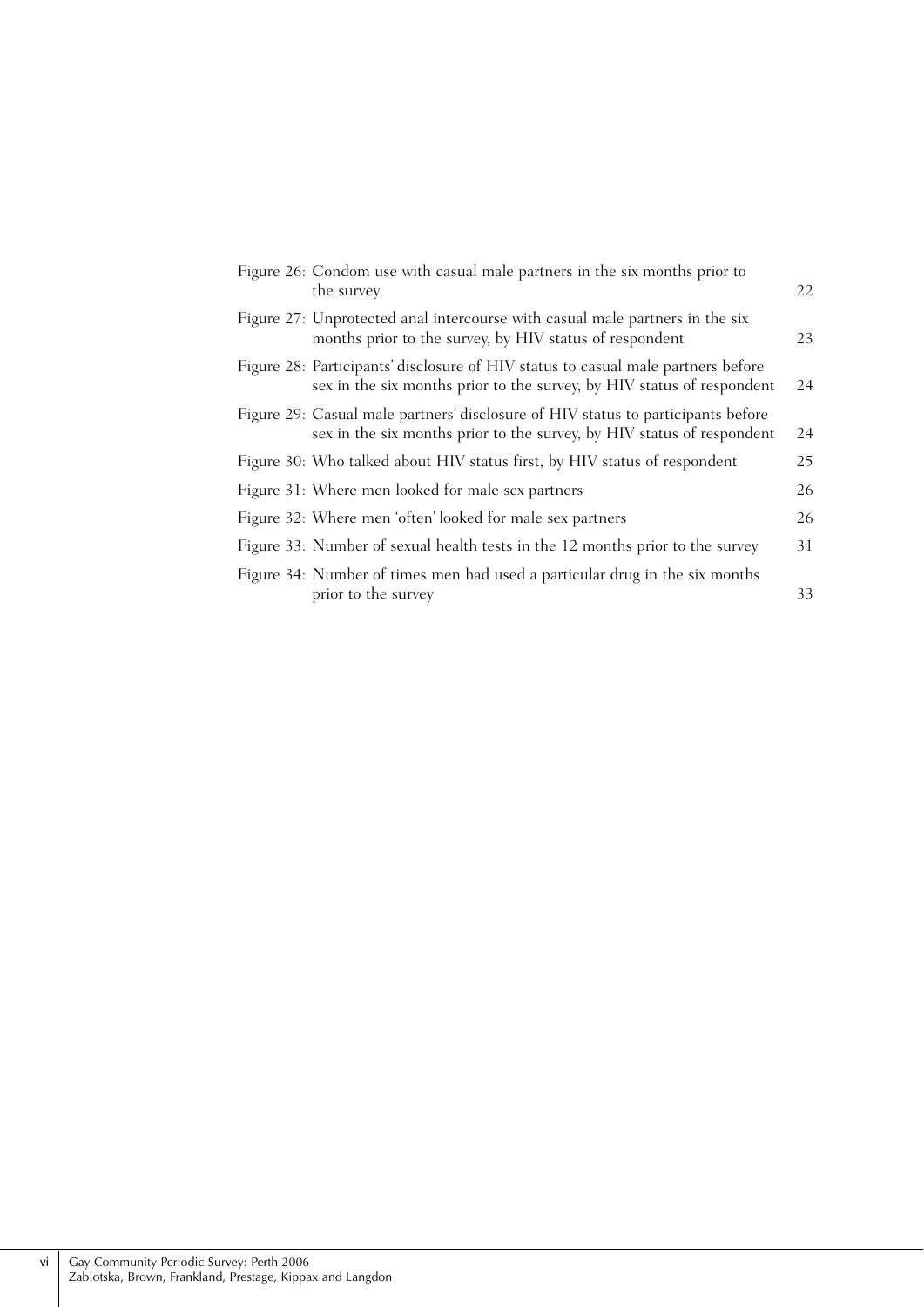| | |
|---|---|
| Figure 26: Condom use with casual male partners in the six months prior to the survey | 22 |
| Figure 27: Unprotected anal intercourse with casual male partners in the six months prior to the survey, by HIV status of respondent | 23 |
| Figure 28: Participants' disclosure of HIV status to casual male partners before sex in the six months prior to the survey, by HIV status of respondent | 24 |
| Figure 29: Casual male partners' disclosure of HIV status to participants before sex in the six months prior to the survey, by HIV status of respondent | 24 |
| Figure 30: Who talked about HIV status first, by HIV status of respondent | 25 |
| Figure 31: Where men looked for male sex partners | 26 |
| Figure 32: Where men 'often' looked for male sex partners | 26 |
| Figure 33: Number of sexual health tests in the 12 months prior to the survey | 31 |
| Figure 34: Number of times men had used a particular drug in the six months prior to the survey | 33 |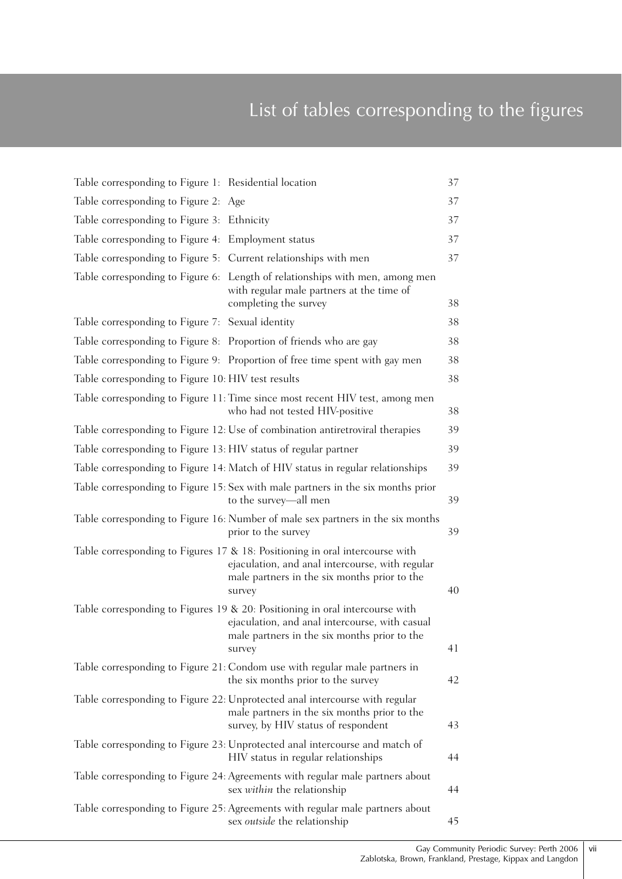# List of tables corresponding to the figures

| | | |
|---|---|---|
| Table corresponding to Figure 1: | Residential location | 37 |
| Table corresponding to Figure 2: | Age | 37 |
| Table corresponding to Figure 3: | Ethnicity | 37 |
| Table corresponding to Figure 4: | Employment status | 37 |
| Table corresponding to Figure 5: | Current relationships with men | 37 |
| Table corresponding to Figure 6: | Length of relationships with men, among men with regular male partners at the time of completing the survey | 38 |
| Table corresponding to Figure 7: | Sexual identity | 38 |
| Table corresponding to Figure 8: | Proportion of friends who are gay | 38 |
| Table corresponding to Figure 9: | Proportion of free time spent with gay men | 38 |
| Table corresponding to Figure 10: | HIV test results | 38 |
| Table corresponding to Figure 11: | Time since most recent HIV test, among men who had not tested HIV-positive | 38 |
| Table corresponding to Figure 12: | Use of combination antiretroviral therapies | 39 |
| Table corresponding to Figure 13: | HIV status of regular partner | 39 |
| Table corresponding to Figure 14: | Match of HIV status in regular relationships | 39 |
| Table corresponding to Figure 15: | Sex with male partners in the six months prior to the survey—all men | 39 |
| Table corresponding to Figure 16: | Number of male sex partners in the six months prior to the survey | 39 |
| Table corresponding to Figures 17 & 18: | Positioning in oral intercourse with ejaculation, and anal intercourse, with regular male partners in the six months prior to the survey | 40 |
| Table corresponding to Figures 19 & 20: | Positioning in oral intercourse with ejaculation, and anal intercourse, with casual male partners in the six months prior to the survey | 41 |
| Table corresponding to Figure 21: | Condom use with regular male partners in the six months prior to the survey | 42 |
| Table corresponding to Figure 22: | Unprotected anal intercourse with regular male partners in the six months prior to the survey, by HIV status of respondent | 43 |
| Table corresponding to Figure 23: | Unprotected anal intercourse and match of HIV status in regular relationships | 44 |
| Table corresponding to Figure 24: | Agreements with regular male partners about sex *within* the relationship | 44 |
| Table corresponding to Figure 25: | Agreements with regular male partners about sex *outside* the relationship | 45 |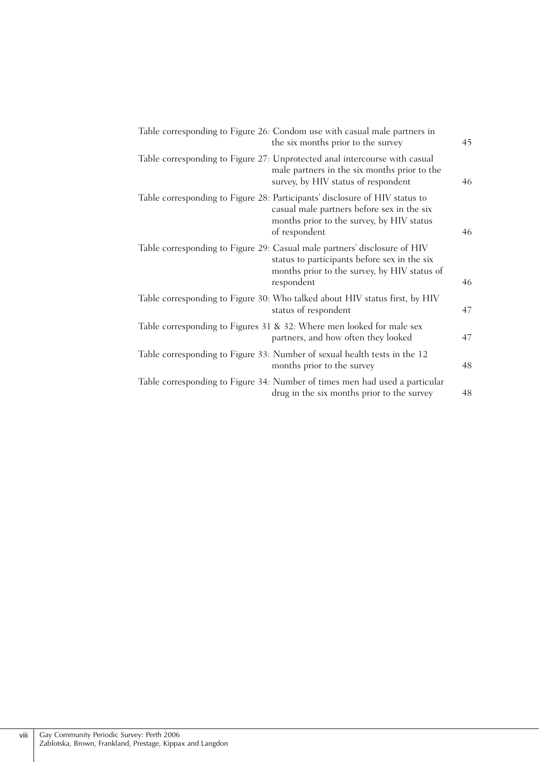Table corresponding to Figure 26: Condom use with casual male partners in the six months prior to the survey 45

Table corresponding to Figure 27: Unprotected anal intercourse with casual male partners in the six months prior to the survey, by HIV status of respondent 46

Table corresponding to Figure 28: Participants' disclosure of HIV status to casual male partners before sex in the six months prior to the survey, by HIV status of respondent 46

Table corresponding to Figure 29: Casual male partners' disclosure of HIV status to participants before sex in the six months prior to the survey, by HIV status of respondent 46

Table corresponding to Figure 30: Who talked about HIV status first, by HIV status of respondent 47

Table corresponding to Figures 31 & 32: Where men looked for male sex partners, and how often they looked 47

Table corresponding to Figure 33: Number of sexual health tests in the 12 months prior to the survey 48

Table corresponding to Figure 34: Number of times men had used a particular drug in the six months prior to the survey 48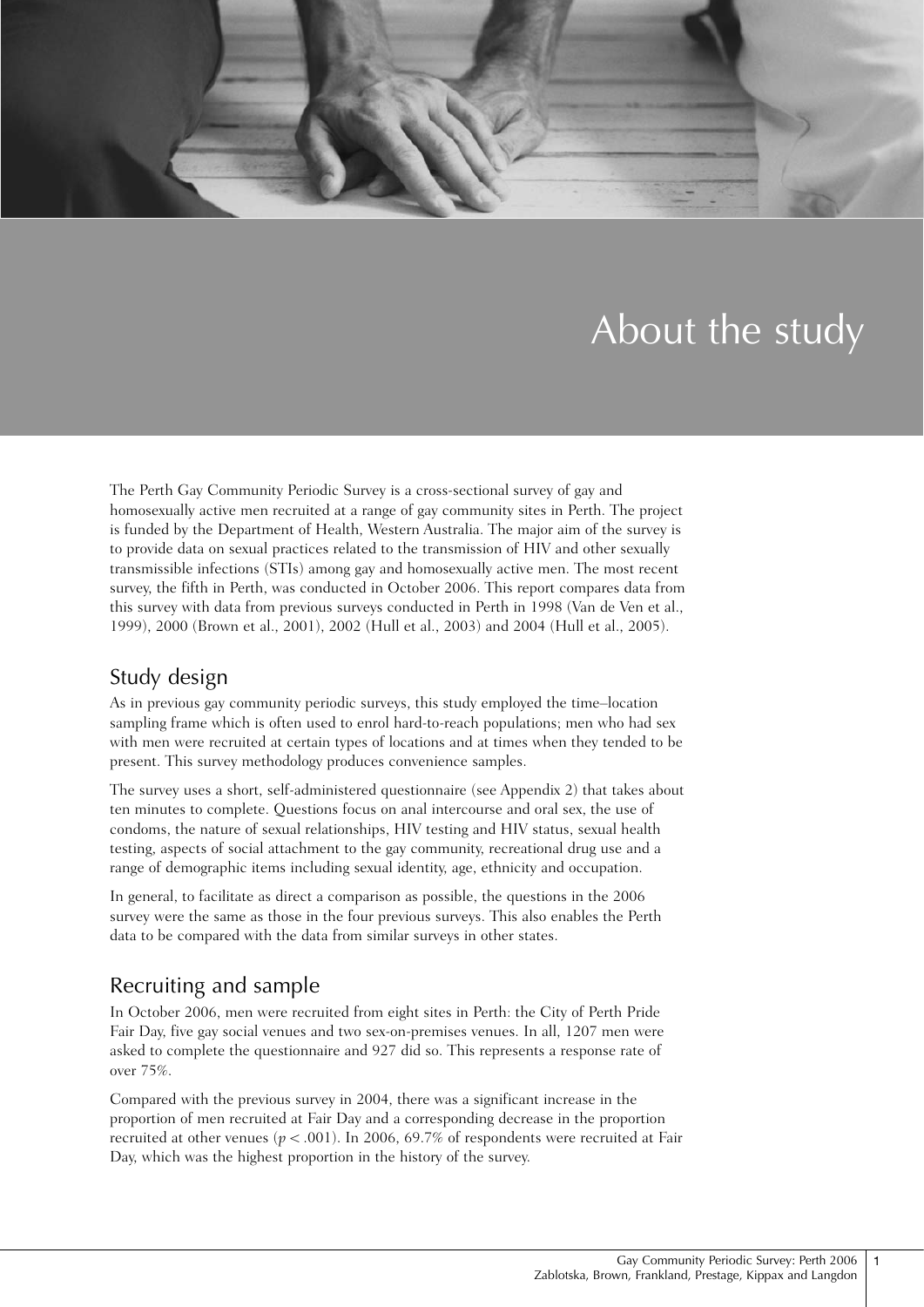# About the study

The Perth Gay Community Periodic Survey is a cross-sectional survey of gay and homosexually active men recruited at a range of gay community sites in Perth. The project is funded by the Department of Health, Western Australia. The major aim of the survey is to provide data on sexual practices related to the transmission of HIV and other sexually transmissible infections (STIs) among gay and homosexually active men. The most recent survey, the fifth in Perth, was conducted in October 2006. This report compares data from this survey with data from previous surveys conducted in Perth in 1998 (Van de Ven et al., 1999), 2000 (Brown et al., 2001), 2002 (Hull et al., 2003) and 2004 (Hull et al., 2005).

## Study design

As in previous gay community periodic surveys, this study employed the time–location sampling frame which is often used to enrol hard-to-reach populations; men who had sex with men were recruited at certain types of locations and at times when they tended to be present. This survey methodology produces convenience samples.

The survey uses a short, self-administered questionnaire (see Appendix 2) that takes about ten minutes to complete. Questions focus on anal intercourse and oral sex, the use of condoms, the nature of sexual relationships, HIV testing and HIV status, sexual health testing, aspects of social attachment to the gay community, recreational drug use and a range of demographic items including sexual identity, age, ethnicity and occupation.

In general, to facilitate as direct a comparison as possible, the questions in the 2006 survey were the same as those in the four previous surveys. This also enables the Perth data to be compared with the data from similar surveys in other states.

## Recruiting and sample

In October 2006, men were recruited from eight sites in Perth: the City of Perth Pride Fair Day, five gay social venues and two sex-on-premises venues. In all, 1207 men were asked to complete the questionnaire and 927 did so. This represents a response rate of over 75%.

Compared with the previous survey in 2004, there was a significant increase in the proportion of men recruited at Fair Day and a corresponding decrease in the proportion recruited at other venues ($p < .001$). In 2006, 69.7% of respondents were recruited at Fair Day, which was the highest proportion in the history of the survey.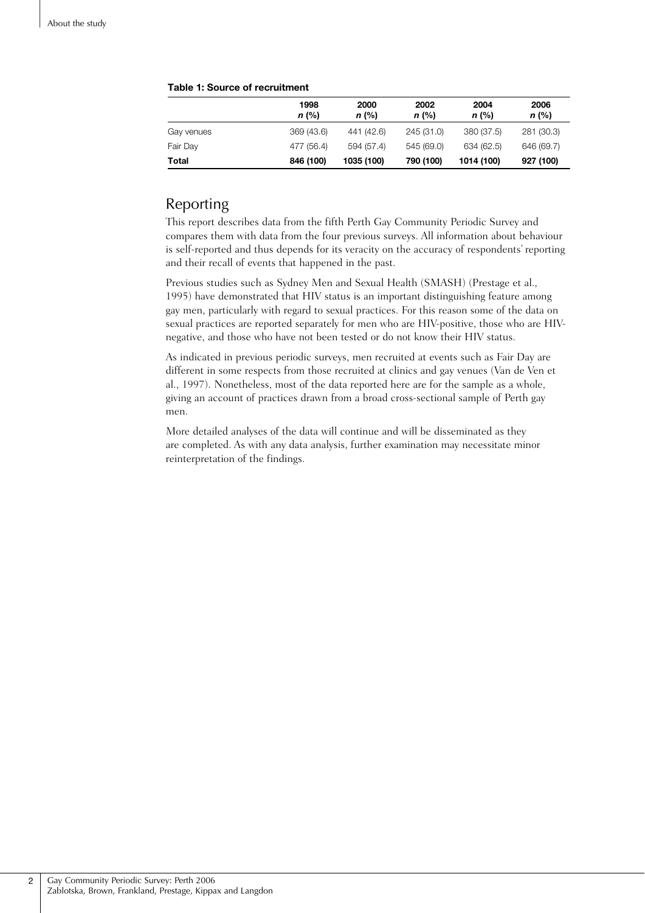**Table 1: Source of recruitment**

| | 1998 *n* (%) | 2000 *n* (%) | 2002 *n* (%) | 2004 *n* (%) | 2006 *n* (%) |
|---|---|---|---|---|---|
| Gay venues | 369 (43.6) | 441 (42.6) | 245 (31.0) | 380 (37.5) | 281 (30.3) |
| Fair Day | 477 (56.4) | 594 (57.4) | 545 (69.0) | 634 (62.5) | 646 (69.7) |
| **Total** | **846 (100)** | **1035 (100)** | **790 (100)** | **1014 (100)** | **927 (100)** |

## Reporting

This report describes data from the fifth Perth Gay Community Periodic Survey and compares them with data from the four previous surveys. All information about behaviour is self-reported and thus depends for its veracity on the accuracy of respondents' reporting and their recall of events that happened in the past.

Previous studies such as Sydney Men and Sexual Health (SMASH) (Prestage et al., 1995) have demonstrated that HIV status is an important distinguishing feature among gay men, particularly with regard to sexual practices. For this reason some of the data on sexual practices are reported separately for men who are HIV-positive, those who are HIV-negative, and those who have not been tested or do not know their HIV status.

As indicated in previous periodic surveys, men recruited at events such as Fair Day are different in some respects from those recruited at clinics and gay venues (Van de Ven et al., 1997). Nonetheless, most of the data reported here are for the sample as a whole, giving an account of practices drawn from a broad cross-sectional sample of Perth gay men.

More detailed analyses of the data will continue and will be disseminated as they are completed. As with any data analysis, further examination may necessitate minor reinterpretation of the findings.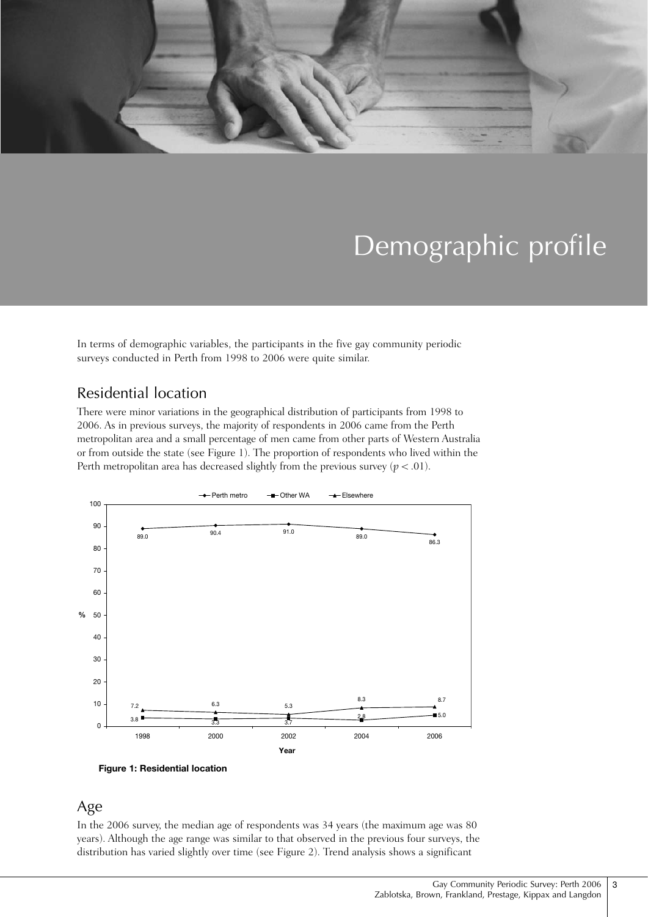// Demographic profile

In terms of demographic variables, the participants in the five gay community periodic surveys conducted in Perth from 1998 to 2006 were quite similar.

## Residential location

There were minor variations in the geographical distribution of participants from 1998 to 2006. As in previous surveys, the majority of respondents in 2006 came from the Perth metropolitan area and a small percentage of men came from other parts of Western Australia or from outside the state (see Figure 1). The proportion of respondents who lived within the Perth metropolitan area has decreased slightly from the previous survey ($p < .01$).

| Year | Perth metro | Other WA | Elsewhere |
|---|---|---|---|
| 1998 | 89.0 | 3.8 | 7.2 |
| 2000 | 90.4 | 3.3 | 6.3 |
| 2002 | 91.0 | 3.7 | 5.3 |
| 2004 | 89.0 | 2.8 | 8.3 |
| 2006 | 86.3 | 5.0 | 8.7 |

**Figure 1: Residential location**

## Age

In the 2006 survey, the median age of respondents was 34 years (the maximum age was 80 years). Although the age range was similar to that observed in the previous four surveys, the distribution has varied slightly over time (see Figure 2). Trend analysis shows a significant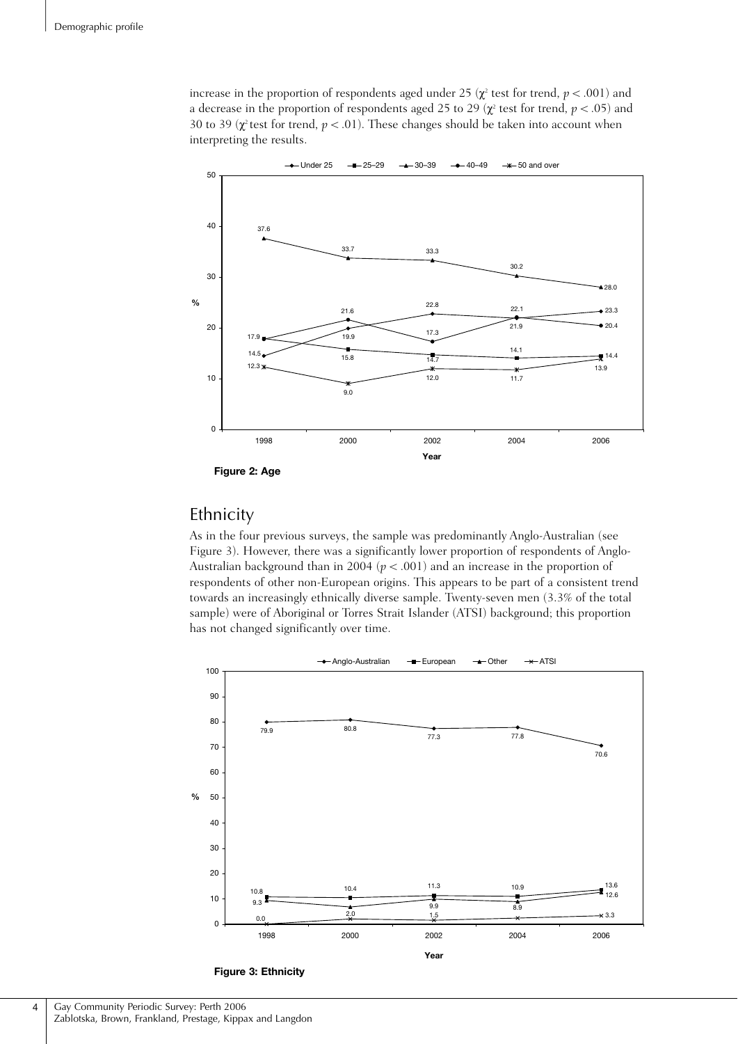increase in the proportion of respondents aged under 25 ($\chi^2$ test for trend, $p < .001$) and a decrease in the proportion of respondents aged 25 to 29 ($\chi^2$ test for trend, $p < .05$) and 30 to 39 ($\chi^2$ test for trend, $p < .01$). These changes should be taken into account when interpreting the results.

| Age | 1998 | 2000 | 2002 | 2004 | 2006 |
|---|---|---|---|---|---|
| Under 25 | 14.5 | 19.9 | 22.8 | 21.9 | 23.3 |
| 25–29 | 17.9 | 15.8 | 14.7 | 14.1 | 14.4 |
| 30–39 | 37.6 | 33.7 | 33.3 | 30.2 | 28.0 |
| 40–49 | 17.9 | 21.6 | 17.3 | 22.1 | 20.4 |
| 50 and over | 12.3 | 9.0 | 12.0 | 11.7 | 13.9 |

**Figure 2: Age**

## Ethnicity

As in the four previous surveys, the sample was predominantly Anglo-Australian (see Figure 3). However, there was a significantly lower proportion of respondents of Anglo-Australian background than in 2004 ($p < .001$) and an increase in the proportion of respondents of other non-European origins. This appears to be part of a consistent trend towards an increasingly ethnically diverse sample. Twenty-seven men (3.3% of the total sample) were of Aboriginal or Torres Strait Islander (ATSI) background; this proportion has not changed significantly over time.

| Ethnicity | 1998 | 2000 | 2002 | 2004 | 2006 |
|---|---|---|---|---|---|
| Anglo-Australian | 79.9 | 80.8 | 77.3 | 77.8 | 70.6 |
| European | 10.8 | 10.4 | 11.3 | 10.9 | 13.6 |
| Other | 9.3 | | 9.9 | 8.9 | 12.6 |
| ATSI | 0.0 | 2.0 | 1.5 | | 3.3 |

**Figure 3: Ethnicity**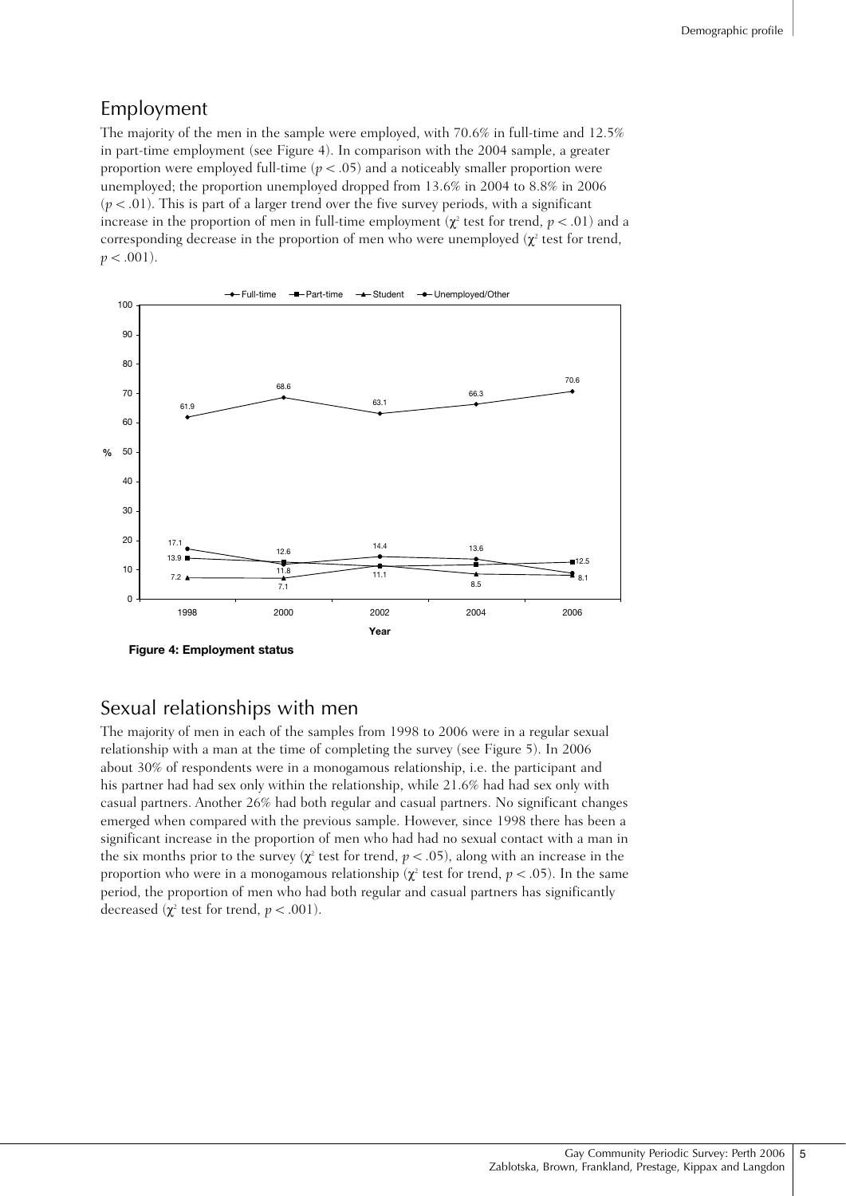## Employment

The majority of the men in the sample were employed, with 70.6% in full-time and 12.5% in part-time employment (see Figure 4). In comparison with the 2004 sample, a greater proportion were employed full-time ($p < .05$) and a noticeably smaller proportion were unemployed; the proportion unemployed dropped from 13.6% in 2004 to 8.8% in 2006 ($p < .01$). This is part of a larger trend over the five survey periods, with a significant increase in the proportion of men in full-time employment ($\chi^2$ test for trend, $p < .01$) and a corresponding decrease in the proportion of men who were unemployed ($\chi^2$ test for trend, $p < .001$).

**Figure 4: Employment status**

## Sexual relationships with men

The majority of men in each of the samples from 1998 to 2006 were in a regular sexual relationship with a man at the time of completing the survey (see Figure 5). In 2006 about 30% of respondents were in a monogamous relationship, i.e. the participant and his partner had had sex only within the relationship, while 21.6% had had sex only with casual partners. Another 26% had both regular and casual partners. No significant changes emerged when compared with the previous sample. However, since 1998 there has been a significant increase in the proportion of men who had had no sexual contact with a man in the six months prior to the survey ($\chi^2$ test for trend, $p < .05$), along with an increase in the proportion who were in a monogamous relationship ($\chi^2$ test for trend, $p < .05$). In the same period, the proportion of men who had both regular and casual partners has significantly decreased ($\chi^2$ test for trend, $p < .001$).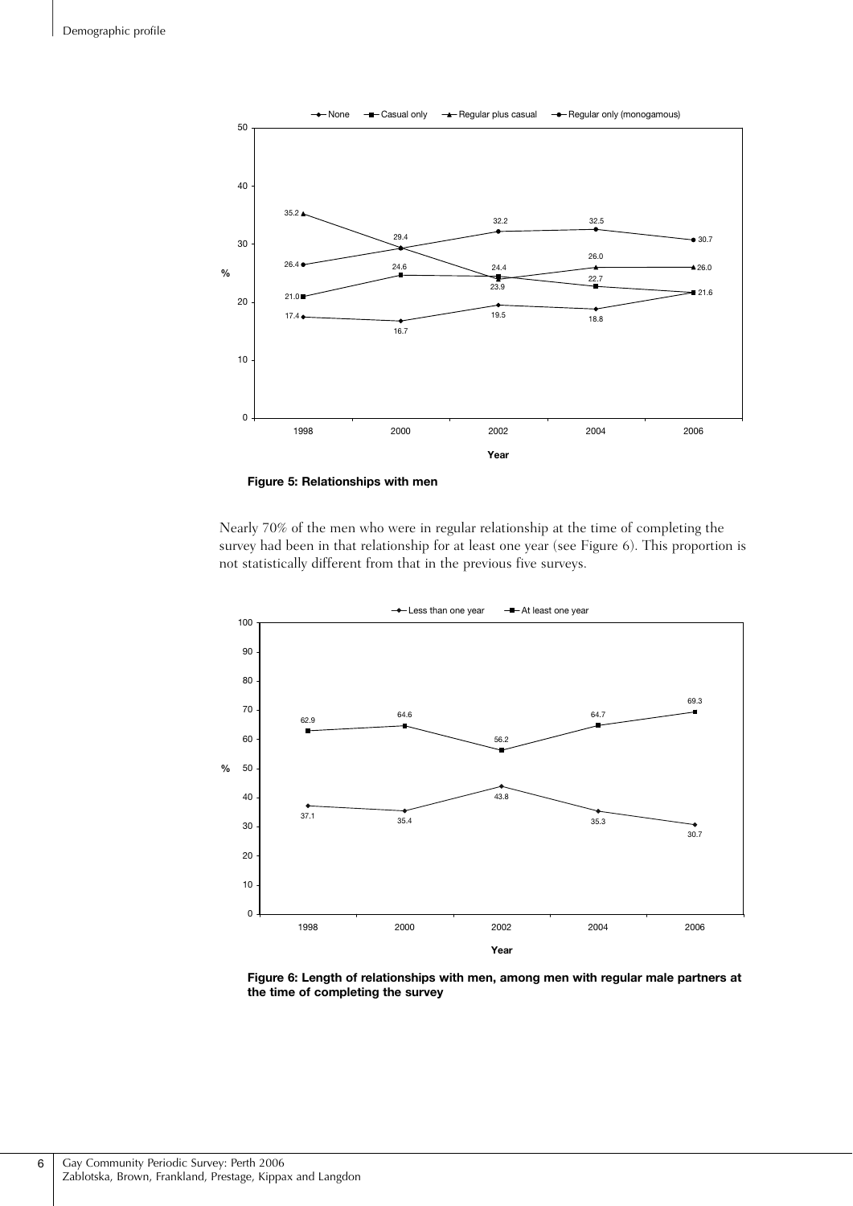Figure 5: Relationships with men

Nearly 70% of the men who were in regular relationship at the time of completing the survey had been in that relationship for at least one year (see Figure 6). This proportion is not statistically different from that in the previous five surveys.

Figure 6: Length of relationships with men, among men with regular male partners at the time of completing the survey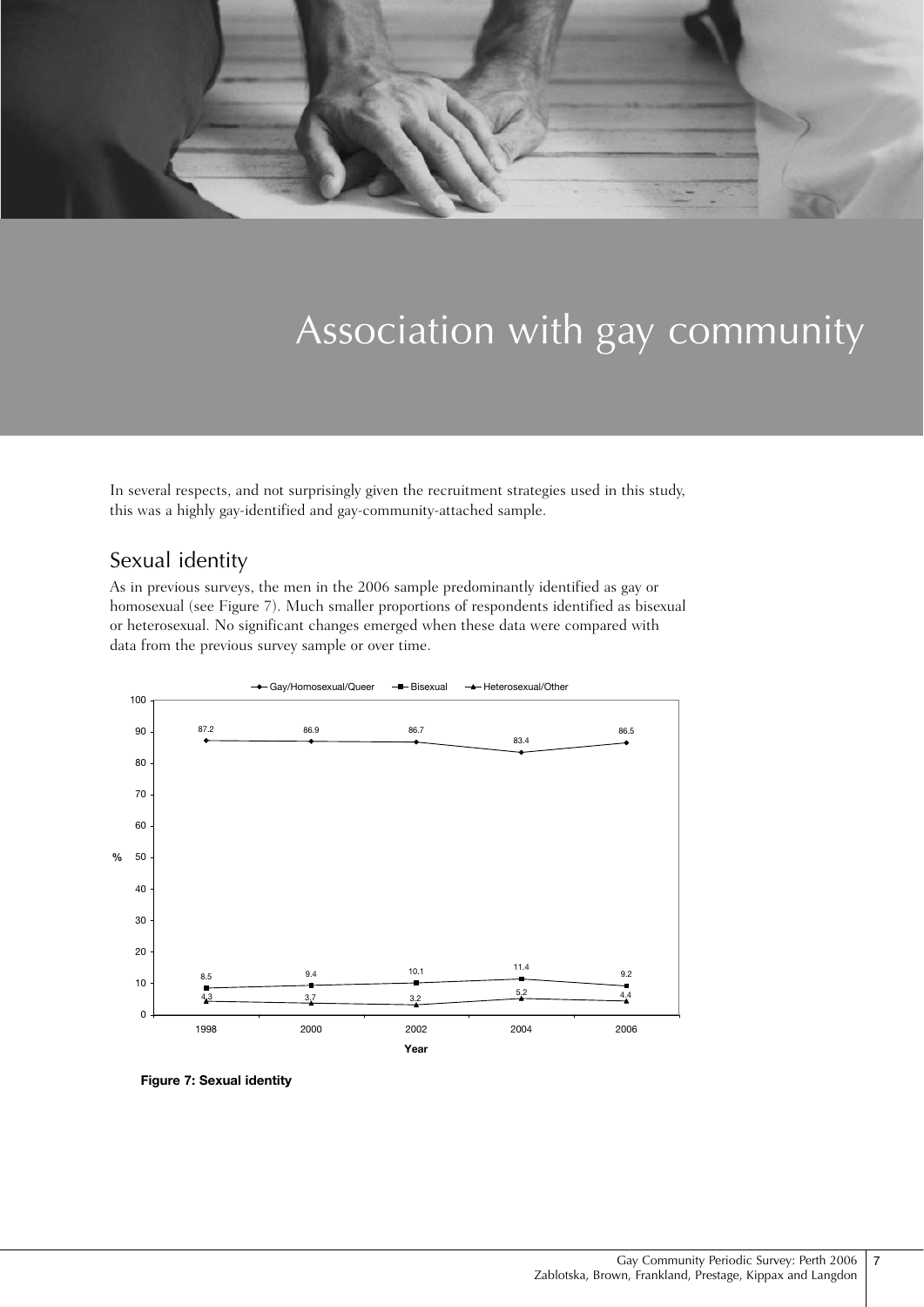# Association with gay community

In several respects, and not surprisingly given the recruitment strategies used in this study, this was a highly gay-identified and gay-community-attached sample.

## Sexual identity

As in previous surveys, the men in the 2006 sample predominantly identified as gay or homosexual (see Figure 7). Much smaller proportions of respondents identified as bisexual or heterosexual. No significant changes emerged when these data were compared with data from the previous survey sample or over time.

| Year | Gay/Homosexual/Queer | Bisexual | Heterosexual/Other |
|---|---|---|---|
| 1998 | 87.2 | 8.5 | 4.3 |
| 2000 | 86.9 | 9.4 | 3.7 |
| 2002 | 86.7 | 10.1 | 3.2 |
| 2004 | 83.4 | 11.4 | 5.2 |
| 2006 | 86.5 | 9.2 | 4.4 |

**Figure 7: Sexual identity**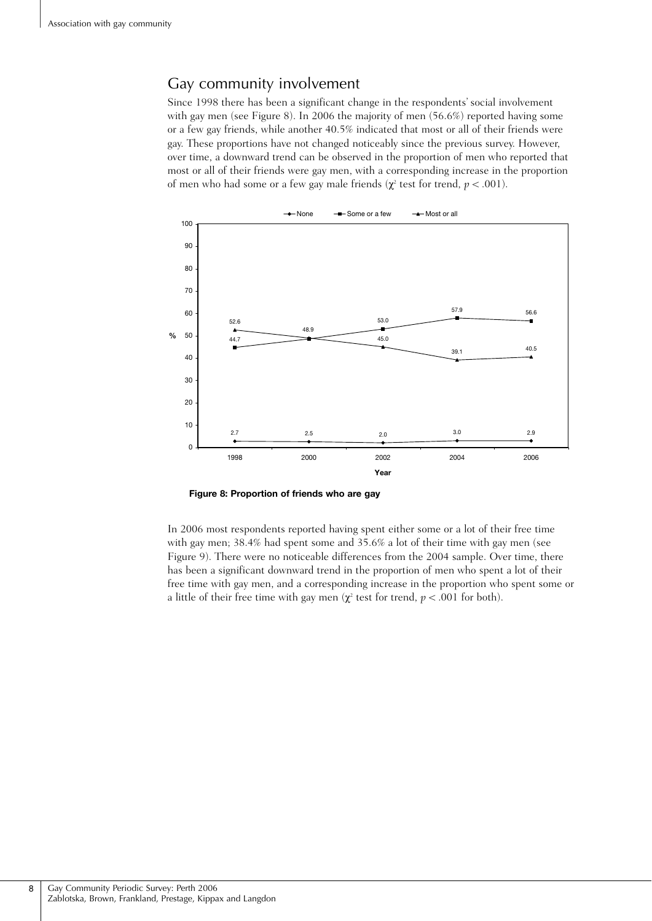## Gay community involvement

Since 1998 there has been a significant change in the respondents' social involvement with gay men (see Figure 8). In 2006 the majority of men (56.6%) reported having some or a few gay friends, while another 40.5% indicated that most or all of their friends were gay. These proportions have not changed noticeably since the previous survey. However, over time, a downward trend can be observed in the proportion of men who reported that most or all of their friends were gay men, with a corresponding increase in the proportion of men who had some or a few gay male friends ($\chi^2$ test for trend, $p < .001$).

| Year | None | Some or a few | Most or all |
|---|---|---|---|
| 1998 | 2.7 | 44.7 | 52.6 |
| 2000 | 2.5 | 48.9 | 48.9 |
| 2002 | 2.0 | 53.0 | 45.0 |
| 2004 | 3.0 | 57.9 | 39.1 |
| 2006 | 2.9 | 56.6 | 40.5 |

**Figure 8: Proportion of friends who are gay**

In 2006 most respondents reported having spent either some or a lot of their free time with gay men; 38.4% had spent some and 35.6% a lot of their time with gay men (see Figure 9). There were no noticeable differences from the 2004 sample. Over time, there has been a significant downward trend in the proportion of men who spent a lot of their free time with gay men, and a corresponding increase in the proportion who spent some or a little of their free time with gay men ($\chi^2$ test for trend, $p < .001$ for both).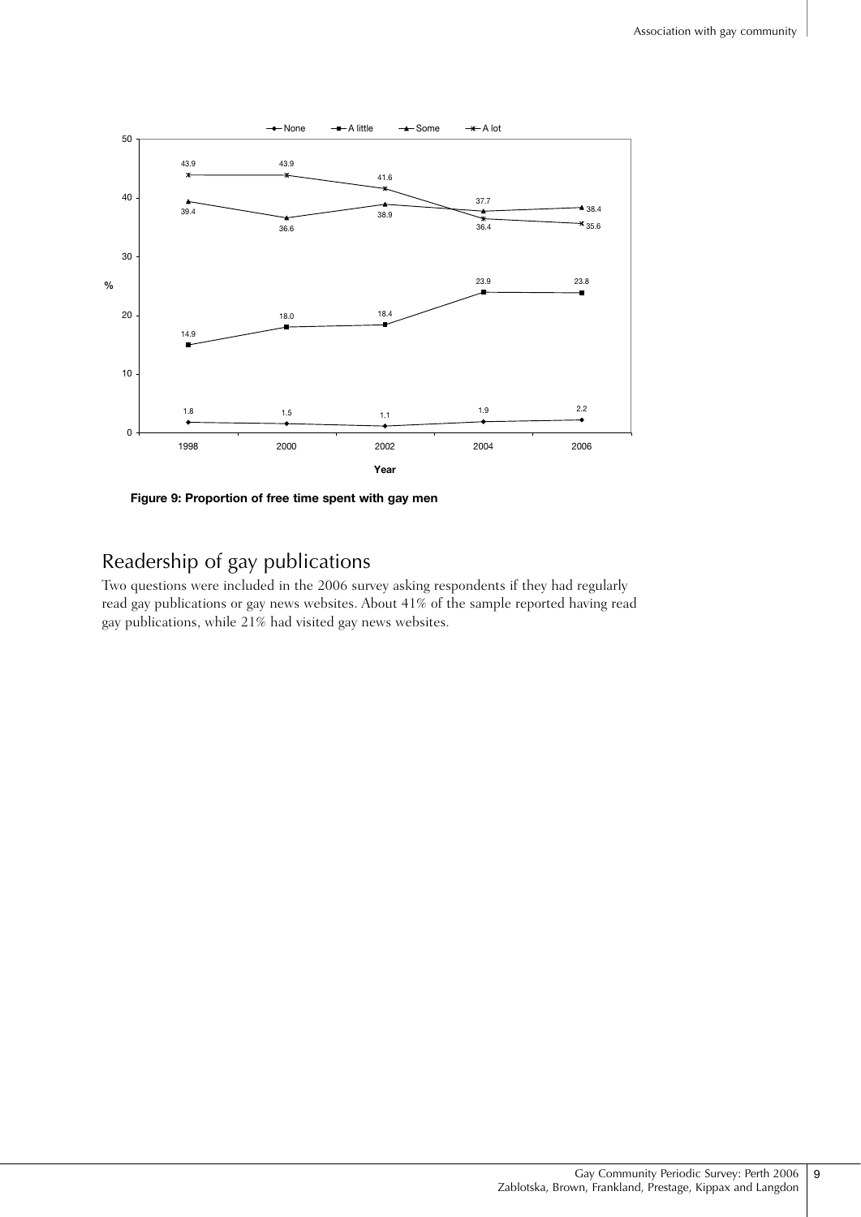Figure 9: Proportion of free time spent with gay men

## Readership of gay publications

Two questions were included in the 2006 survey asking respondents if they had regularly read gay publications or gay news websites. About 41% of the sample reported having read gay publications, while 21% had visited gay news websites.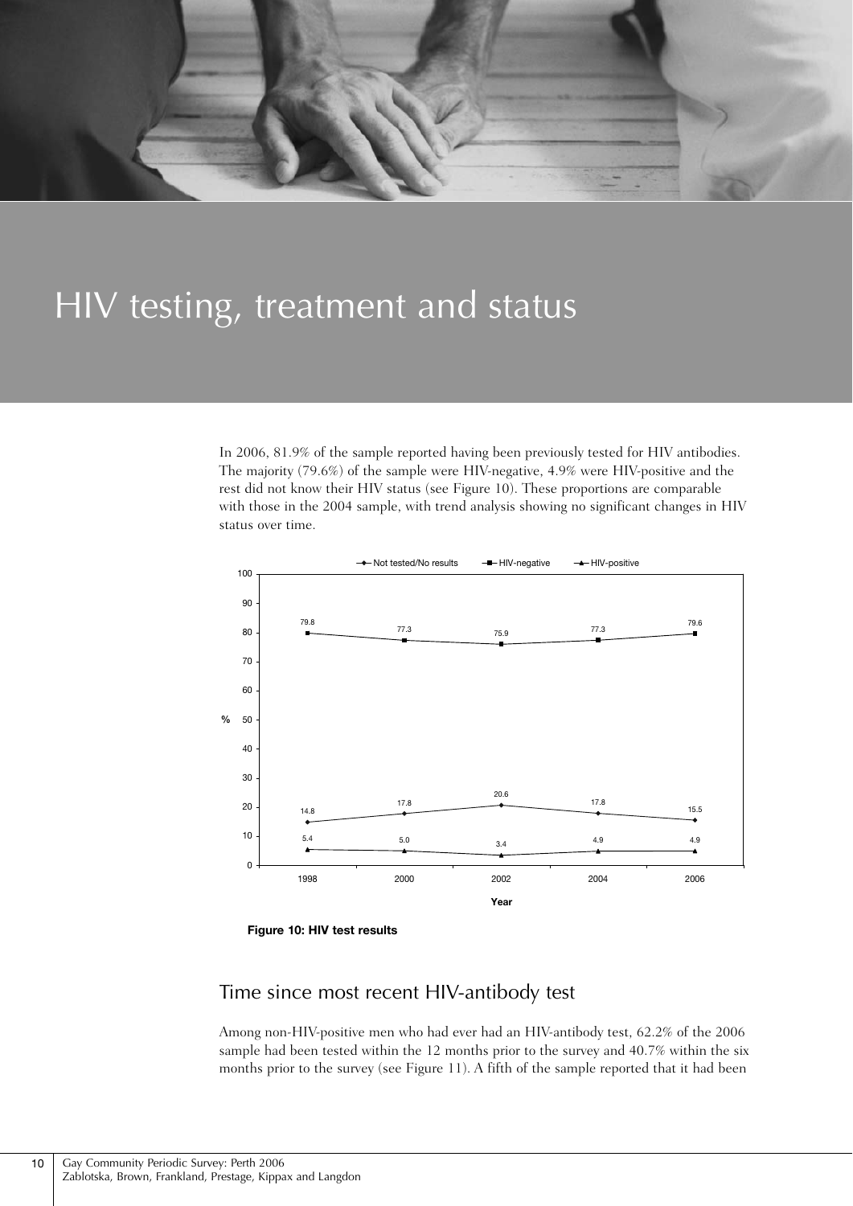# HIV testing, treatment and status

In 2006, 81.9% of the sample reported having been previously tested for HIV antibodies. The majority (79.6%) of the sample were HIV-negative, 4.9% were HIV-positive and the rest did not know their HIV status (see Figure 10). These proportions are comparable with those in the 2004 sample, with trend analysis showing no significant changes in HIV status over time.

| Year | Not tested/No results | HIV-negative | HIV-positive |
|---|---|---|---|
| 1998 | 14.8 | 79.8 | 5.4 |
| 2000 | 17.8 | 77.3 | 5.0 |
| 2002 | 20.6 | 75.9 | 3.4 |
| 2004 | 17.8 | 77.3 | 4.9 |
| 2006 | 15.5 | 79.6 | 4.9 |

**Figure 10: HIV test results**

## Time since most recent HIV-antibody test

Among non-HIV-positive men who had ever had an HIV-antibody test, 62.2% of the 2006 sample had been tested within the 12 months prior to the survey and 40.7% within the six months prior to the survey (see Figure 11). A fifth of the sample reported that it had been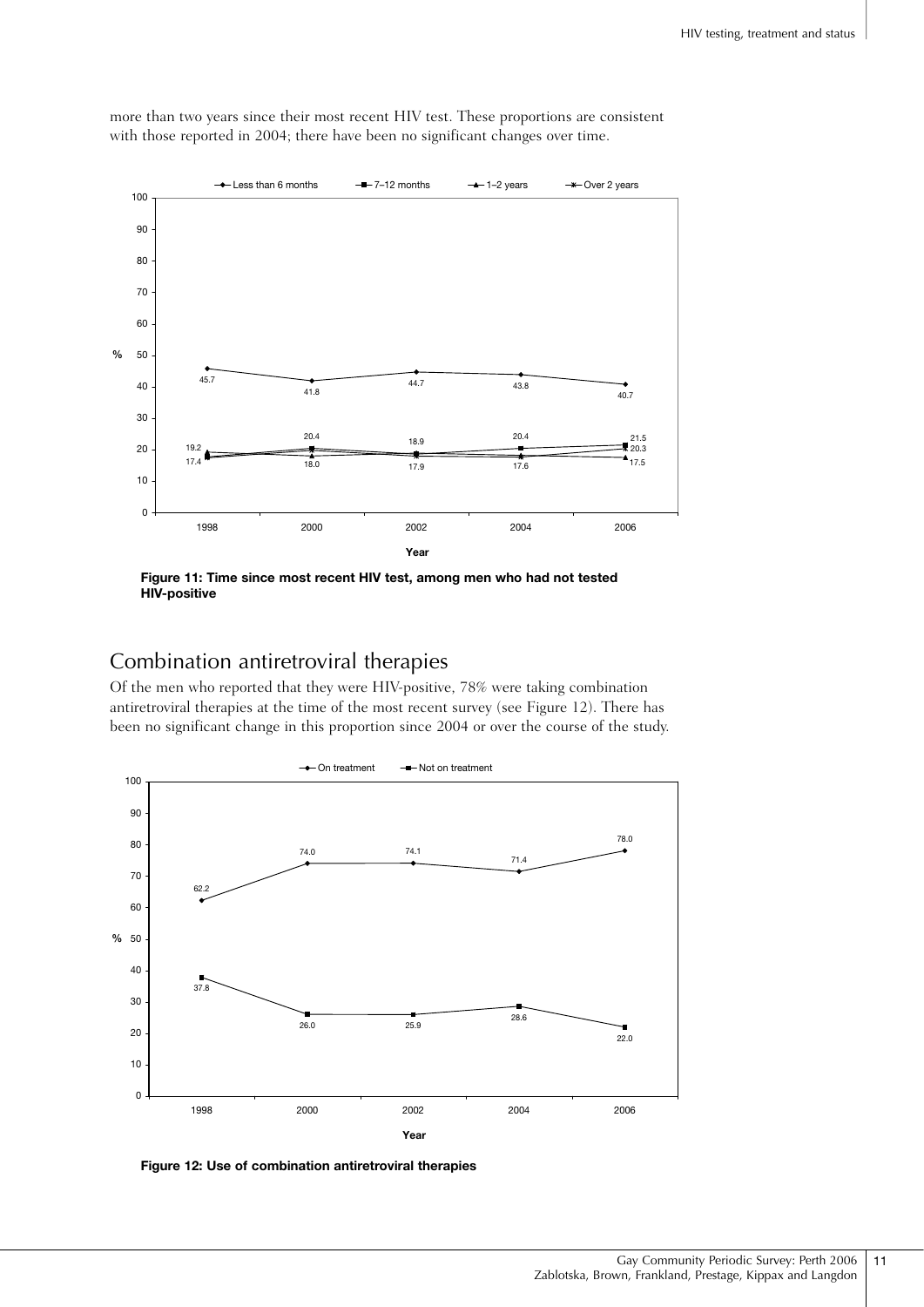more than two years since their most recent HIV test. These proportions are consistent with those reported in 2004; there have been no significant changes over time.

**Figure 11: Time since most recent HIV test, among men who had not tested HIV-positive**

## Combination antiretroviral therapies

Of the men who reported that they were HIV-positive, 78% were taking combination antiretroviral therapies at the time of the most recent survey (see Figure 12). There has been no significant change in this proportion since 2004 or over the course of the study.

**Figure 12: Use of combination antiretroviral therapies**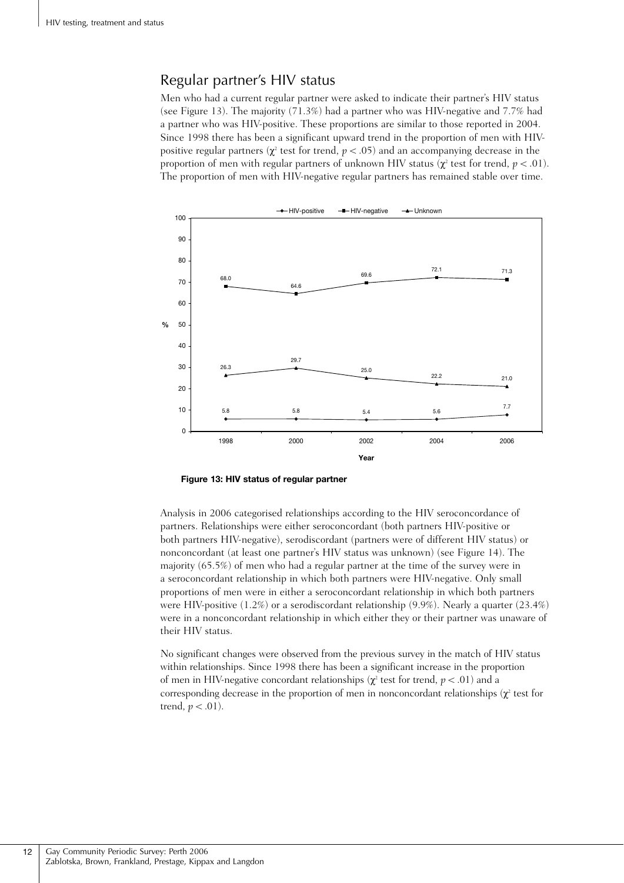## Regular partner's HIV status

Men who had a current regular partner were asked to indicate their partner's HIV status (see Figure 13). The majority (71.3%) had a partner who was HIV-negative and 7.7% had a partner who was HIV-positive. These proportions are similar to those reported in 2004. Since 1998 there has been a significant upward trend in the proportion of men with HIV-positive regular partners ($\chi^2$ test for trend, $p < .05$) and an accompanying decrease in the proportion of men with regular partners of unknown HIV status ($\chi^2$ test for trend, $p < .01$). The proportion of men with HIV-negative regular partners has remained stable over time.

| Year | HIV-positive | HIV-negative | Unknown |
|---|---|---|---|
| 1998 | 5.8 | 68.0 | 26.3 |
| 2000 | 5.8 | 64.6 | 29.7 |
| 2002 | 5.4 | 69.6 | 25.0 |
| 2004 | 5.6 | 72.1 | 22.2 |
| 2006 | 7.7 | 71.3 | 21.0 |

**Figure 13: HIV status of regular partner**

Analysis in 2006 categorised relationships according to the HIV seroconcordance of partners. Relationships were either seroconcordant (both partners HIV-positive or both partners HIV-negative), serodiscordant (partners were of different HIV status) or nonconcordant (at least one partner's HIV status was unknown) (see Figure 14). The majority (65.5%) of men who had a regular partner at the time of the survey were in a seroconcordant relationship in which both partners were HIV-negative. Only small proportions of men were in either a seroconcordant relationship in which both partners were HIV-positive (1.2%) or a serodiscordant relationship (9.9%). Nearly a quarter (23.4%) were in a nonconcordant relationship in which either they or their partner was unaware of their HIV status.

No significant changes were observed from the previous survey in the match of HIV status within relationships. Since 1998 there has been a significant increase in the proportion of men in HIV-negative concordant relationships ($\chi^2$ test for trend, $p < .01$) and a corresponding decrease in the proportion of men in nonconcordant relationships ($\chi^2$ test for trend, $p < .01$).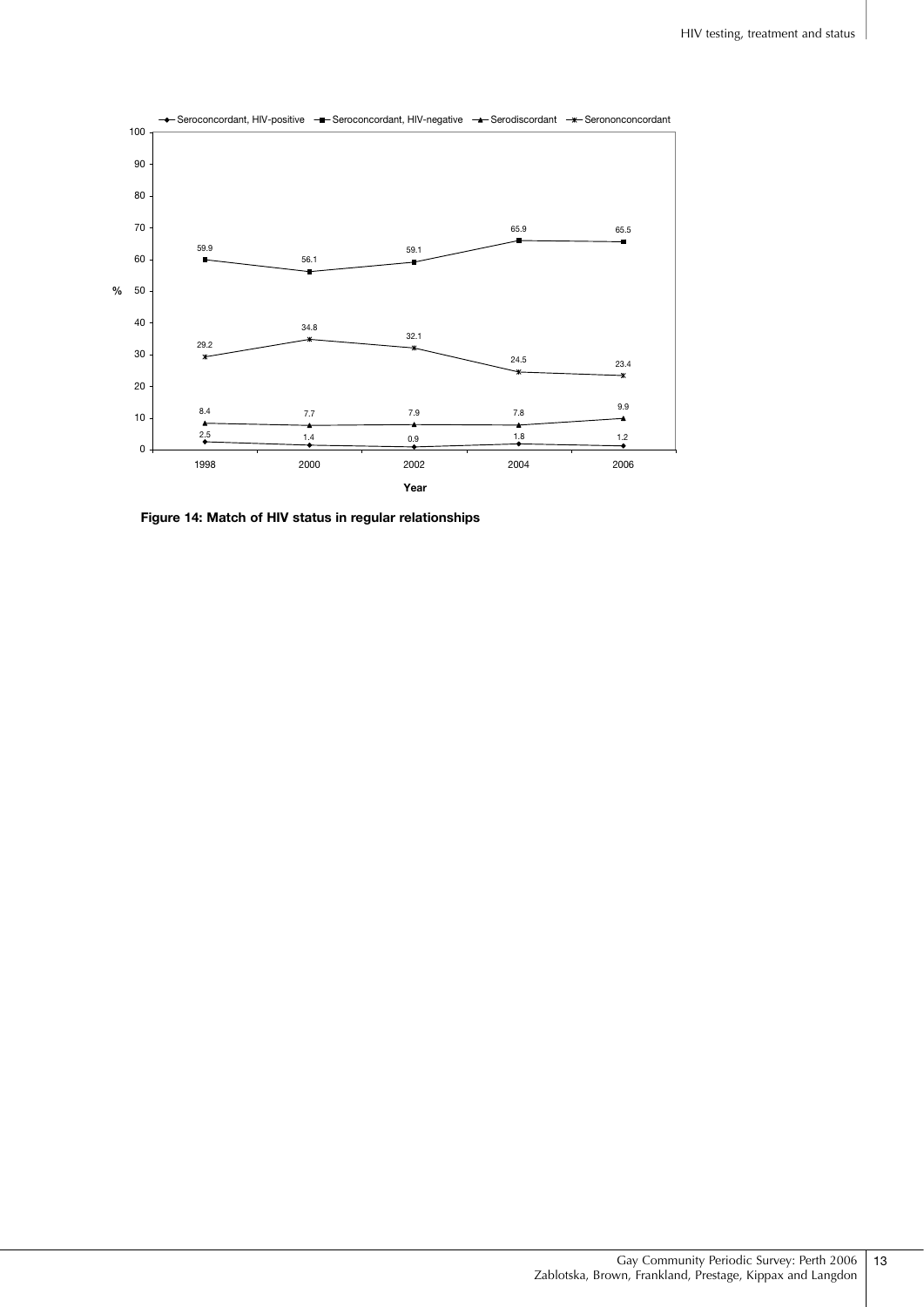| Year | Seroconcordant, HIV-positive | Seroconcordant, HIV-negative | Serodiscordant | Serononconcordant |
|---|---|---|---|---|
| 1998 | 2.5 | 59.9 | 8.4 | 29.2 |
| 2000 | 1.4 | 56.1 | 7.7 | 34.8 |
| 2002 | 0.9 | 59.1 | 7.9 | 32.1 |
| 2004 | 1.8 | 65.9 | 7.8 | 24.5 |
| 2006 | 1.2 | 65.5 | 9.9 | 23.4 |

**Figure 14: Match of HIV status in regular relationships**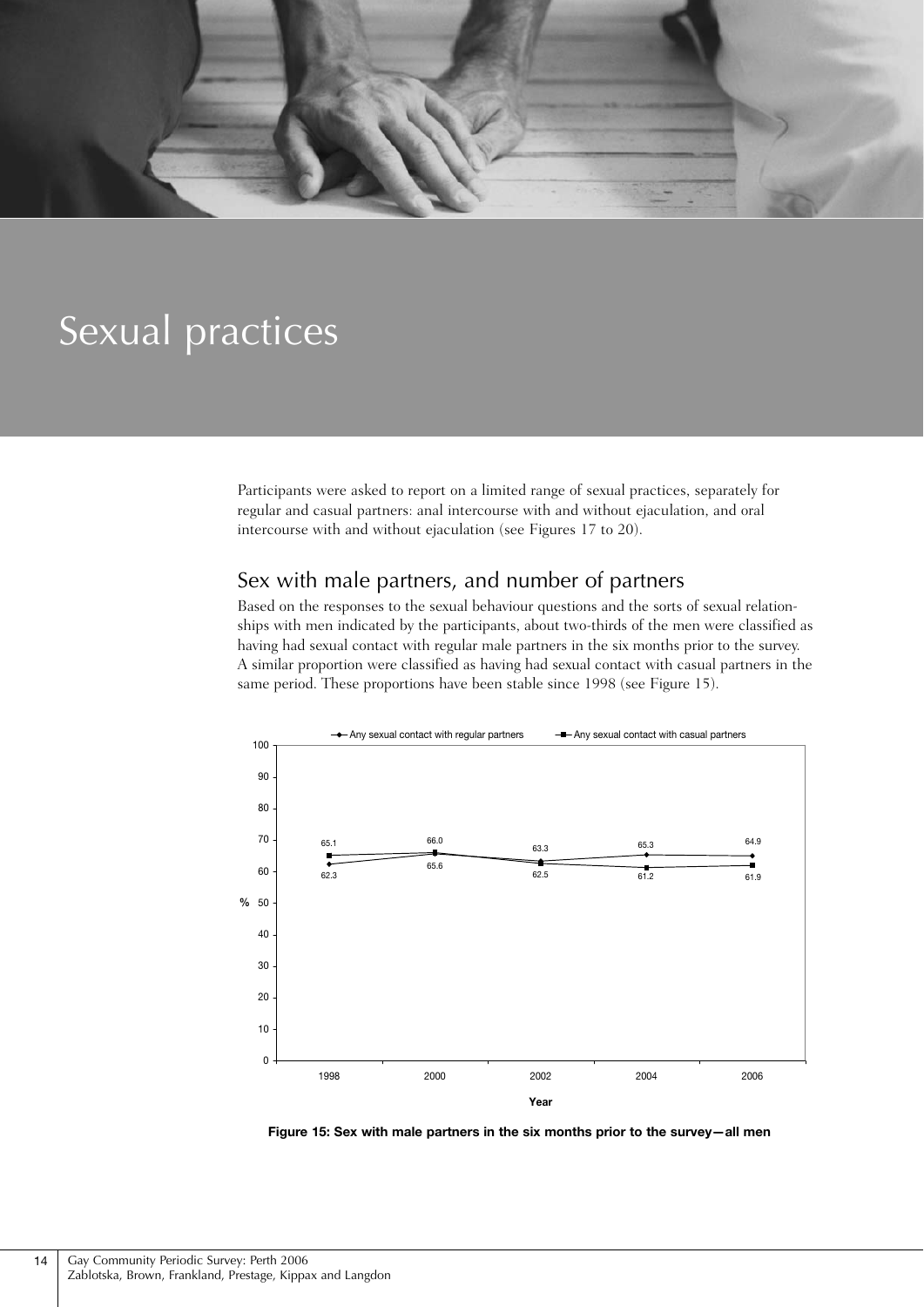# Sexual practices

Participants were asked to report on a limited range of sexual practices, separately for regular and casual partners: anal intercourse with and without ejaculation, and oral intercourse with and without ejaculation (see Figures 17 to 20).

## Sex with male partners, and number of partners

Based on the responses to the sexual behaviour questions and the sorts of sexual relationships with men indicated by the participants, about two-thirds of the men were classified as having had sexual contact with regular male partners in the six months prior to the survey. A similar proportion were classified as having had sexual contact with casual partners in the same period. These proportions have been stable since 1998 (see Figure 15).

| Year | Any sexual contact with regular partners (%) | Any sexual contact with casual partners (%) |
|---|---|---|
| 1998 | 62.3 | 65.1 |
| 2000 | 65.6 | 66.0 |
| 2002 | 63.3 | 62.5 |
| 2004 | 65.3 | 61.2 |
| 2006 | 64.9 | 61.9 |

**Figure 15: Sex with male partners in the six months prior to the survey—all men**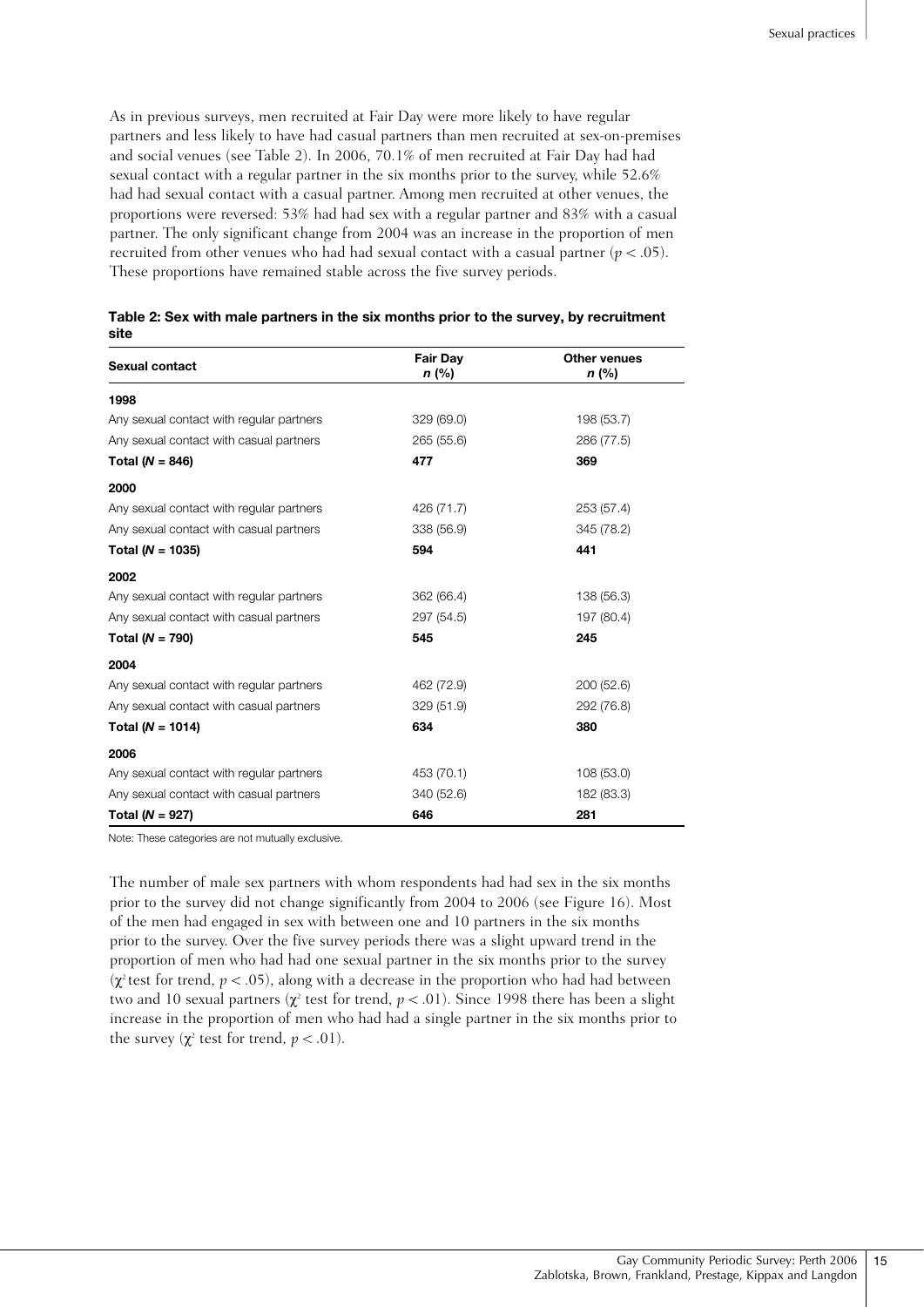As in previous surveys, men recruited at Fair Day were more likely to have regular partners and less likely to have had casual partners than men recruited at sex-on-premises and social venues (see Table 2). In 2006, 70.1% of men recruited at Fair Day had had sexual contact with a regular partner in the six months prior to the survey, while 52.6% had had sexual contact with a casual partner. Among men recruited at other venues, the proportions were reversed: 53% had had sex with a regular partner and 83% with a casual partner. The only significant change from 2004 was an increase in the proportion of men recruited from other venues who had had sexual contact with a casual partner ($p < .05$). These proportions have remained stable across the five survey periods.

**Table 2: Sex with male partners in the six months prior to the survey, by recruitment site**

| Sexual contact | Fair Day *n* (%) | Other venues *n* (%) |
|---|---|---|
| **1998** | | |
| Any sexual contact with regular partners | 329 (69.0) | 198 (53.7) |
| Any sexual contact with casual partners | 265 (55.6) | 286 (77.5) |
| **Total (*N* = 846)** | **477** | **369** |
| **2000** | | |
| Any sexual contact with regular partners | 426 (71.7) | 253 (57.4) |
| Any sexual contact with casual partners | 338 (56.9) | 345 (78.2) |
| **Total (*N* = 1035)** | **594** | **441** |
| **2002** | | |
| Any sexual contact with regular partners | 362 (66.4) | 138 (56.3) |
| Any sexual contact with casual partners | 297 (54.5) | 197 (80.4) |
| **Total (*N* = 790)** | **545** | **245** |
| **2004** | | |
| Any sexual contact with regular partners | 462 (72.9) | 200 (52.6) |
| Any sexual contact with casual partners | 329 (51.9) | 292 (76.8) |
| **Total (*N* = 1014)** | **634** | **380** |
| **2006** | | |
| Any sexual contact with regular partners | 453 (70.1) | 108 (53.0) |
| Any sexual contact with casual partners | 340 (52.6) | 182 (83.3) |
| **Total (*N* = 927)** | **646** | **281** |

Note: These categories are not mutually exclusive.

The number of male sex partners with whom respondents had had sex in the six months prior to the survey did not change significantly from 2004 to 2006 (see Figure 16). Most of the men had engaged in sex with between one and 10 partners in the six months prior to the survey. Over the five survey periods there was a slight upward trend in the proportion of men who had had one sexual partner in the six months prior to the survey ($\chi^2$ test for trend, $p < .05$), along with a decrease in the proportion who had had between two and 10 sexual partners ($\chi^2$ test for trend, $p < .01$). Since 1998 there has been a slight increase in the proportion of men who had had a single partner in the six months prior to the survey ($\chi^2$ test for trend, $p < .01$).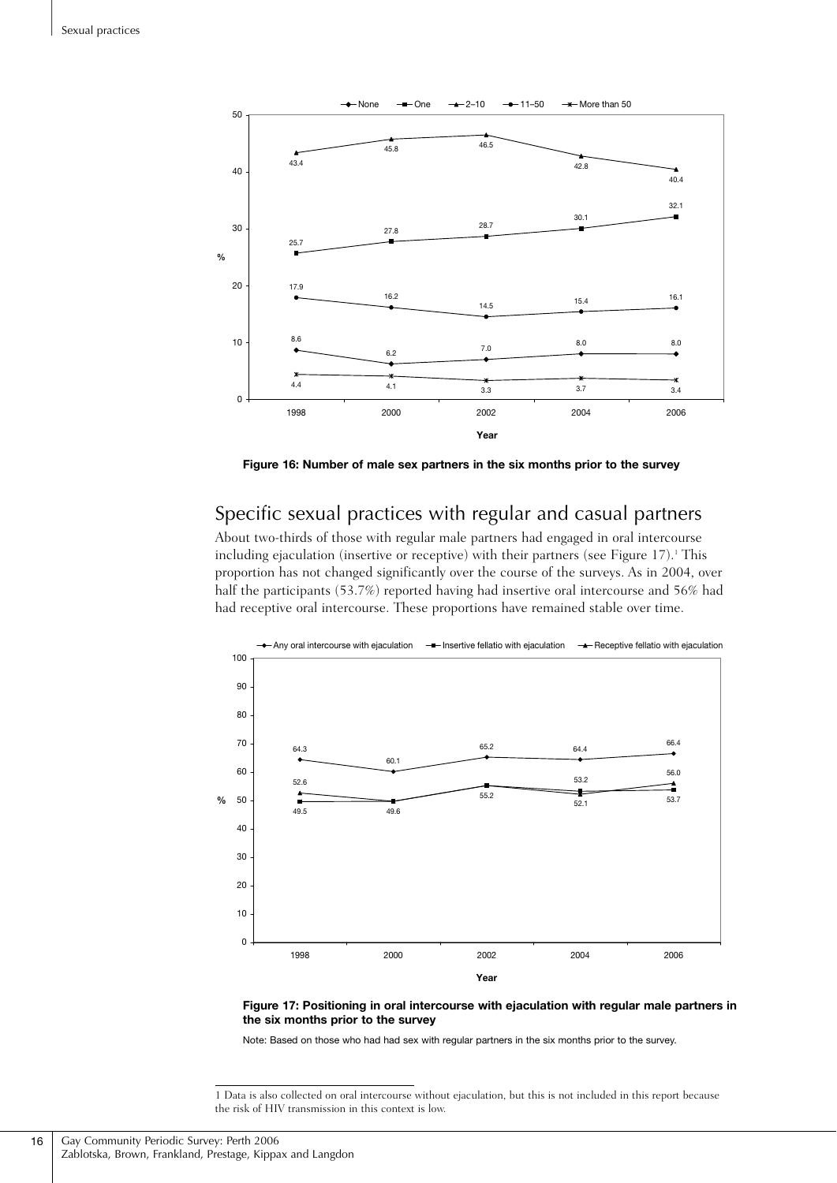Figure 16: Number of male sex partners in the six months prior to the survey

## Specific sexual practices with regular and casual partners

About two-thirds of those with regular male partners had engaged in oral intercourse including ejaculation (insertive or receptive) with their partners (see Figure 17).[1] This proportion has not changed significantly over the course of the surveys. As in 2004, over half the participants (53.7%) reported having had insertive oral intercourse and 56% had had receptive oral intercourse. These proportions have remained stable over time.

Figure 17: Positioning in oral intercourse with ejaculation with regular male partners in the six months prior to the survey

Note: Based on those who had had sex with regular partners in the six months prior to the survey.

1 Data is also collected on oral intercourse without ejaculation, but this is not included in this report because the risk of HIV transmission in this context is low.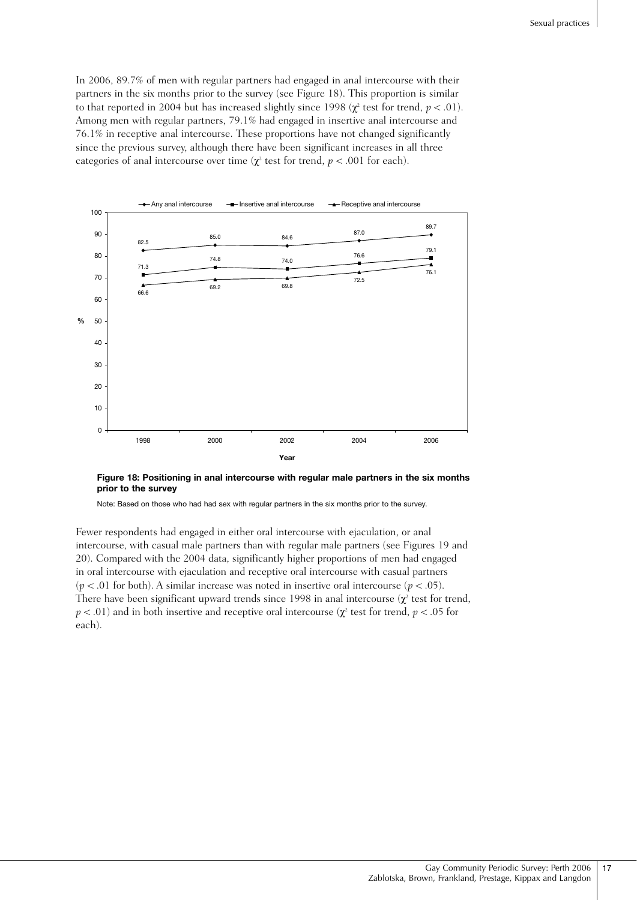In 2006, 89.7% of men with regular partners had engaged in anal intercourse with their partners in the six months prior to the survey (see Figure 18). This proportion is similar to that reported in 2004 but has increased slightly since 1998 ($\chi^2$ test for trend, $p < .01$). Among men with regular partners, 79.1% had engaged in insertive anal intercourse and 76.1% in receptive anal intercourse. These proportions have not changed significantly since the previous survey, although there have been significant increases in all three categories of anal intercourse over time ($\chi^2$ test for trend, $p < .001$ for each).

| Year | Any anal intercourse (%) | Insertive anal intercourse (%) | Receptive anal intercourse (%) |
|---|---|---|---|
| 1998 | 82.5 | 71.3 | 66.6 |
| 2000 | 85.0 | 74.8 | 69.2 |
| 2002 | 84.6 | 74.0 | 69.8 |
| 2004 | 87.0 | 76.6 | 72.5 |
| 2006 | 89.7 | 79.1 | 76.1 |

**Figure 18: Positioning in anal intercourse with regular male partners in the six months prior to the survey**

Note: Based on those who had had sex with regular partners in the six months prior to the survey.

Fewer respondents had engaged in either oral intercourse with ejaculation, or anal intercourse, with casual male partners than with regular male partners (see Figures 19 and 20). Compared with the 2004 data, significantly higher proportions of men had engaged in oral intercourse with ejaculation and receptive oral intercourse with casual partners ($p < .01$ for both). A similar increase was noted in insertive oral intercourse ($p < .05$). There have been significant upward trends since 1998 in anal intercourse ($\chi^2$ test for trend, $p < .01$) and in both insertive and receptive oral intercourse ($\chi^2$ test for trend, $p < .05$ for each).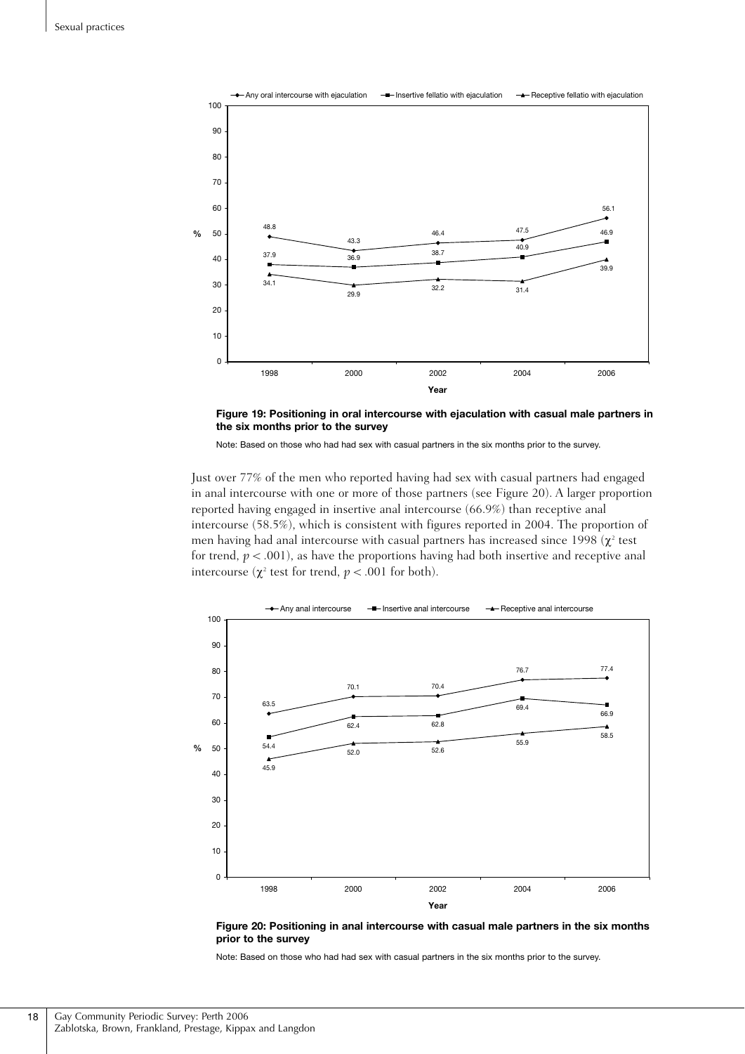**Figure 19: Positioning in oral intercourse with ejaculation with casual male partners in the six months prior to the survey**

Note: Based on those who had had sex with casual partners in the six months prior to the survey.

Just over 77% of the men who reported having had sex with casual partners had engaged in anal intercourse with one or more of those partners (see Figure 20). A larger proportion reported having engaged in insertive anal intercourse (66.9%) than receptive anal intercourse (58.5%), which is consistent with figures reported in 2004. The proportion of men having had anal intercourse with casual partners has increased since 1998 ($\chi^2$ test for trend, $p < .001$), as have the proportions having had both insertive and receptive anal intercourse ($\chi^2$ test for trend, $p < .001$ for both).

**Figure 20: Positioning in anal intercourse with casual male partners in the six months prior to the survey**

Note: Based on those who had had sex with casual partners in the six months prior to the survey.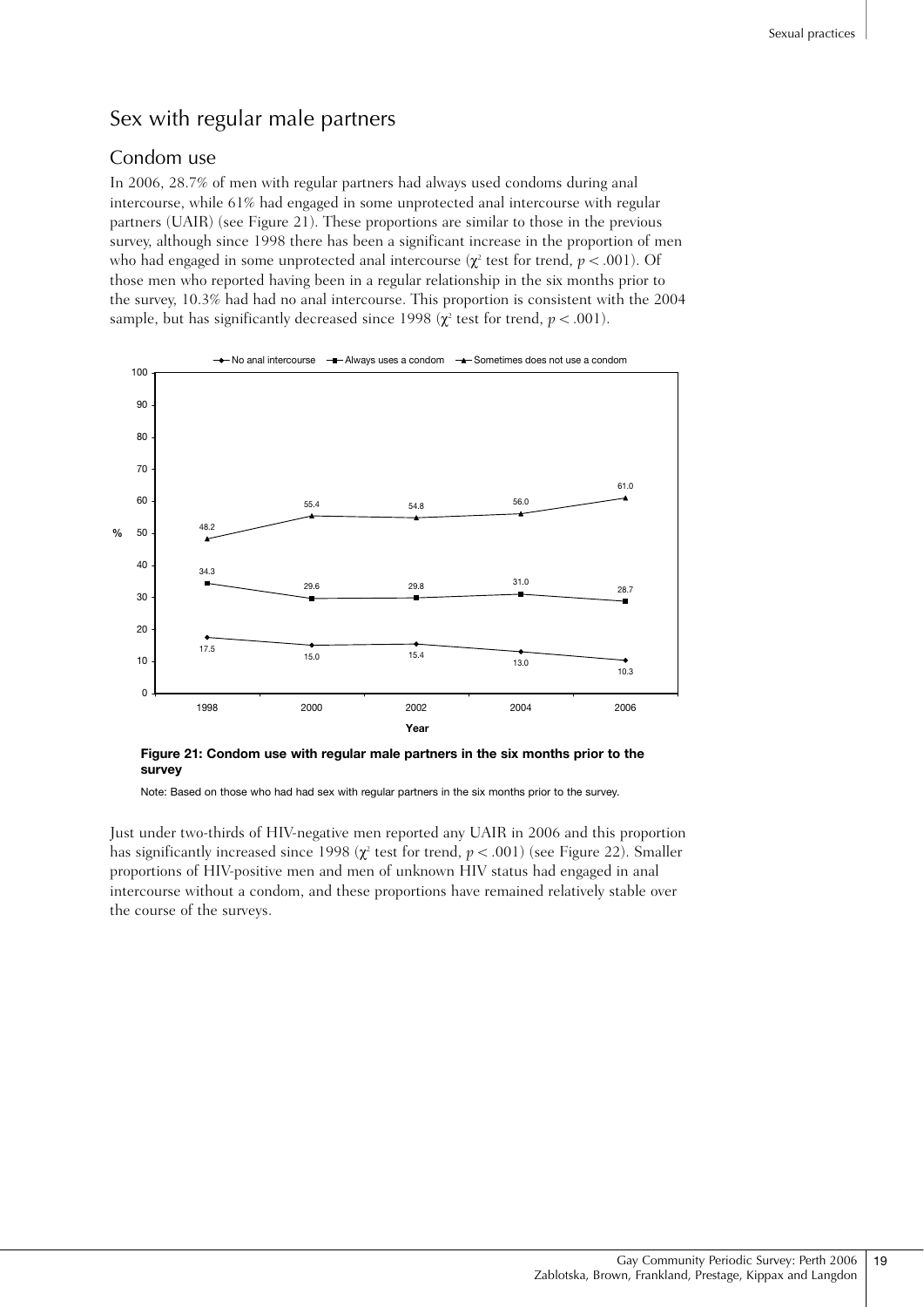## Sex with regular male partners

### Condom use

In 2006, 28.7% of men with regular partners had always used condoms during anal intercourse, while 61% had engaged in some unprotected anal intercourse with regular partners (UAIR) (see Figure 21). These proportions are similar to those in the previous survey, although since 1998 there has been a significant increase in the proportion of men who had engaged in some unprotected anal intercourse ($\chi^2$ test for trend, $p < .001$). Of those men who reported having been in a regular relationship in the six months prior to the survey, 10.3% had had no anal intercourse. This proportion is consistent with the 2004 sample, but has significantly decreased since 1998 ($\chi^2$ test for trend, $p < .001$).

| Year | No anal intercourse | Always uses a condom | Sometimes does not use a condom |
|---|---|---|---|
| 1998 | 17.5 | 34.3 | 48.2 |
| 2000 | 15.0 | 29.6 | 55.4 |
| 2002 | 15.4 | 29.8 | 54.8 |
| 2004 | 13.0 | 31.0 | 56.0 |
| 2006 | 10.3 | 28.7 | 61.0 |

**Figure 21: Condom use with regular male partners in the six months prior to the survey**

Note: Based on those who had had sex with regular partners in the six months prior to the survey.

Just under two-thirds of HIV-negative men reported any UAIR in 2006 and this proportion has significantly increased since 1998 ($\chi^2$ test for trend, $p < .001$) (see Figure 22). Smaller proportions of HIV-positive men and men of unknown HIV status had engaged in anal intercourse without a condom, and these proportions have remained relatively stable over the course of the surveys.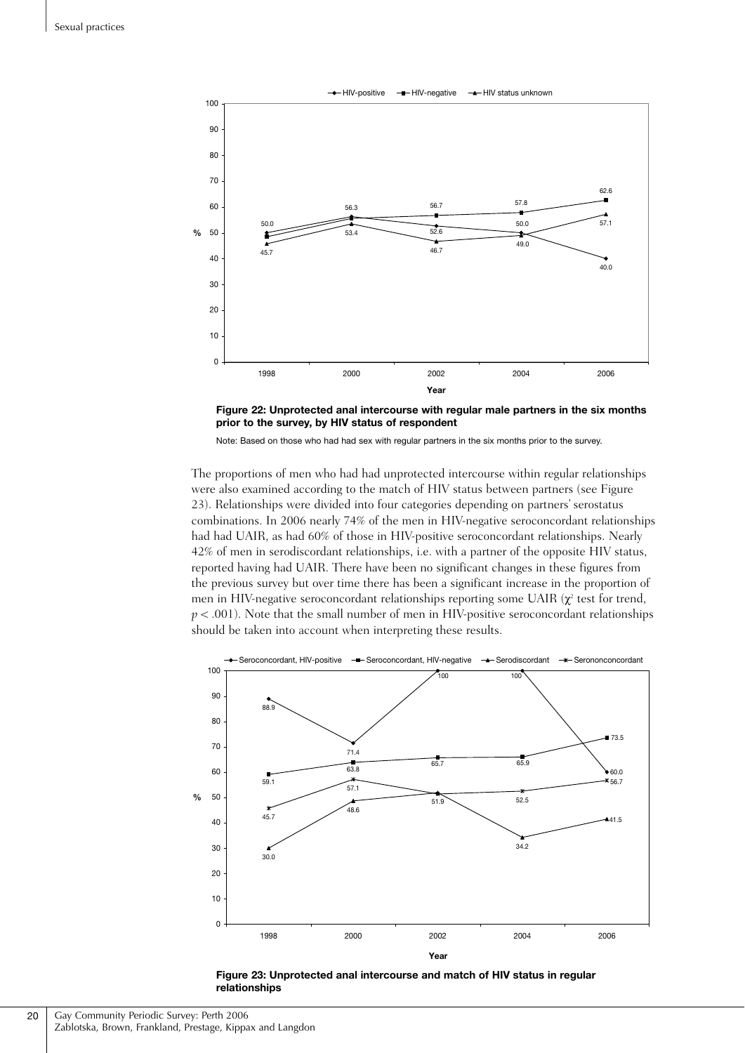Figure 22: Unprotected anal intercourse with regular male partners in the six months prior to the survey, by HIV status of respondent

Note: Based on those who had had sex with regular partners in the six months prior to the survey.

The proportions of men who had had unprotected intercourse within regular relationships were also examined according to the match of HIV status between partners (see Figure 23). Relationships were divided into four categories depending on partners' serostatus combinations. In 2006 nearly 74% of the men in HIV-negative seroconcordant relationships had had UAIR, as had 60% of those in HIV-positive seroconcordant relationships. Nearly 42% of men in serodiscordant relationships, i.e. with a partner of the opposite HIV status, reported having had UAIR. There have been no significant changes in these figures from the previous survey but over time there has been a significant increase in the proportion of men in HIV-negative seroconcordant relationships reporting some UAIR ($\chi^2$ test for trend, $p < .001$). Note that the small number of men in HIV-positive seroconcordant relationships should be taken into account when interpreting these results.

Figure 23: Unprotected anal intercourse and match of HIV status in regular relationships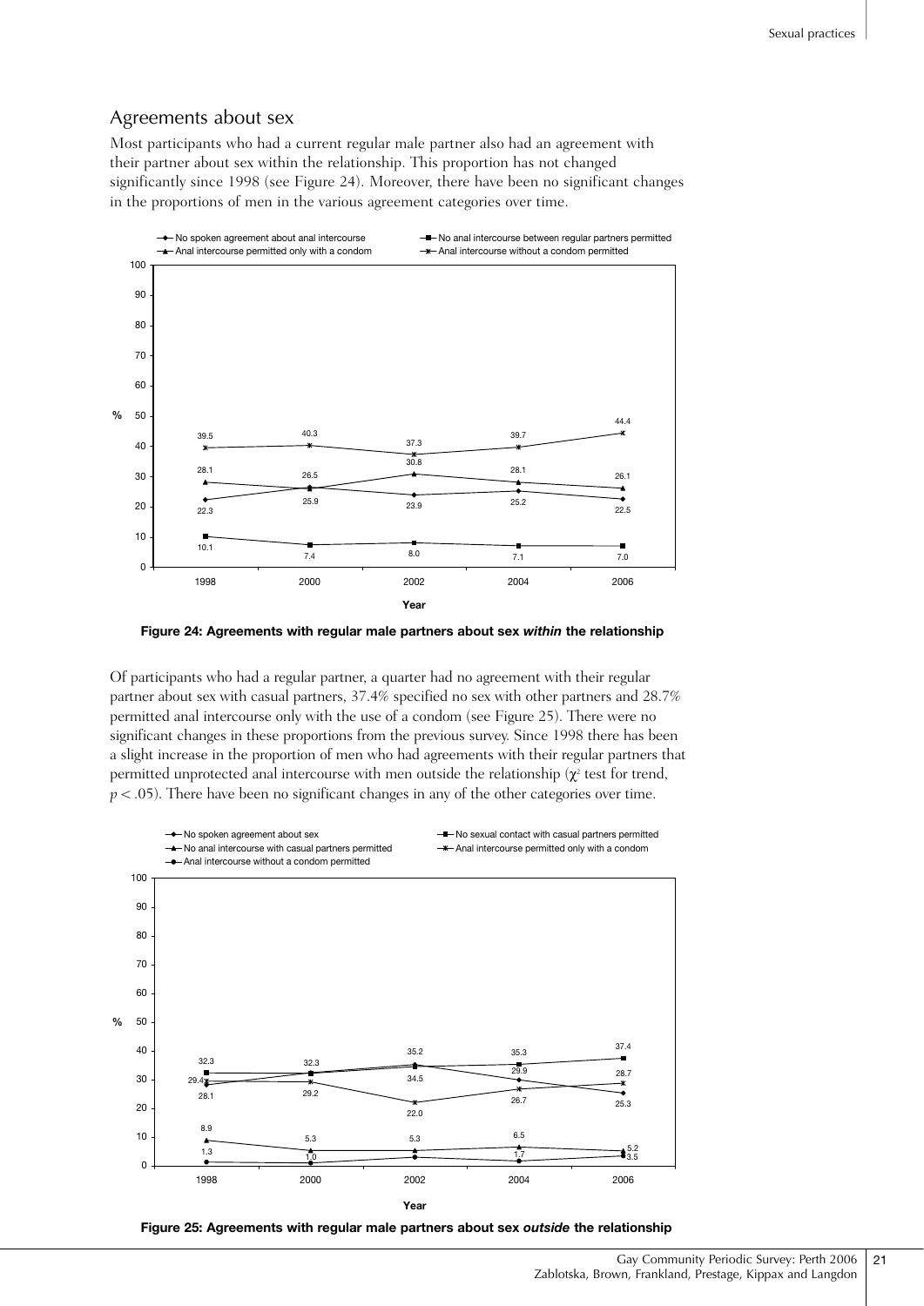## Agreements about sex

Most participants who had a current regular male partner also had an agreement with their partner about sex within the relationship. This proportion has not changed significantly since 1998 (see Figure 24). Moreover, there have been no significant changes in the proportions of men in the various agreement categories over time.

**Figure 24: Agreements with regular male partners about sex *within* the relationship**

Of participants who had a regular partner, a quarter had no agreement with their regular partner about sex with casual partners, 37.4% specified no sex with other partners and 28.7% permitted anal intercourse only with the use of a condom (see Figure 25). There were no significant changes in these proportions from the previous survey. Since 1998 there has been a slight increase in the proportion of men who had agreements with their regular partners that permitted unprotected anal intercourse with men outside the relationship ($\chi^2$ test for trend, $p < .05$). There have been no significant changes in any of the other categories over time.

**Figure 25: Agreements with regular male partners about sex *outside* the relationship**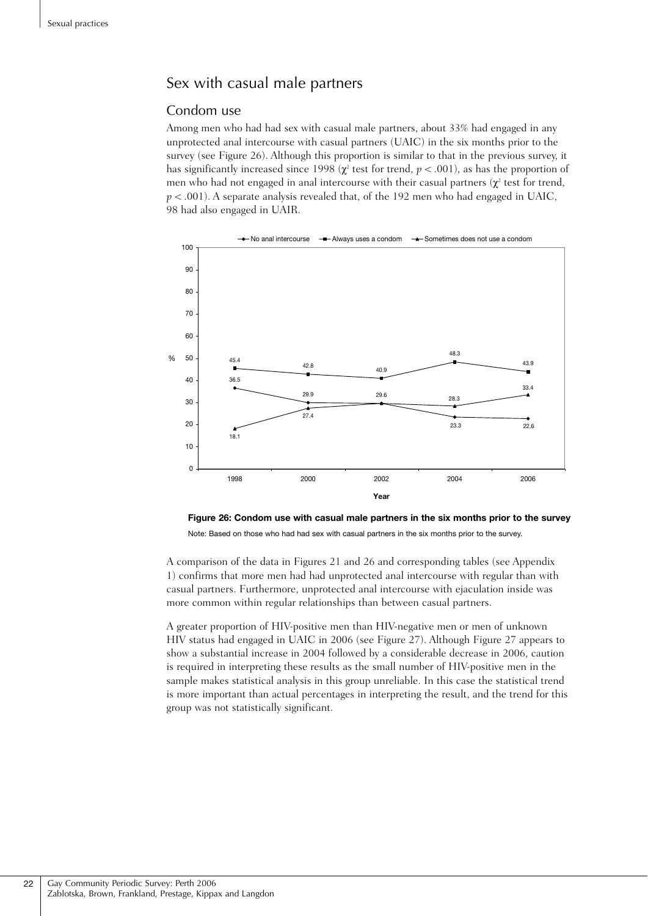## Sex with casual male partners

### Condom use

Among men who had had sex with casual male partners, about 33% had engaged in any unprotected anal intercourse with casual partners (UAIC) in the six months prior to the survey (see Figure 26). Although this proportion is similar to that in the previous survey, it has significantly increased since 1998 ($\chi^2$ test for trend, $p < .001$), as has the proportion of men who had not engaged in anal intercourse with their casual partners ($\chi^2$ test for trend, $p < .001$). A separate analysis revealed that, of the 192 men who had engaged in UAIC, 98 had also engaged in UAIR.

| Year | No anal intercourse | Always uses a condom | Sometimes does not use a condom |
|---|---|---|---|
| 1998 | 36.5 | 45.4 | 18.1 |
| 2000 | 29.9 | 42.8 | 27.4 |
| 2002 | 29.6 | 40.9 | 29.6 |
| 2004 | 23.3 | 48.3 | 28.3 |
| 2006 | 22.6 | 43.9 | 33.4 |

**Figure 26: Condom use with casual male partners in the six months prior to the survey**

Note: Based on those who had had sex with casual partners in the six months prior to the survey.

A comparison of the data in Figures 21 and 26 and corresponding tables (see Appendix 1) confirms that more men had had unprotected anal intercourse with regular than with casual partners. Furthermore, unprotected anal intercourse with ejaculation inside was more common within regular relationships than between casual partners.

A greater proportion of HIV-positive men than HIV-negative men or men of unknown HIV status had engaged in UAIC in 2006 (see Figure 27). Although Figure 27 appears to show a substantial increase in 2004 followed by a considerable decrease in 2006, caution is required in interpreting these results as the small number of HIV-positive men in the sample makes statistical analysis in this group unreliable. In this case the statistical trend is more important than actual percentages in interpreting the result, and the trend for this group was not statistically significant.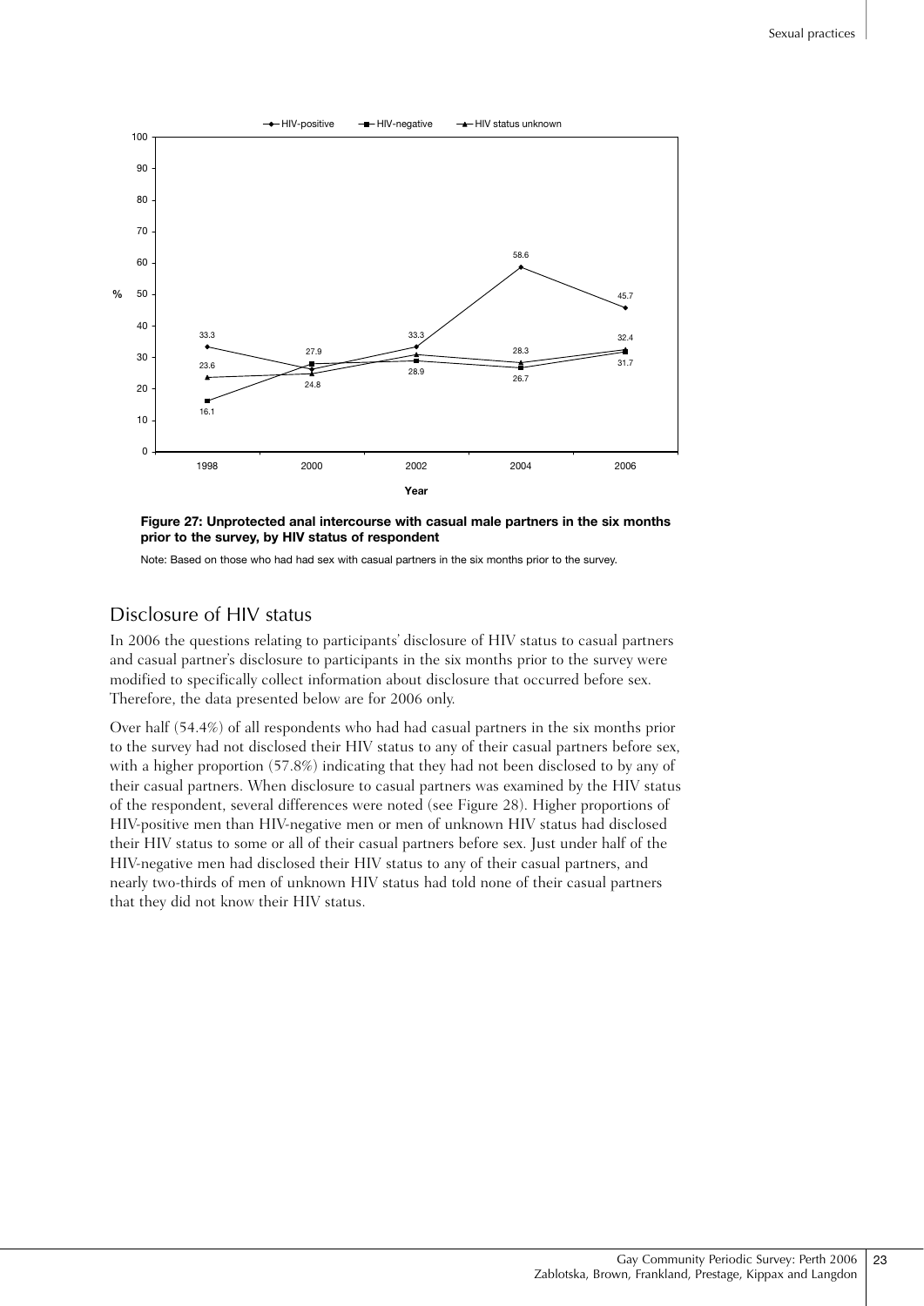**Figure 27: Unprotected anal intercourse with casual male partners in the six months prior to the survey, by HIV status of respondent**

Note: Based on those who had had sex with casual partners in the six months prior to the survey.

## Disclosure of HIV status

In 2006 the questions relating to participants' disclosure of HIV status to casual partners and casual partner's disclosure to participants in the six months prior to the survey were modified to specifically collect information about disclosure that occurred before sex. Therefore, the data presented below are for 2006 only.

Over half (54.4%) of all respondents who had had casual partners in the six months prior to the survey had not disclosed their HIV status to any of their casual partners before sex, with a higher proportion (57.8%) indicating that they had not been disclosed to by any of their casual partners. When disclosure to casual partners was examined by the HIV status of the respondent, several differences were noted (see Figure 28). Higher proportions of HIV-positive men than HIV-negative men or men of unknown HIV status had disclosed their HIV status to some or all of their casual partners before sex. Just under half of the HIV-negative men had disclosed their HIV status to any of their casual partners, and nearly two-thirds of men of unknown HIV status had told none of their casual partners that they did not know their HIV status.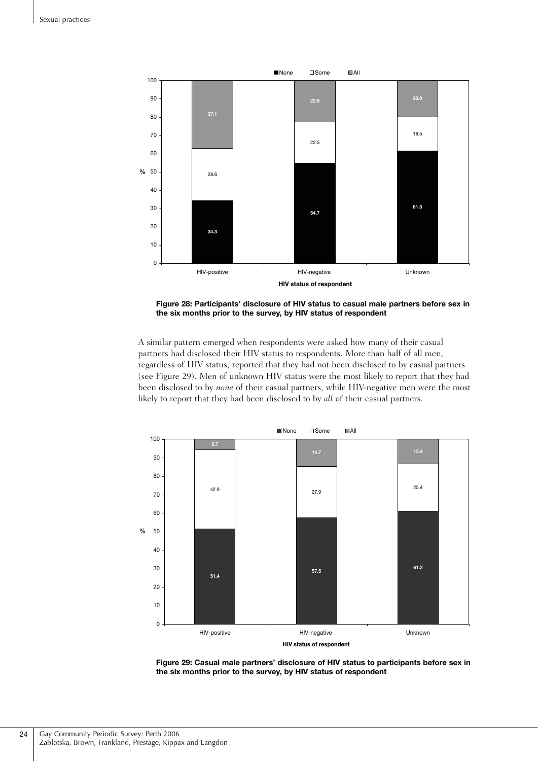| HIV status of respondent | None | Some | All |
|---|---|---|---|
| HIV-positive | 34.3 | 28.6 | 37.1 |
| HIV-negative | 54.7 | 22.5 | 22.8 |
| Unknown | 61.5 | 18.5 | 20.0 |

**Figure 28: Participants' disclosure of HIV status to casual male partners before sex in the six months prior to the survey, by HIV status of respondent**

A similar pattern emerged when respondents were asked how many of their casual partners had disclosed their HIV status to respondents. More than half of all men, regardless of HIV status, reported that they had not been disclosed to by casual partners (see Figure 29). Men of unknown HIV status were the most likely to report that they had been disclosed to by *none* of their casual partners, while HIV-negative men were the most likely to report that they had been disclosed to by *all* of their casual partners.

| HIV status of respondent | None | Some | All |
|---|---|---|---|
| HIV-positive | 51.4 | 42.9 | 5.7 |
| HIV-negative | 57.5 | 27.9 | 14.7 |
| Unknown | 61.2 | 25.4 | 13.4 |

**Figure 29: Casual male partners' disclosure of HIV status to participants before sex in the six months prior to the survey, by HIV status of respondent**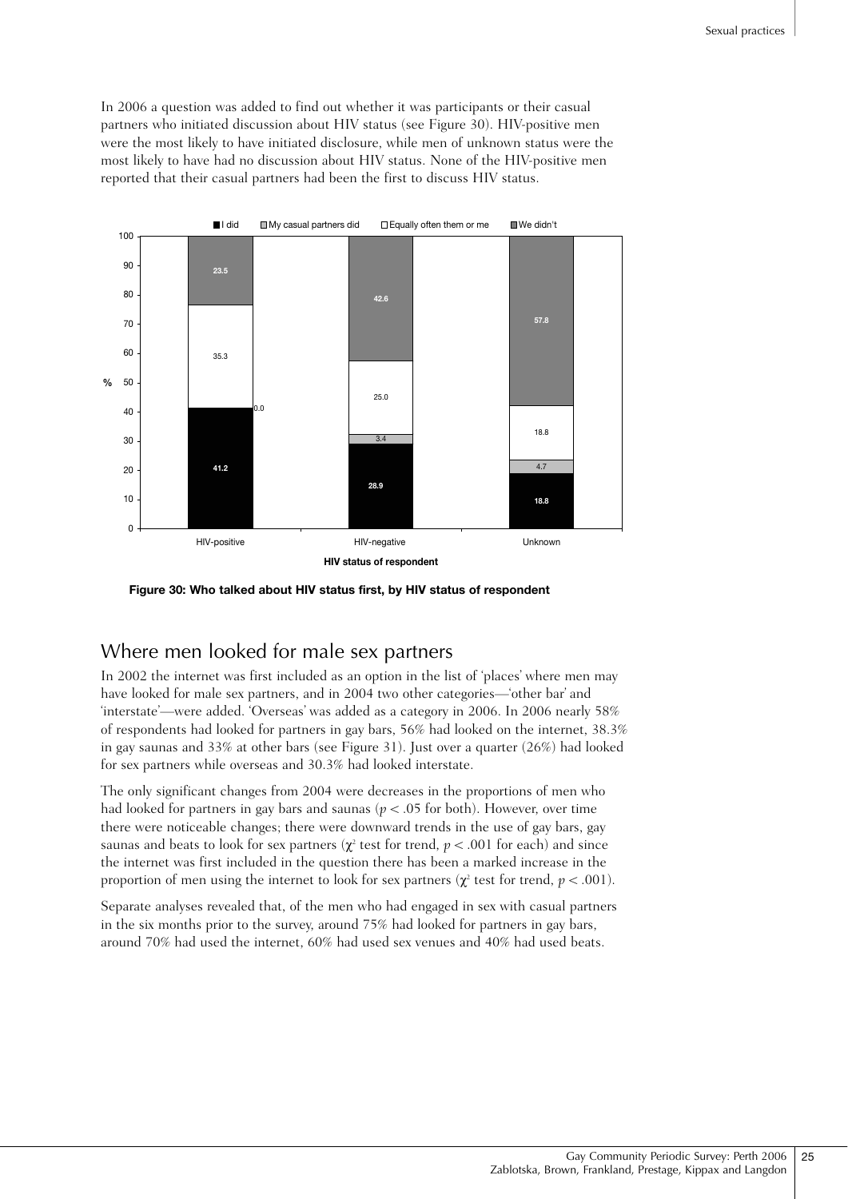In 2006 a question was added to find out whether it was participants or their casual partners who initiated discussion about HIV status (see Figure 30). HIV-positive men were the most likely to have initiated disclosure, while men of unknown status were the most likely to have had no discussion about HIV status. None of the HIV-positive men reported that their casual partners had been the first to discuss HIV status.

| HIV status of respondent | I did | My casual partners did | Equally often them or me | We didn't |
|---|---|---|---|---|
| HIV-positive | 41.2 | 0.0 | 35.3 | 23.5 |
| HIV-negative | 28.9 | 3.4 | 25.0 | 42.6 |
| Unknown | 18.8 | 4.7 | 18.8 | 57.8 |

**Figure 30: Who talked about HIV status first, by HIV status of respondent**

## Where men looked for male sex partners

In 2002 the internet was first included as an option in the list of 'places' where men may have looked for male sex partners, and in 2004 two other categories—'other bar' and 'interstate'—were added. 'Overseas' was added as a category in 2006. In 2006 nearly 58% of respondents had looked for partners in gay bars, 56% had looked on the internet, 38.3% in gay saunas and 33% at other bars (see Figure 31). Just over a quarter (26%) had looked for sex partners while overseas and 30.3% had looked interstate.

The only significant changes from 2004 were decreases in the proportions of men who had looked for partners in gay bars and saunas ($p < .05$ for both). However, over time there were noticeable changes; there were downward trends in the use of gay bars, gay saunas and beats to look for sex partners ($\chi^2$ test for trend, $p < .001$ for each) and since the internet was first included in the question there has been a marked increase in the proportion of men using the internet to look for sex partners ($\chi^2$ test for trend, $p < .001$).

Separate analyses revealed that, of the men who had engaged in sex with casual partners in the six months prior to the survey, around 75% had looked for partners in gay bars, around 70% had used the internet, 60% had used sex venues and 40% had used beats.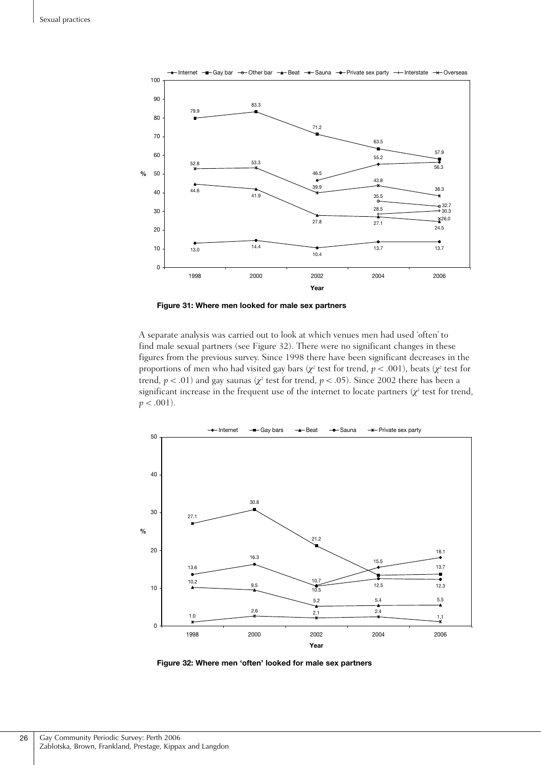Figure 31: Where men looked for male sex partners

A separate analysis was carried out to look at which venues men had used 'often' to find male sexual partners (see Figure 32). There were no significant changes in these figures from the previous survey. Since 1998 there have been significant decreases in the proportions of men who had visited gay bars ($\chi^2$ test for trend, $p < .001$), beats ($\chi^2$ test for trend, $p < .01$) and gay saunas ($\chi^2$ test for trend, $p < .05$). Since 2002 there has been a significant increase in the frequent use of the internet to locate partners ($\chi^2$ test for trend, $p < .001$).

Figure 32: Where men 'often' looked for male sex partners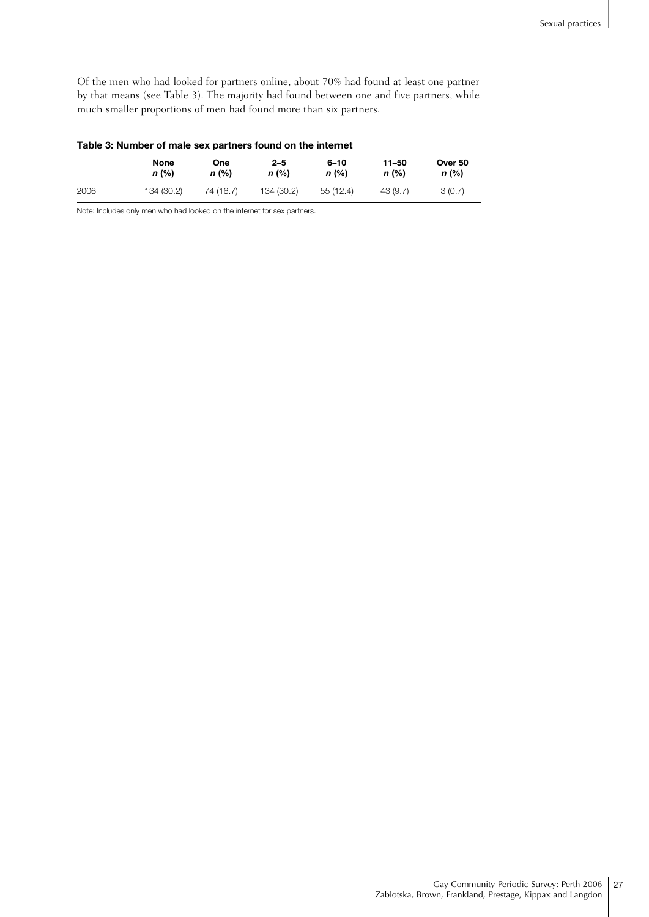Of the men who had looked for partners online, about 70% had found at least one partner by that means (see Table 3). The majority had found between one and five partners, while much smaller proportions of men had found more than six partners.

**Table 3: Number of male sex partners found on the internet**

| | None *n* (%) | One *n* (%) | 2–5 *n* (%) | 6–10 *n* (%) | 11–50 *n* (%) | Over 50 *n* (%) |
|---|---|---|---|---|---|---|
| 2006 | 134 (30.2) | 74 (16.7) | 134 (30.2) | 55 (12.4) | 43 (9.7) | 3 (0.7) |

Note: Includes only men who had looked on the internet for sex partners.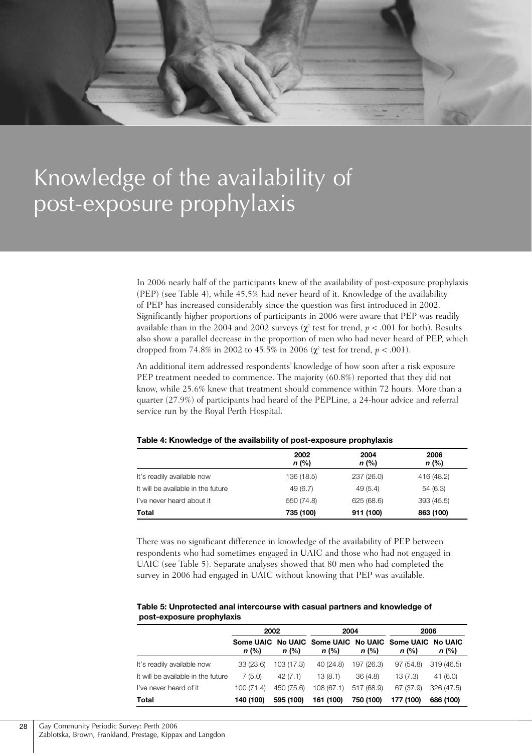# Knowledge of the availability of post-exposure prophylaxis

In 2006 nearly half of the participants knew of the availability of post-exposure prophylaxis (PEP) (see Table 4), while 45.5% had never heard of it. Knowledge of the availability of PEP has increased considerably since the question was first introduced in 2002. Significantly higher proportions of participants in 2006 were aware that PEP was readily available than in the 2004 and 2002 surveys ($\chi^2$ test for trend, $p < .001$ for both). Results also show a parallel decrease in the proportion of men who had never heard of PEP, which dropped from 74.8% in 2002 to 45.5% in 2006 ($\chi^2$ test for trend, $p < .001$).

An additional item addressed respondents' knowledge of how soon after a risk exposure PEP treatment needed to commence. The majority (60.8%) reported that they did not know, while 25.6% knew that treatment should commence within 72 hours. More than a quarter (27.9%) of participants had heard of the PEPLine, a 24-hour advice and referral service run by the Royal Perth Hospital.

**Table 4: Knowledge of the availability of post-exposure prophylaxis**

| | 2002 *n* (%) | 2004 *n* (%) | 2006 *n* (%) |
|---|---|---|---|
| It's readily available now | 136 (18.5) | 237 (26.0) | 416 (48.2) |
| It will be available in the future | 49 (6.7) | 49 (5.4) | 54 (6.3) |
| I've never heard about it | 550 (74.8) | 625 (68.6) | 393 (45.5) |
| **Total** | **735 (100)** | **911 (100)** | **863 (100)** |

There was no significant difference in knowledge of the availability of PEP between respondents who had sometimes engaged in UAIC and those who had not engaged in UAIC (see Table 5). Separate analyses showed that 80 men who had completed the survey in 2006 had engaged in UAIC without knowing that PEP was available.

**Table 5: Unprotected anal intercourse with casual partners and knowledge of post-exposure prophylaxis**

| | 2002 | | 2004 | | 2006 | |
|---|---|---|---|---|---|---|
| | Some UAIC *n* (%) | No UAIC *n* (%) | Some UAIC *n* (%) | No UAIC *n* (%) | Some UAIC *n* (%) | No UAIC *n* (%) |
| It's readily available now | 33 (23.6) | 103 (17.3) | 40 (24.8) | 197 (26.3) | 97 (54.8) | 319 (46.5) |
| It will be available in the future | 7 (5.0) | 42 (7.1) | 13 (8.1) | 36 (4.8) | 13 (7.3) | 41 (6.0) |
| I've never heard of it | 100 (71.4) | 450 (75.6) | 108 (67.1) | 517 (68.9) | 67 (37.9) | 326 (47.5) |
| **Total** | **140 (100)** | **595 (100)** | **161 (100)** | **750 (100)** | **177 (100)** | **686 (100)** |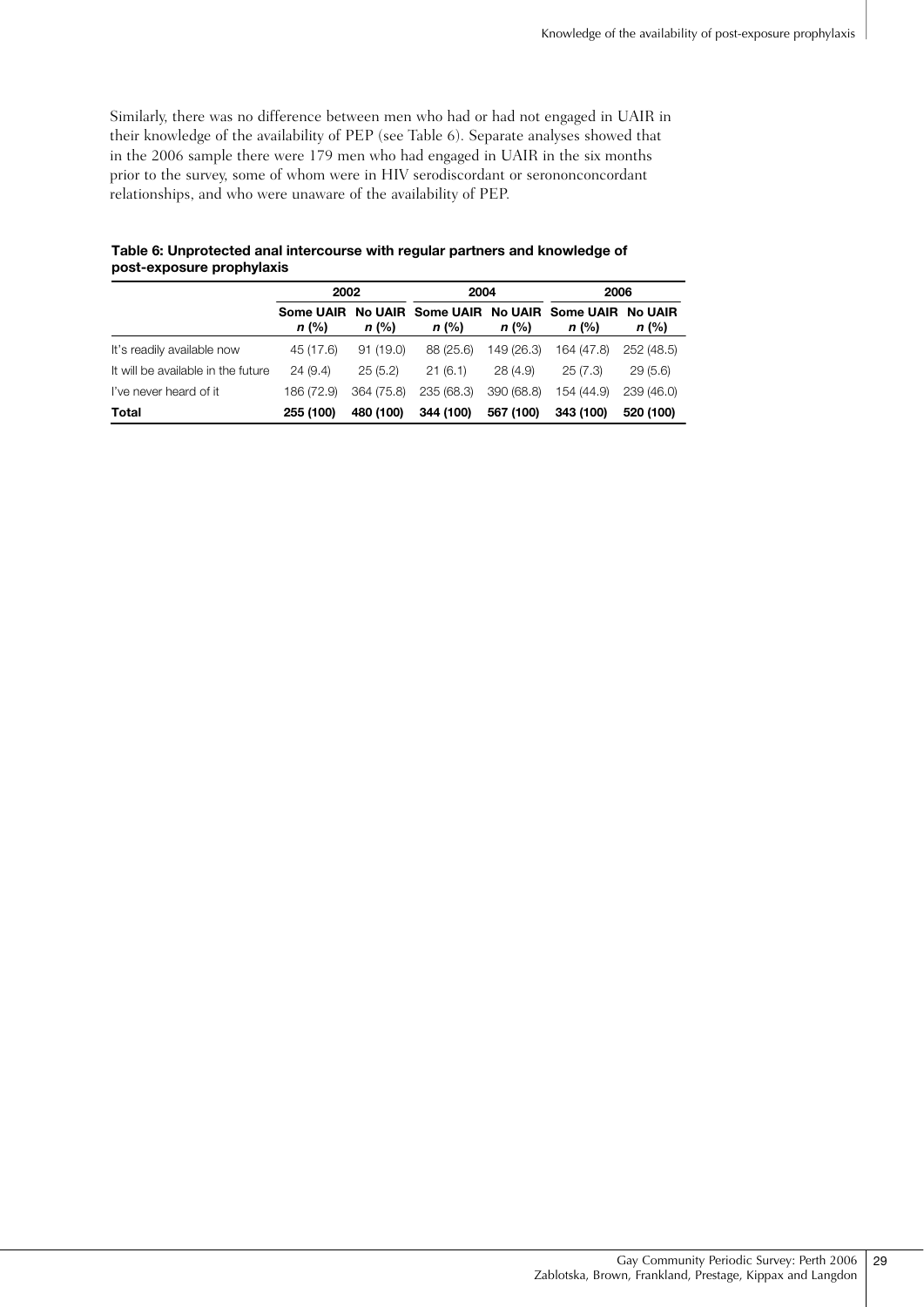Similarly, there was no difference between men who had or had not engaged in UAIR in their knowledge of the availability of PEP (see Table 6). Separate analyses showed that in the 2006 sample there were 179 men who had engaged in UAIR in the six months prior to the survey, some of whom were in HIV serodiscordant or serononconcordant relationships, and who were unaware of the availability of PEP.

**Table 6: Unprotected anal intercourse with regular partners and knowledge of post-exposure prophylaxis**

| | 2002 | | 2004 | | 2006 | |
|---|---|---|---|---|---|---|
| | **Some UAIR** *n* **(%)** | **No UAIR** *n* **(%)** | **Some UAIR** *n* **(%)** | **No UAIR** *n* **(%)** | **Some UAIR** *n* **(%)** | **No UAIR** *n* **(%)** |
| It's readily available now | 45 (17.6) | 91 (19.0) | 88 (25.6) | 149 (26.3) | 164 (47.8) | 252 (48.5) |
| It will be available in the future | 24 (9.4) | 25 (5.2) | 21 (6.1) | 28 (4.9) | 25 (7.3) | 29 (5.6) |
| I've never heard of it | 186 (72.9) | 364 (75.8) | 235 (68.3) | 390 (68.8) | 154 (44.9) | 239 (46.0) |
| **Total** | **255 (100)** | **480 (100)** | **344 (100)** | **567 (100)** | **343 (100)** | **520 (100)** |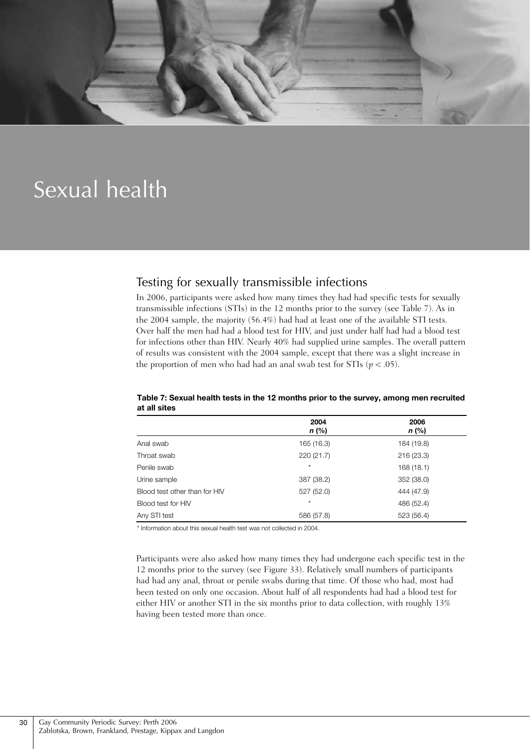# Sexual health

## Testing for sexually transmissible infections

In 2006, participants were asked how many times they had had specific tests for sexually transmissible infections (STIs) in the 12 months prior to the survey (see Table 7). As in the 2004 sample, the majority (56.4%) had had at least one of the available STI tests. Over half the men had had a blood test for HIV, and just under half had had a blood test for infections other than HIV. Nearly 40% had supplied urine samples. The overall pattern of results was consistent with the 2004 sample, except that there was a slight increase in the proportion of men who had had an anal swab test for STIs ($p < .05$).

**Table 7: Sexual health tests in the 12 months prior to the survey, among men recruited at all sites**

| | 2004 *n* (%) | 2006 *n* (%) |
|---|---|---|
| Anal swab | 165 (16.3) | 184 (19.8) |
| Throat swab | 220 (21.7) | 216 (23.3) |
| Penile swab | * | 168 (18.1) |
| Urine sample | 387 (38.2) | 352 (38.0) |
| Blood test other than for HIV | 527 (52.0) | 444 (47.9) |
| Blood test for HIV | * | 486 (52.4) |
| Any STI test | 586 (57.8) | 523 (56.4) |

* Information about this sexual health test was not collected in 2004.

Participants were also asked how many times they had undergone each specific test in the 12 months prior to the survey (see Figure 33). Relatively small numbers of participants had had any anal, throat or penile swabs during that time. Of those who had, most had been tested on only one occasion. About half of all respondents had had a blood test for either HIV or another STI in the six months prior to data collection, with roughly 13% having been tested more than once.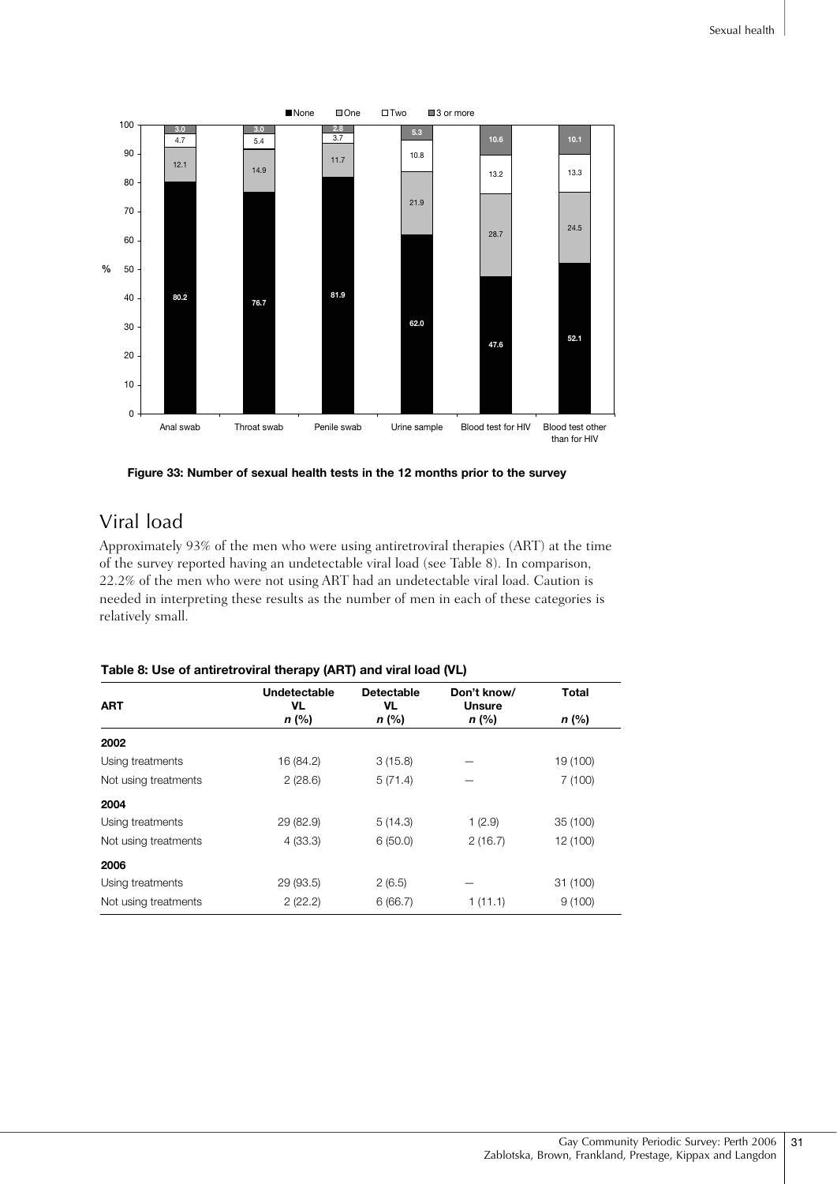Figure 33: Number of sexual health tests in the 12 months prior to the survey

## Viral load

Approximately 93% of the men who were using antiretroviral therapies (ART) at the time of the survey reported having an undetectable viral load (see Table 8). In comparison, 22.2% of the men who were not using ART had an undetectable viral load. Caution is needed in interpreting these results as the number of men in each of these categories is relatively small.

**Table 8: Use of antiretroviral therapy (ART) and viral load (VL)**

| ART | Undetectable VL *n* (%) | Detectable VL *n* (%) | Don't know/ Unsure *n* (%) | Total *n* (%) |
|---|---|---|---|---|
| **2002** | | | | |
| Using treatments | 16 (84.2) | 3 (15.8) | — | 19 (100) |
| Not using treatments | 2 (28.6) | 5 (71.4) | — | 7 (100) |
| **2004** | | | | |
| Using treatments | 29 (82.9) | 5 (14.3) | 1 (2.9) | 35 (100) |
| Not using treatments | 4 (33.3) | 6 (50.0) | 2 (16.7) | 12 (100) |
| **2006** | | | | |
| Using treatments | 29 (93.5) | 2 (6.5) | — | 31 (100) |
| Not using treatments | 2 (22.2) | 6 (66.7) | 1 (11.1) | 9 (100) |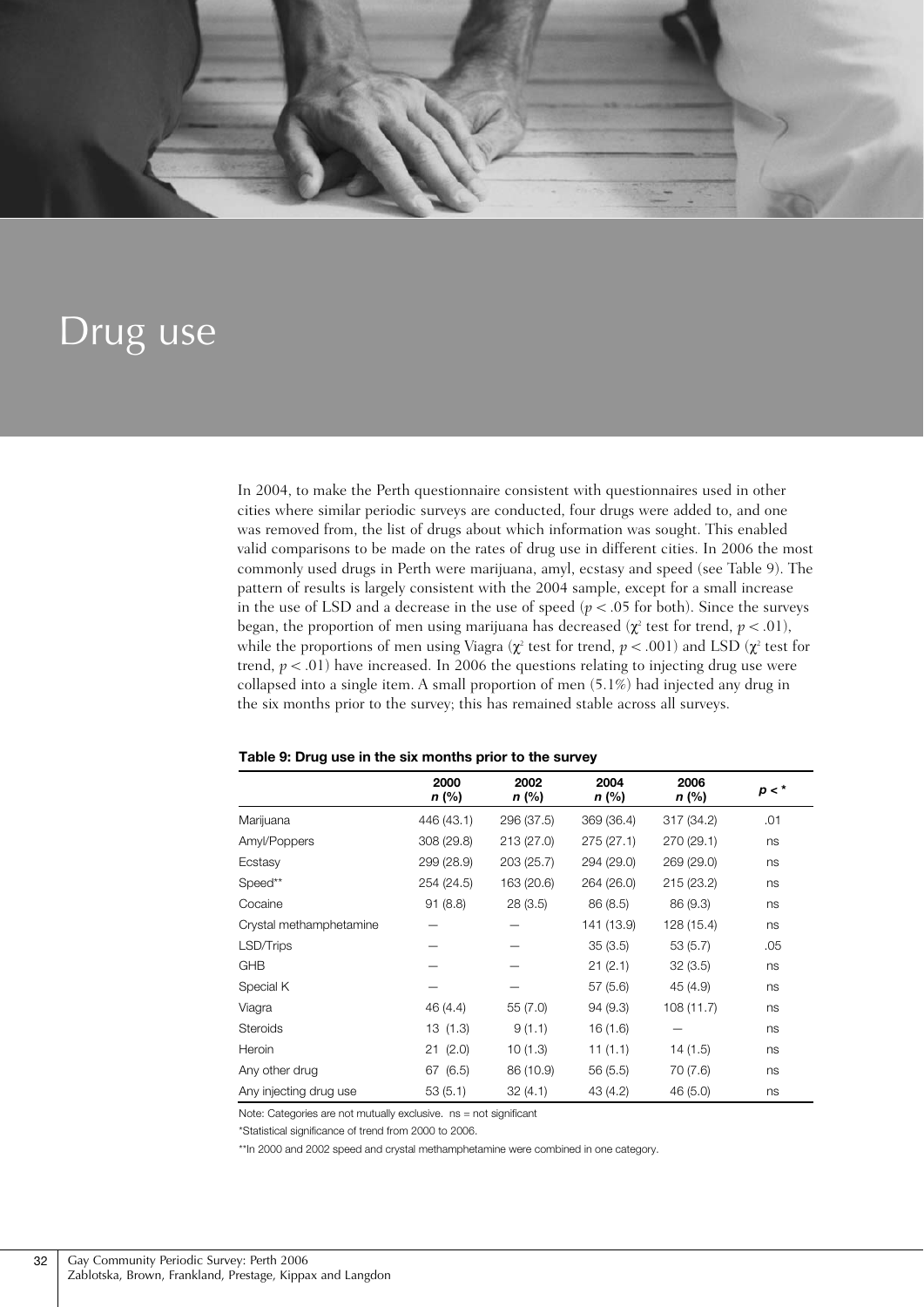# Drug use

In 2004, to make the Perth questionnaire consistent with questionnaires used in other cities where similar periodic surveys are conducted, four drugs were added to, and one was removed from, the list of drugs about which information was sought. This enabled valid comparisons to be made on the rates of drug use in different cities. In 2006 the most commonly used drugs in Perth were marijuana, amyl, ecstasy and speed (see Table 9). The pattern of results is largely consistent with the 2004 sample, except for a small increase in the use of LSD and a decrease in the use of speed ($p < .05$ for both). Since the surveys began, the proportion of men using marijuana has decreased ($\chi^2$ test for trend, $p < .01$), while the proportions of men using Viagra ($\chi^2$ test for trend, $p < .001$) and LSD ($\chi^2$ test for trend, $p < .01$) have increased. In 2006 the questions relating to injecting drug use were collapsed into a single item. A small proportion of men (5.1%) had injected any drug in the six months prior to the survey; this has remained stable across all surveys.

**Table 9: Drug use in the six months prior to the survey**

| | 2000 *n* (%) | 2002 *n* (%) | 2004 *n* (%) | 2006 *n* (%) | *p* < * |
|---|---|---|---|---|---|
| Marijuana | 446 (43.1) | 296 (37.5) | 369 (36.4) | 317 (34.2) | .01 |
| Amyl/Poppers | 308 (29.8) | 213 (27.0) | 275 (27.1) | 270 (29.1) | ns |
| Ecstasy | 299 (28.9) | 203 (25.7) | 294 (29.0) | 269 (29.0) | ns |
| Speed** | 254 (24.5) | 163 (20.6) | 264 (26.0) | 215 (23.2) | ns |
| Cocaine | 91 (8.8) | 28 (3.5) | 86 (8.5) | 86 (9.3) | ns |
| Crystal methamphetamine | — | — | 141 (13.9) | 128 (15.4) | ns |
| LSD/Trips | — | — | 35 (3.5) | 53 (5.7) | .05 |
| GHB | — | — | 21 (2.1) | 32 (3.5) | ns |
| Special K | — | — | 57 (5.6) | 45 (4.9) | ns |
| Viagra | 46 (4.4) | 55 (7.0) | 94 (9.3) | 108 (11.7) | ns |
| Steroids | 13 (1.3) | 9 (1.1) | 16 (1.6) | — | ns |
| Heroin | 21 (2.0) | 10 (1.3) | 11 (1.1) | 14 (1.5) | ns |
| Any other drug | 67 (6.5) | 86 (10.9) | 56 (5.5) | 70 (7.6) | ns |
| Any injecting drug use | 53 (5.1) | 32 (4.1) | 43 (4.2) | 46 (5.0) | ns |

Note: Categories are not mutually exclusive. ns = not significant

*Statistical significance of trend from 2000 to 2006.

**In 2000 and 2002 speed and crystal methamphetamine were combined in one category.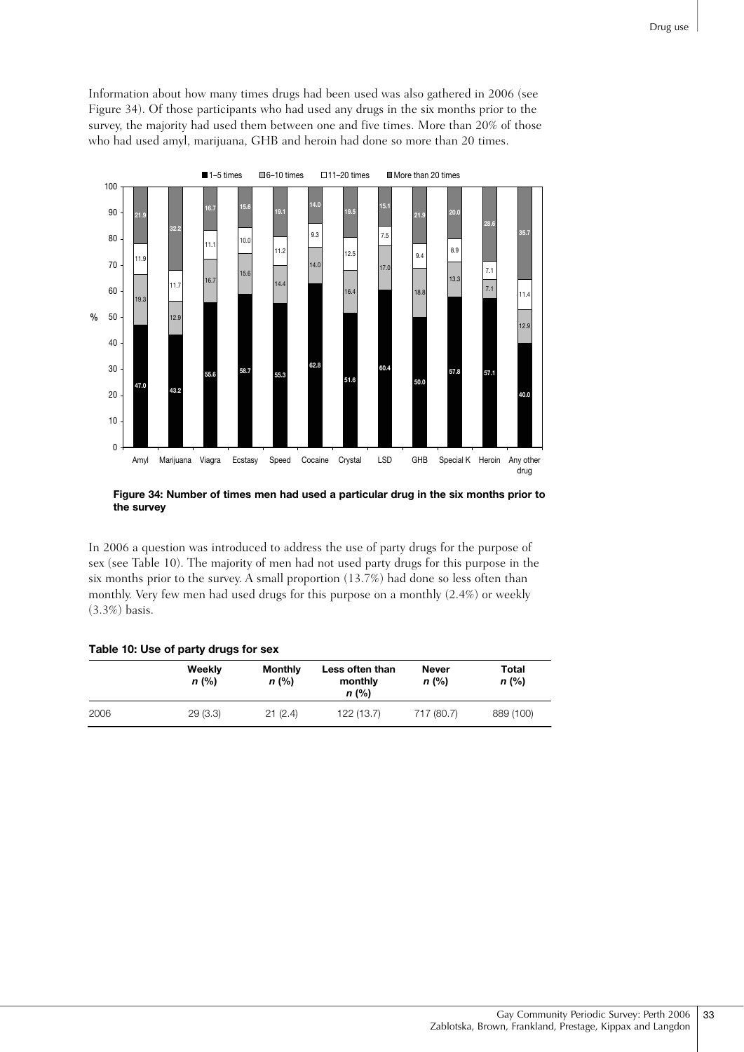Information about how many times drugs had been used was also gathered in 2006 (see Figure 34). Of those participants who had used any drugs in the six months prior to the survey, the majority had used them between one and five times. More than 20% of those who had used amyl, marijuana, GHB and heroin had done so more than 20 times.

| Drug | 1–5 times | 6–10 times | 11–20 times | More than 20 times |
|---|---|---|---|---|
| Amyl | 47.0 | 19.3 | 11.9 | 21.9 |
| Marijuana | 43.2 | 12.9 | 11.7 | 32.2 |
| Viagra | 55.6 | 16.7 | 11.1 | 16.7 |
| Ecstasy | 58.7 | 15.6 | 10.0 | 15.6 |
| Speed | 55.3 | 14.4 | 11.2 | 19.1 |
| Cocaine | 62.8 | 14.0 | 9.3 | 14.0 |
| Crystal | 51.6 | 16.4 | 12.5 | 19.5 |
| LSD | 60.4 | 17.0 | 7.5 | 15.1 |
| GHB | 50.0 | 18.8 | 9.4 | 21.9 |
| Special K | 57.8 | 13.3 | 8.9 | 20.0 |
| Heroin | 57.1 | 7.1 | 7.1 | 28.6 |
| Any other drug | 40.0 | 12.9 | 11.4 | 35.7 |

**Figure 34: Number of times men had used a particular drug in the six months prior to the survey**

In 2006 a question was introduced to address the use of party drugs for the purpose of sex (see Table 10). The majority of men had not used party drugs for this purpose in the six months prior to the survey. A small proportion (13.7%) had done so less often than monthly. Very few men had used drugs for this purpose on a monthly (2.4%) or weekly (3.3%) basis.

**Table 10: Use of party drugs for sex**

| | Weekly *n* (%) | Monthly *n* (%) | Less often than monthly *n* (%) | Never *n* (%) | Total *n* (%) |
|---|---|---|---|---|---|
| 2006 | 29 (3.3) | 21 (2.4) | 122 (13.7) | 717 (80.7) | 889 (100) |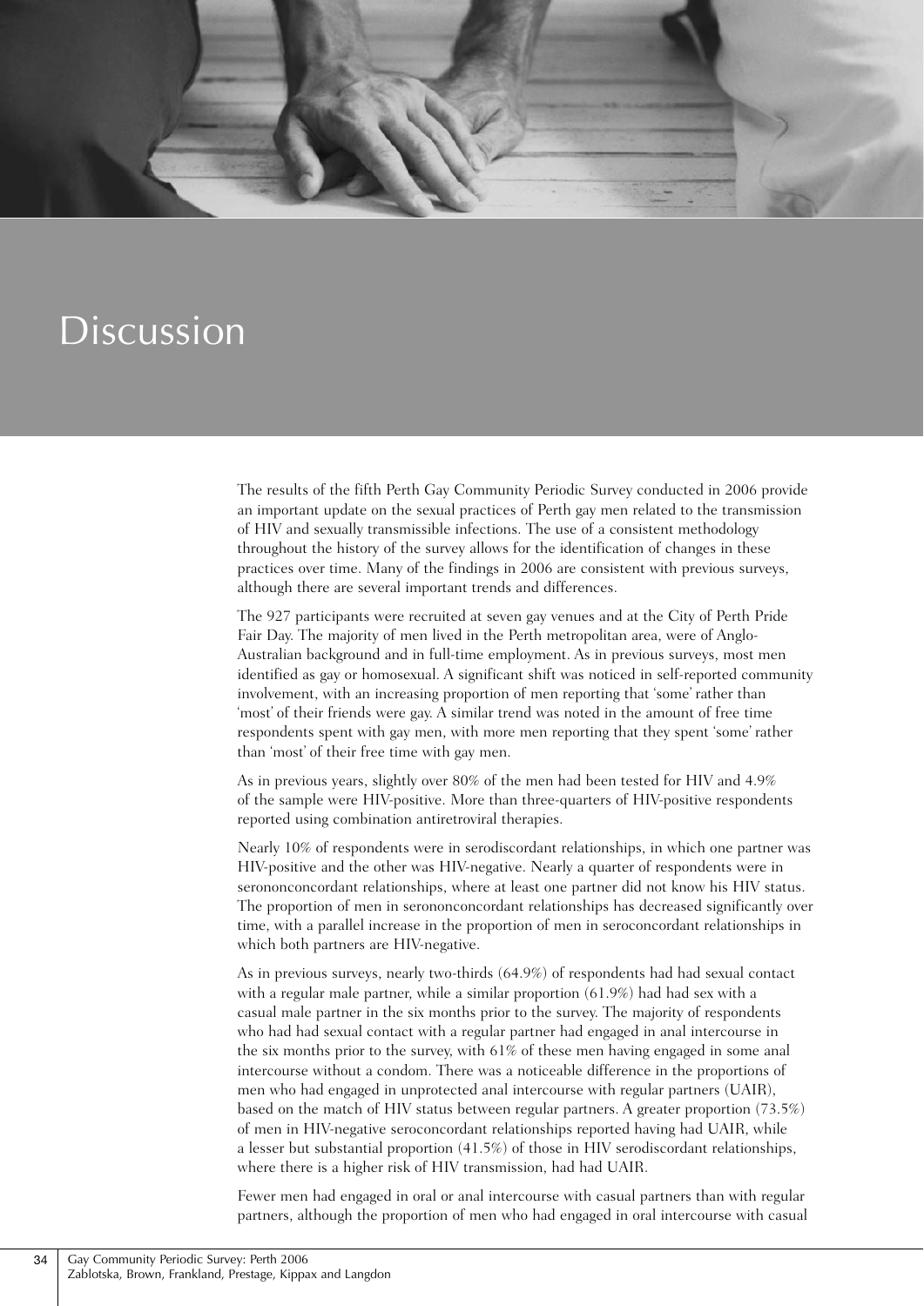# Discussion

The results of the fifth Perth Gay Community Periodic Survey conducted in 2006 provide an important update on the sexual practices of Perth gay men related to the transmission of HIV and sexually transmissible infections. The use of a consistent methodology throughout the history of the survey allows for the identification of changes in these practices over time. Many of the findings in 2006 are consistent with previous surveys, although there are several important trends and differences.

The 927 participants were recruited at seven gay venues and at the City of Perth Pride Fair Day. The majority of men lived in the Perth metropolitan area, were of Anglo-Australian background and in full-time employment. As in previous surveys, most men identified as gay or homosexual. A significant shift was noticed in self-reported community involvement, with an increasing proportion of men reporting that 'some' rather than 'most' of their friends were gay. A similar trend was noted in the amount of free time respondents spent with gay men, with more men reporting that they spent 'some' rather than 'most' of their free time with gay men.

As in previous years, slightly over 80% of the men had been tested for HIV and 4.9% of the sample were HIV-positive. More than three-quarters of HIV-positive respondents reported using combination antiretroviral therapies.

Nearly 10% of respondents were in serodiscordant relationships, in which one partner was HIV-positive and the other was HIV-negative. Nearly a quarter of respondents were in serononconcordant relationships, where at least one partner did not know his HIV status. The proportion of men in serononconcordant relationships has decreased significantly over time, with a parallel increase in the proportion of men in seroconcordant relationships in which both partners are HIV-negative.

As in previous surveys, nearly two-thirds (64.9%) of respondents had had sexual contact with a regular male partner, while a similar proportion (61.9%) had had sex with a casual male partner in the six months prior to the survey. The majority of respondents who had had sexual contact with a regular partner had engaged in anal intercourse in the six months prior to the survey, with 61% of these men having engaged in some anal intercourse without a condom. There was a noticeable difference in the proportions of men who had engaged in unprotected anal intercourse with regular partners (UAIR), based on the match of HIV status between regular partners. A greater proportion (73.5%) of men in HIV-negative seroconcordant relationships reported having had UAIR, while a lesser but substantial proportion (41.5%) of those in HIV serodiscordant relationships, where there is a higher risk of HIV transmission, had had UAIR.

Fewer men had engaged in oral or anal intercourse with casual partners than with regular partners, although the proportion of men who had engaged in oral intercourse with casual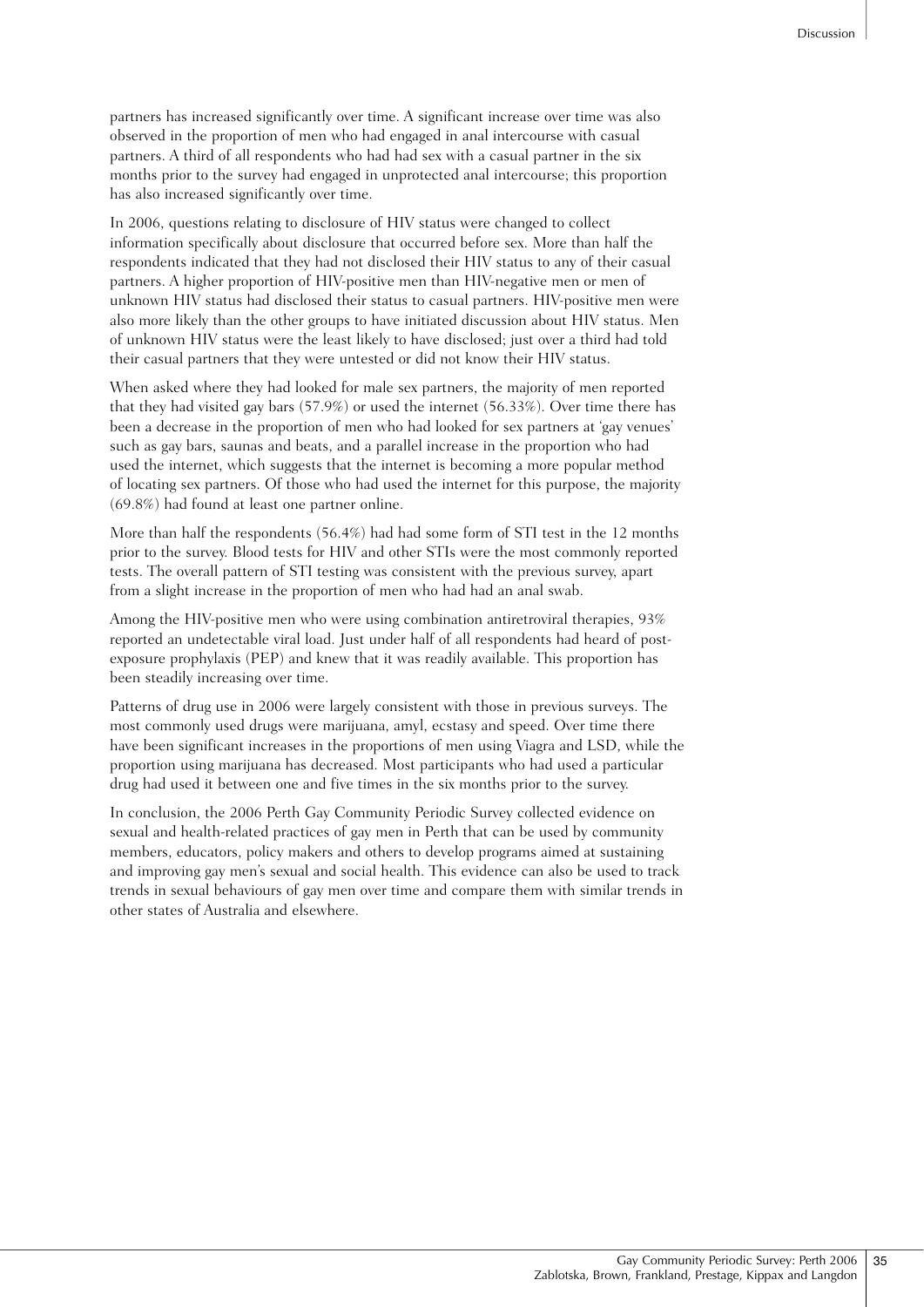partners has increased significantly over time. A significant increase over time was also observed in the proportion of men who had engaged in anal intercourse with casual partners. A third of all respondents who had had sex with a casual partner in the six months prior to the survey had engaged in unprotected anal intercourse; this proportion has also increased significantly over time.

In 2006, questions relating to disclosure of HIV status were changed to collect information specifically about disclosure that occurred before sex. More than half the respondents indicated that they had not disclosed their HIV status to any of their casual partners. A higher proportion of HIV-positive men than HIV-negative men or men of unknown HIV status had disclosed their status to casual partners. HIV-positive men were also more likely than the other groups to have initiated discussion about HIV status. Men of unknown HIV status were the least likely to have disclosed; just over a third had told their casual partners that they were untested or did not know their HIV status.

When asked where they had looked for male sex partners, the majority of men reported that they had visited gay bars (57.9%) or used the internet (56.33%). Over time there has been a decrease in the proportion of men who had looked for sex partners at 'gay venues' such as gay bars, saunas and beats, and a parallel increase in the proportion who had used the internet, which suggests that the internet is becoming a more popular method of locating sex partners. Of those who had used the internet for this purpose, the majority (69.8%) had found at least one partner online.

More than half the respondents (56.4%) had had some form of STI test in the 12 months prior to the survey. Blood tests for HIV and other STIs were the most commonly reported tests. The overall pattern of STI testing was consistent with the previous survey, apart from a slight increase in the proportion of men who had had an anal swab.

Among the HIV-positive men who were using combination antiretroviral therapies, 93% reported an undetectable viral load. Just under half of all respondents had heard of post-exposure prophylaxis (PEP) and knew that it was readily available. This proportion has been steadily increasing over time.

Patterns of drug use in 2006 were largely consistent with those in previous surveys. The most commonly used drugs were marijuana, amyl, ecstasy and speed. Over time there have been significant increases in the proportions of men using Viagra and LSD, while the proportion using marijuana has decreased. Most participants who had used a particular drug had used it between one and five times in the six months prior to the survey.

In conclusion, the 2006 Perth Gay Community Periodic Survey collected evidence on sexual and health-related practices of gay men in Perth that can be used by community members, educators, policy makers and others to develop programs aimed at sustaining and improving gay men's sexual and social health. This evidence can also be used to track trends in sexual behaviours of gay men over time and compare them with similar trends in other states of Australia and elsewhere.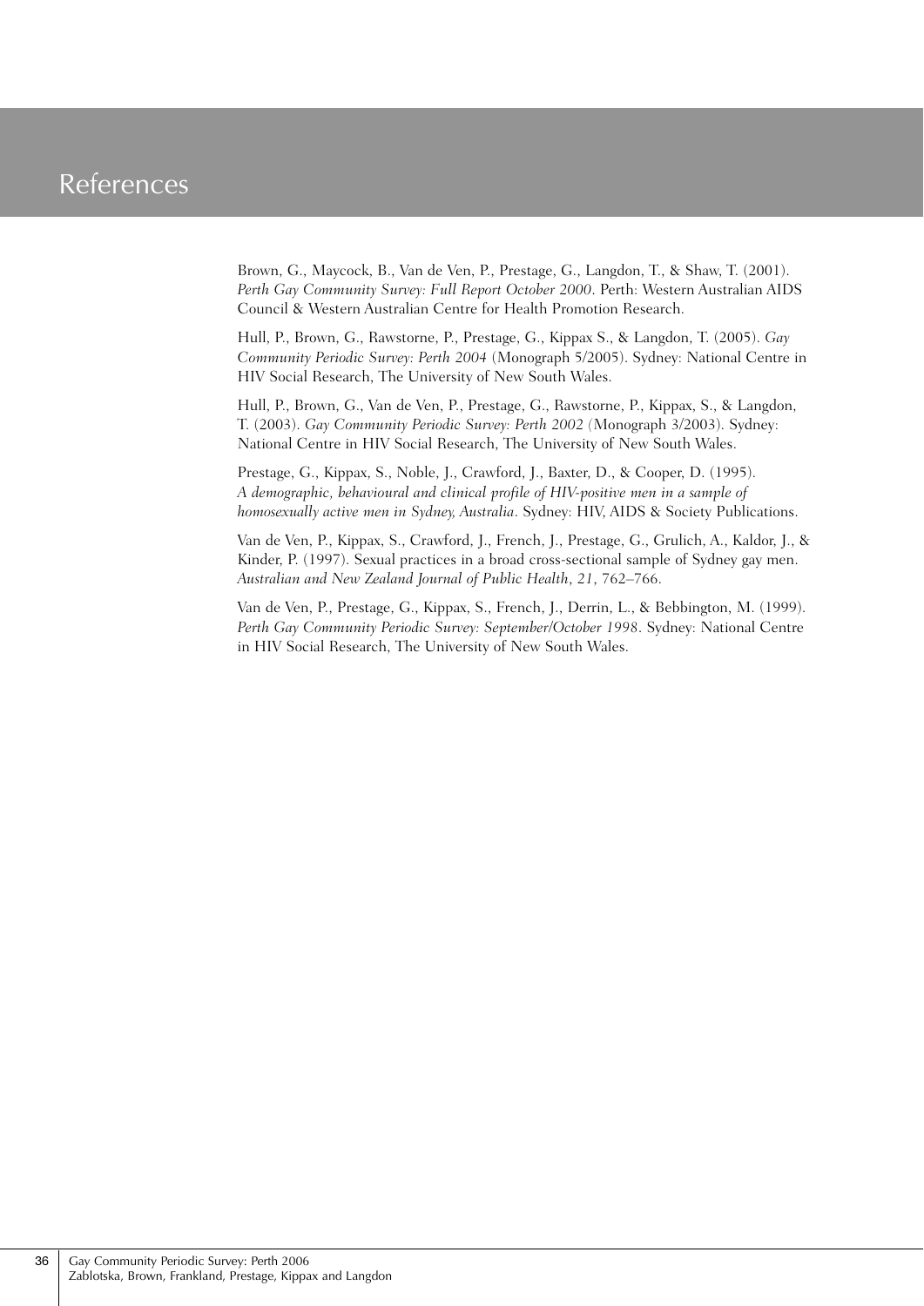# References

Brown, G., Maycock, B., Van de Ven, P., Prestage, G., Langdon, T., & Shaw, T. (2001). *Perth Gay Community Survey: Full Report October 2000*. Perth: Western Australian AIDS Council & Western Australian Centre for Health Promotion Research.

Hull, P., Brown, G., Rawstorne, P., Prestage, G., Kippax S., & Langdon, T. (2005). *Gay Community Periodic Survey: Perth 2004* (Monograph 5/2005). Sydney: National Centre in HIV Social Research, The University of New South Wales.

Hull, P., Brown, G., Van de Ven, P., Prestage, G., Rawstorne, P., Kippax, S., & Langdon, T. (2003). *Gay Community Periodic Survey: Perth 2002* (Monograph 3/2003). Sydney: National Centre in HIV Social Research, The University of New South Wales.

Prestage, G., Kippax, S., Noble, J., Crawford, J., Baxter, D., & Cooper, D. (1995). *A demographic, behavioural and clinical profile of HIV-positive men in a sample of homosexually active men in Sydney, Australia*. Sydney: HIV, AIDS & Society Publications.

Van de Ven, P., Kippax, S., Crawford, J., French, J., Prestage, G., Grulich, A., Kaldor, J., & Kinder, P. (1997). Sexual practices in a broad cross-sectional sample of Sydney gay men. *Australian and New Zealand Journal of Public Health*, *21*, 762–766.

Van de Ven, P., Prestage, G., Kippax, S., French, J., Derrin, L., & Bebbington, M. (1999). *Perth Gay Community Periodic Survey: September/October 1998*. Sydney: National Centre in HIV Social Research, The University of New South Wales.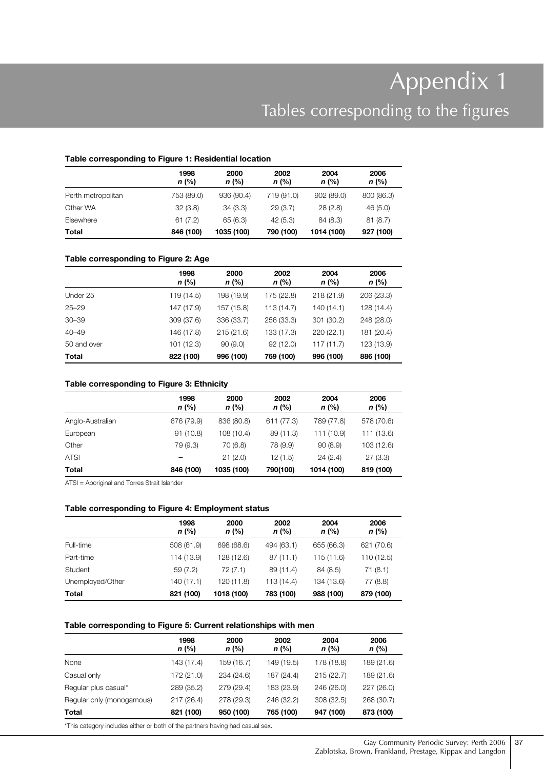# Appendix 1

## Tables corresponding to the figures

#### Table corresponding to Figure 1: Residential location

| | 1998 *n* (%) | 2000 *n* (%) | 2002 *n* (%) | 2004 *n* (%) | 2006 *n* (%) |
|---|---|---|---|---|---|
| Perth metropolitan | 753 (89.0) | 936 (90.4) | 719 (91.0) | 902 (89.0) | 800 (86.3) |
| Other WA | 32 (3.8) | 34 (3.3) | 29 (3.7) | 28 (2.8) | 46 (5.0) |
| Elsewhere | 61 (7.2) | 65 (6.3) | 42 (5.3) | 84 (8.3) | 81 (8.7) |
| **Total** | **846 (100)** | **1035 (100)** | **790 (100)** | **1014 (100)** | **927 (100)** |

#### Table corresponding to Figure 2: Age

| | 1998 *n* (%) | 2000 *n* (%) | 2002 *n* (%) | 2004 *n* (%) | 2006 *n* (%) |
|---|---|---|---|---|---|
| Under 25 | 119 (14.5) | 198 (19.9) | 175 (22.8) | 218 (21.9) | 206 (23.3) |
| 25–29 | 147 (17.9) | 157 (15.8) | 113 (14.7) | 140 (14.1) | 128 (14.4) |
| 30–39 | 309 (37.6) | 336 (33.7) | 256 (33.3) | 301 (30.2) | 248 (28.0) |
| 40–49 | 146 (17.8) | 215 (21.6) | 133 (17.3) | 220 (22.1) | 181 (20.4) |
| 50 and over | 101 (12.3) | 90 (9.0) | 92 (12.0) | 117 (11.7) | 123 (13.9) |
| **Total** | **822 (100)** | **996 (100)** | **769 (100)** | **996 (100)** | **886 (100)** |

#### Table corresponding to Figure 3: Ethnicity

| | 1998 *n* (%) | 2000 *n* (%) | 2002 *n* (%) | 2004 *n* (%) | 2006 *n* (%) |
|---|---|---|---|---|---|
| Anglo-Australian | 676 (79.9) | 836 (80.8) | 611 (77.3) | 789 (77.8) | 578 (70.6) |
| European | 91 (10.8) | 108 (10.4) | 89 (11.3) | 111 (10.9) | 111 (13.6) |
| Other | 79 (9.3) | 70 (6.8) | 78 (9.9) | 90 (8.9) | 103 (12.6) |
| ATSI | – | 21 (2.0) | 12 (1.5) | 24 (2.4) | 27 (3.3) |
| **Total** | **846 (100)** | **1035 (100)** | **790(100)** | **1014 (100)** | **819 (100)** |

ATSI = Aboriginal and Torres Strait Islander

#### Table corresponding to Figure 4: Employment status

| | 1998 *n* (%) | 2000 *n* (%) | 2002 *n* (%) | 2004 *n* (%) | 2006 *n* (%) |
|---|---|---|---|---|---|
| Full-time | 508 (61.9) | 698 (68.6) | 494 (63.1) | 655 (66.3) | 621 (70.6) |
| Part-time | 114 (13.9) | 128 (12.6) | 87 (11.1) | 115 (11.6) | 110 (12.5) |
| Student | 59 (7.2) | 72 (7.1) | 89 (11.4) | 84 (8.5) | 71 (8.1) |
| Unemployed/Other | 140 (17.1) | 120 (11.8) | 113 (14.4) | 134 (13.6) | 77 (8.8) |
| **Total** | **821 (100)** | **1018 (100)** | **783 (100)** | **988 (100)** | **879 (100)** |

#### Table corresponding to Figure 5: Current relationships with men

| | 1998 *n* (%) | 2000 *n* (%) | 2002 *n* (%) | 2004 *n* (%) | 2006 *n* (%) |
|---|---|---|---|---|---|
| None | 143 (17.4) | 159 (16.7) | 149 (19.5) | 178 (18.8) | 189 (21.6) |
| Casual only | 172 (21.0) | 234 (24.6) | 187 (24.4) | 215 (22.7) | 189 (21.6) |
| Regular plus casual* | 289 (35.2) | 279 (29.4) | 183 (23.9) | 246 (26.0) | 227 (26.0) |
| Regular only (monogamous) | 217 (26.4) | 278 (29.3) | 246 (32.2) | 308 (32.5) | 268 (30.7) |
| **Total** | **821 (100)** | **950 (100)** | **765 (100)** | **947 (100)** | **873 (100)** |

*This category includes either or both of the partners having had casual sex.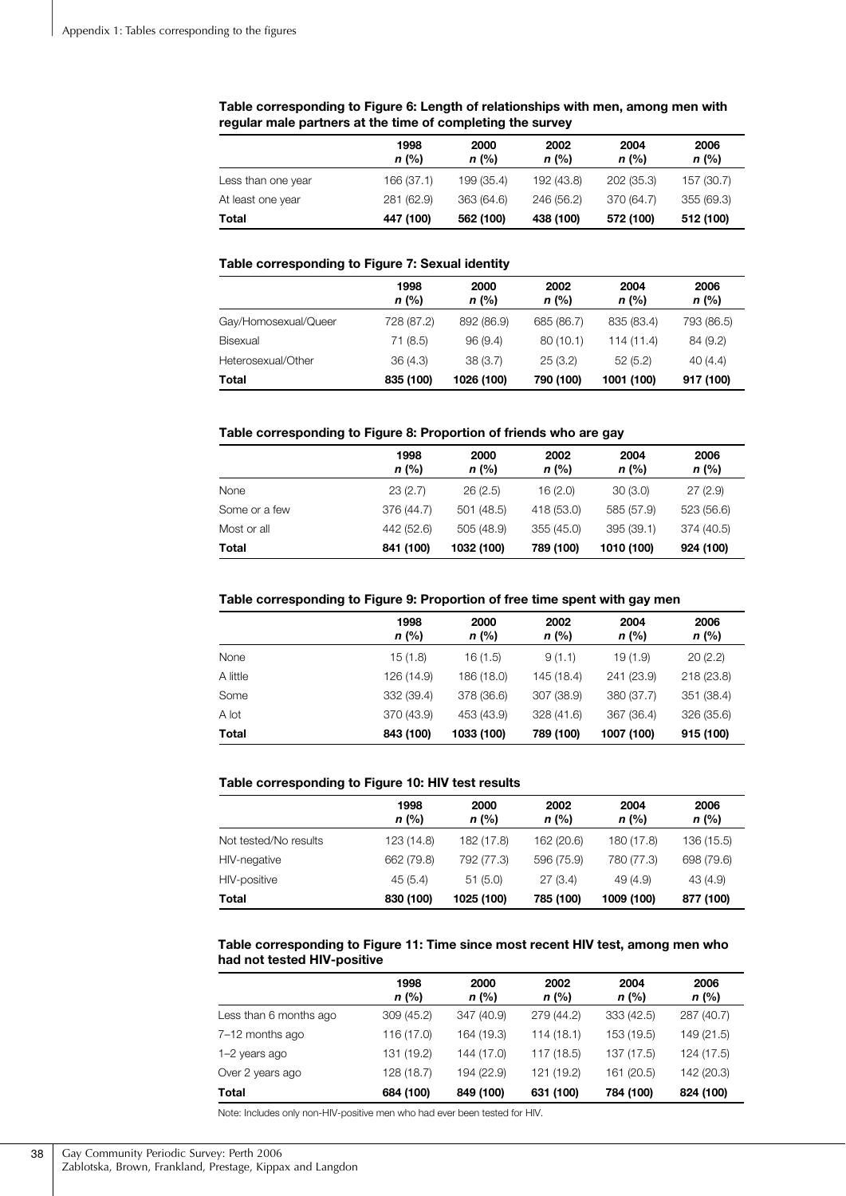#### Table corresponding to Figure 6: Length of relationships with men, among men with regular male partners at the time of completing the survey

| | 1998 *n* (%) | 2000 *n* (%) | 2002 *n* (%) | 2004 *n* (%) | 2006 *n* (%) |
|---|---|---|---|---|---|
| Less than one year | 166 (37.1) | 199 (35.4) | 192 (43.8) | 202 (35.3) | 157 (30.7) |
| At least one year | 281 (62.9) | 363 (64.6) | 246 (56.2) | 370 (64.7) | 355 (69.3) |
| **Total** | **447 (100)** | **562 (100)** | **438 (100)** | **572 (100)** | **512 (100)** |

#### Table corresponding to Figure 7: Sexual identity

| | 1998 *n* (%) | 2000 *n* (%) | 2002 *n* (%) | 2004 *n* (%) | 2006 *n* (%) |
|---|---|---|---|---|---|
| Gay/Homosexual/Queer | 728 (87.2) | 892 (86.9) | 685 (86.7) | 835 (83.4) | 793 (86.5) |
| Bisexual | 71 (8.5) | 96 (9.4) | 80 (10.1) | 114 (11.4) | 84 (9.2) |
| Heterosexual/Other | 36 (4.3) | 38 (3.7) | 25 (3.2) | 52 (5.2) | 40 (4.4) |
| **Total** | **835 (100)** | **1026 (100)** | **790 (100)** | **1001 (100)** | **917 (100)** |

#### Table corresponding to Figure 8: Proportion of friends who are gay

| | 1998 *n* (%) | 2000 *n* (%) | 2002 *n* (%) | 2004 *n* (%) | 2006 *n* (%) |
|---|---|---|---|---|---|
| None | 23 (2.7) | 26 (2.5) | 16 (2.0) | 30 (3.0) | 27 (2.9) |
| Some or a few | 376 (44.7) | 501 (48.5) | 418 (53.0) | 585 (57.9) | 523 (56.6) |
| Most or all | 442 (52.6) | 505 (48.9) | 355 (45.0) | 395 (39.1) | 374 (40.5) |
| **Total** | **841 (100)** | **1032 (100)** | **789 (100)** | **1010 (100)** | **924 (100)** |

#### Table corresponding to Figure 9: Proportion of free time spent with gay men

| | 1998 *n* (%) | 2000 *n* (%) | 2002 *n* (%) | 2004 *n* (%) | 2006 *n* (%) |
|---|---|---|---|---|---|
| None | 15 (1.8) | 16 (1.5) | 9 (1.1) | 19 (1.9) | 20 (2.2) |
| A little | 126 (14.9) | 186 (18.0) | 145 (18.4) | 241 (23.9) | 218 (23.8) |
| Some | 332 (39.4) | 378 (36.6) | 307 (38.9) | 380 (37.7) | 351 (38.4) |
| A lot | 370 (43.9) | 453 (43.9) | 328 (41.6) | 367 (36.4) | 326 (35.6) |
| **Total** | **843 (100)** | **1033 (100)** | **789 (100)** | **1007 (100)** | **915 (100)** |

#### Table corresponding to Figure 10: HIV test results

| | 1998 *n* (%) | 2000 *n* (%) | 2002 *n* (%) | 2004 *n* (%) | 2006 *n* (%) |
|---|---|---|---|---|---|
| Not tested/No results | 123 (14.8) | 182 (17.8) | 162 (20.6) | 180 (17.8) | 136 (15.5) |
| HIV-negative | 662 (79.8) | 792 (77.3) | 596 (75.9) | 780 (77.3) | 698 (79.6) |
| HIV-positive | 45 (5.4) | 51 (5.0) | 27 (3.4) | 49 (4.9) | 43 (4.9) |
| **Total** | **830 (100)** | **1025 (100)** | **785 (100)** | **1009 (100)** | **877 (100)** |

#### Table corresponding to Figure 11: Time since most recent HIV test, among men who had not tested HIV-positive

| | 1998 *n* (%) | 2000 *n* (%) | 2002 *n* (%) | 2004 *n* (%) | 2006 *n* (%) |
|---|---|---|---|---|---|
| Less than 6 months ago | 309 (45.2) | 347 (40.9) | 279 (44.2) | 333 (42.5) | 287 (40.7) |
| 7–12 months ago | 116 (17.0) | 164 (19.3) | 114 (18.1) | 153 (19.5) | 149 (21.5) |
| 1–2 years ago | 131 (19.2) | 144 (17.0) | 117 (18.5) | 137 (17.5) | 124 (17.5) |
| Over 2 years ago | 128 (18.7) | 194 (22.9) | 121 (19.2) | 161 (20.5) | 142 (20.3) |
| **Total** | **684 (100)** | **849 (100)** | **631 (100)** | **784 (100)** | **824 (100)** |

Note: Includes only non-HIV-positive men who had ever been tested for HIV.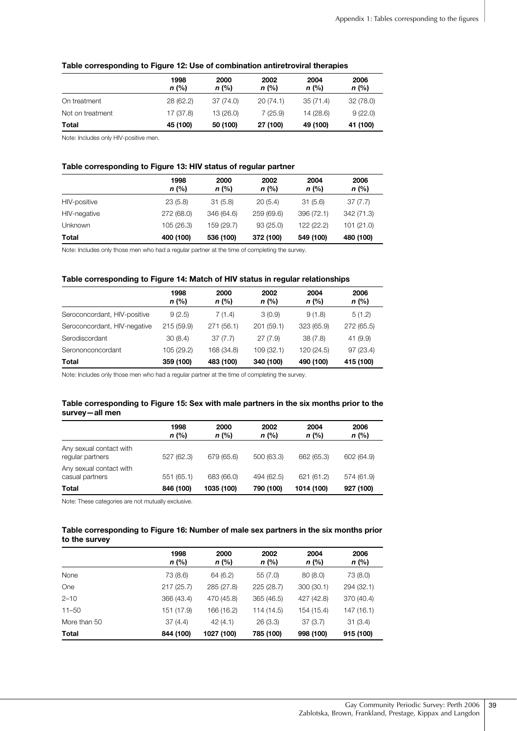### Table corresponding to Figure 12: Use of combination antiretroviral therapies

| | 1998 *n* (%) | 2000 *n* (%) | 2002 *n* (%) | 2004 *n* (%) | 2006 *n* (%) |
|---|---|---|---|---|---|
| On treatment | 28 (62.2) | 37 (74.0) | 20 (74.1) | 35 (71.4) | 32 (78.0) |
| Not on treatment | 17 (37.8) | 13 (26.0) | 7 (25.9) | 14 (28.6) | 9 (22.0) |
| **Total** | **45 (100)** | **50 (100)** | **27 (100)** | **49 (100)** | **41 (100)** |

Note: Includes only HIV-positive men.

### Table corresponding to Figure 13: HIV status of regular partner

| | 1998 *n* (%) | 2000 *n* (%) | 2002 *n* (%) | 2004 *n* (%) | 2006 *n* (%) |
|---|---|---|---|---|---|
| HIV-positive | 23 (5.8) | 31 (5.8) | 20 (5.4) | 31 (5.6) | 37 (7.7) |
| HIV-negative | 272 (68.0) | 346 (64.6) | 259 (69.6) | 396 (72.1) | 342 (71.3) |
| Unknown | 105 (26.3) | 159 (29.7) | 93 (25.0) | 122 (22.2) | 101 (21.0) |
| **Total** | **400 (100)** | **536 (100)** | **372 (100)** | **549 (100)** | **480 (100)** |

Note: Includes only those men who had a regular partner at the time of completing the survey.

### Table corresponding to Figure 14: Match of HIV status in regular relationships

| | 1998 *n* (%) | 2000 *n* (%) | 2002 *n* (%) | 2004 *n* (%) | 2006 *n* (%) |
|---|---|---|---|---|---|
| Seroconcordant, HIV-positive | 9 (2.5) | 7 (1.4) | 3 (0.9) | 9 (1.8) | 5 (1.2) |
| Seroconcordant, HIV-negative | 215 (59.9) | 271 (56.1) | 201 (59.1) | 323 (65.9) | 272 (65.5) |
| Serodiscordant | 30 (8.4) | 37 (7.7) | 27 (7.9) | 38 (7.8) | 41 (9.9) |
| Serononconcordant | 105 (29.2) | 168 (34.8) | 109 (32.1) | 120 (24.5) | 97 (23.4) |
| **Total** | **359 (100)** | **483 (100)** | **340 (100)** | **490 (100)** | **415 (100)** |

Note: Includes only those men who had a regular partner at the time of completing the survey.

### Table corresponding to Figure 15: Sex with male partners in the six months prior to the survey—all men

| | 1998 *n* (%) | 2000 *n* (%) | 2002 *n* (%) | 2004 *n* (%) | 2006 *n* (%) |
|---|---|---|---|---|---|
| Any sexual contact with regular partners | 527 (62.3) | 679 (65.6) | 500 (63.3) | 662 (65.3) | 602 (64.9) |
| Any sexual contact with casual partners | 551 (65.1) | 683 (66.0) | 494 (62.5) | 621 (61.2) | 574 (61.9) |
| **Total** | **846 (100)** | **1035 (100)** | **790 (100)** | **1014 (100)** | **927 (100)** |

Note: These categories are not mutually exclusive.

### Table corresponding to Figure 16: Number of male sex partners in the six months prior to the survey

| | 1998 *n* (%) | 2000 *n* (%) | 2002 *n* (%) | 2004 *n* (%) | 2006 *n* (%) |
|---|---|---|---|---|---|
| None | 73 (8.6) | 64 (6.2) | 55 (7.0) | 80 (8.0) | 73 (8.0) |
| One | 217 (25.7) | 285 (27.8) | 225 (28.7) | 300 (30.1) | 294 (32.1) |
| 2–10 | 366 (43.4) | 470 (45.8) | 365 (46.5) | 427 (42.8) | 370 (40.4) |
| 11–50 | 151 (17.9) | 166 (16.2) | 114 (14.5) | 154 (15.4) | 147 (16.1) |
| More than 50 | 37 (4.4) | 42 (4.1) | 26 (3.3) | 37 (3.7) | 31 (3.4) |
| **Total** | **844 (100)** | **1027 (100)** | **785 (100)** | **998 (100)** | **915 (100)** |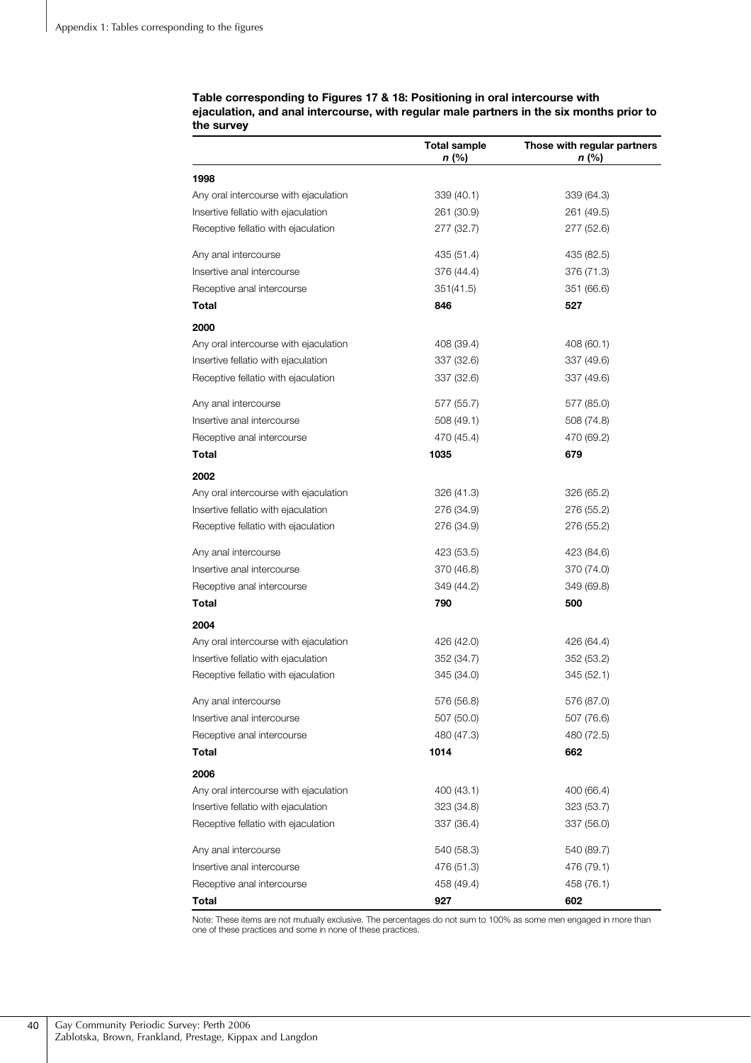**Table corresponding to Figures 17 & 18: Positioning in oral intercourse with ejaculation, and anal intercourse, with regular male partners in the six months prior to the survey**

| | Total sample *n* (%) | Those with regular partners *n* (%) |
|---|---|---|
| **1998** | | |
| Any oral intercourse with ejaculation | 339 (40.1) | 339 (64.3) |
| Insertive fellatio with ejaculation | 261 (30.9) | 261 (49.5) |
| Receptive fellatio with ejaculation | 277 (32.7) | 277 (52.6) |
| Any anal intercourse | 435 (51.4) | 435 (82.5) |
| Insertive anal intercourse | 376 (44.4) | 376 (71.3) |
| Receptive anal intercourse | 351(41.5) | 351 (66.6) |
| **Total** | **846** | **527** |
| **2000** | | |
| Any oral intercourse with ejaculation | 408 (39.4) | 408 (60.1) |
| Insertive fellatio with ejaculation | 337 (32.6) | 337 (49.6) |
| Receptive fellatio with ejaculation | 337 (32.6) | 337 (49.6) |
| Any anal intercourse | 577 (55.7) | 577 (85.0) |
| Insertive anal intercourse | 508 (49.1) | 508 (74.8) |
| Receptive anal intercourse | 470 (45.4) | 470 (69.2) |
| **Total** | **1035** | **679** |
| **2002** | | |
| Any oral intercourse with ejaculation | 326 (41.3) | 326 (65.2) |
| Insertive fellatio with ejaculation | 276 (34.9) | 276 (55.2) |
| Receptive fellatio with ejaculation | 276 (34.9) | 276 (55.2) |
| Any anal intercourse | 423 (53.5) | 423 (84.6) |
| Insertive anal intercourse | 370 (46.8) | 370 (74.0) |
| Receptive anal intercourse | 349 (44.2) | 349 (69.8) |
| **Total** | **790** | **500** |
| **2004** | | |
| Any oral intercourse with ejaculation | 426 (42.0) | 426 (64.4) |
| Insertive fellatio with ejaculation | 352 (34.7) | 352 (53.2) |
| Receptive fellatio with ejaculation | 345 (34.0) | 345 (52.1) |
| Any anal intercourse | 576 (56.8) | 576 (87.0) |
| Insertive anal intercourse | 507 (50.0) | 507 (76.6) |
| Receptive anal intercourse | 480 (47.3) | 480 (72.5) |
| **Total** | **1014** | **662** |
| **2006** | | |
| Any oral intercourse with ejaculation | 400 (43.1) | 400 (66.4) |
| Insertive fellatio with ejaculation | 323 (34.8) | 323 (53.7) |
| Receptive fellatio with ejaculation | 337 (36.4) | 337 (56.0) |
| Any anal intercourse | 540 (58.3) | 540 (89.7) |
| Insertive anal intercourse | 476 (51.3) | 476 (79.1) |
| Receptive anal intercourse | 458 (49.4) | 458 (76.1) |
| **Total** | **927** | **602** |

Note: These items are not mutually exclusive. The percentages do not sum to 100% as some men engaged in more than one of these practices and some in none of these practices.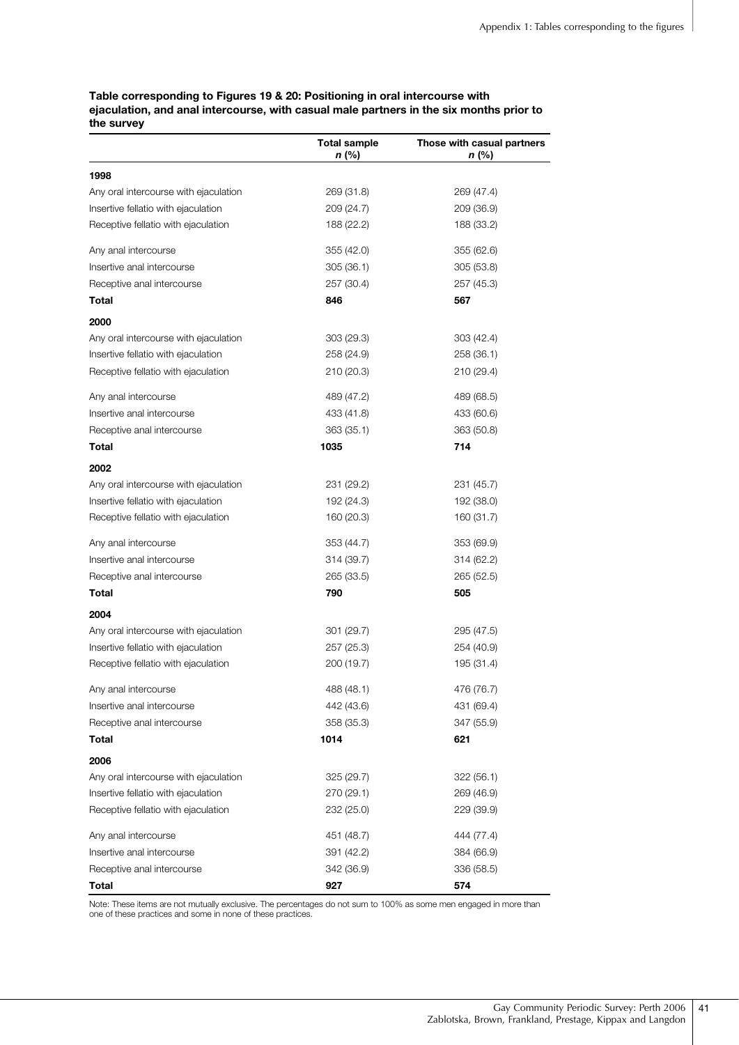**Table corresponding to Figures 19 & 20: Positioning in oral intercourse with ejaculation, and anal intercourse, with casual male partners in the six months prior to the survey**

| | Total sample *n* (%) | Those with casual partners *n* (%) |
|---|---|---|
| **1998** | | |
| Any oral intercourse with ejaculation | 269 (31.8) | 269 (47.4) |
| Insertive fellatio with ejaculation | 209 (24.7) | 209 (36.9) |
| Receptive fellatio with ejaculation | 188 (22.2) | 188 (33.2) |
| Any anal intercourse | 355 (42.0) | 355 (62.6) |
| Insertive anal intercourse | 305 (36.1) | 305 (53.8) |
| Receptive anal intercourse | 257 (30.4) | 257 (45.3) |
| **Total** | **846** | **567** |
| **2000** | | |
| Any oral intercourse with ejaculation | 303 (29.3) | 303 (42.4) |
| Insertive fellatio with ejaculation | 258 (24.9) | 258 (36.1) |
| Receptive fellatio with ejaculation | 210 (20.3) | 210 (29.4) |
| Any anal intercourse | 489 (47.2) | 489 (68.5) |
| Insertive anal intercourse | 433 (41.8) | 433 (60.6) |
| Receptive anal intercourse | 363 (35.1) | 363 (50.8) |
| **Total** | **1035** | **714** |
| **2002** | | |
| Any oral intercourse with ejaculation | 231 (29.2) | 231 (45.7) |
| Insertive fellatio with ejaculation | 192 (24.3) | 192 (38.0) |
| Receptive fellatio with ejaculation | 160 (20.3) | 160 (31.7) |
| Any anal intercourse | 353 (44.7) | 353 (69.9) |
| Insertive anal intercourse | 314 (39.7) | 314 (62.2) |
| Receptive anal intercourse | 265 (33.5) | 265 (52.5) |
| **Total** | **790** | **505** |
| **2004** | | |
| Any oral intercourse with ejaculation | 301 (29.7) | 295 (47.5) |
| Insertive fellatio with ejaculation | 257 (25.3) | 254 (40.9) |
| Receptive fellatio with ejaculation | 200 (19.7) | 195 (31.4) |
| Any anal intercourse | 488 (48.1) | 476 (76.7) |
| Insertive anal intercourse | 442 (43.6) | 431 (69.4) |
| Receptive anal intercourse | 358 (35.3) | 347 (55.9) |
| **Total** | **1014** | **621** |
| **2006** | | |
| Any oral intercourse with ejaculation | 325 (29.7) | 322 (56.1) |
| Insertive fellatio with ejaculation | 270 (29.1) | 269 (46.9) |
| Receptive fellatio with ejaculation | 232 (25.0) | 229 (39.9) |
| Any anal intercourse | 451 (48.7) | 444 (77.4) |
| Insertive anal intercourse | 391 (42.2) | 384 (66.9) |
| Receptive anal intercourse | 342 (36.9) | 336 (58.5) |
| **Total** | **927** | **574** |

Note: These items are not mutually exclusive. The percentages do not sum to 100% as some men engaged in more than one of these practices and some in none of these practices.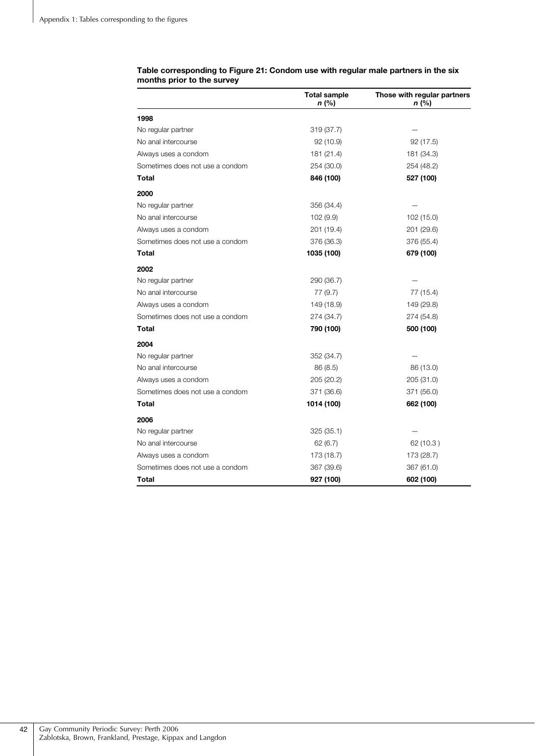**Table corresponding to Figure 21: Condom use with regular male partners in the six months prior to the survey**

| | Total sample *n* (%) | Those with regular partners *n* (%) |
|---|---|---|
| **1998** | | |
| No regular partner | 319 (37.7) | — |
| No anal intercourse | 92 (10.9) | 92 (17.5) |
| Always uses a condom | 181 (21.4) | 181 (34.3) |
| Sometimes does not use a condom | 254 (30.0) | 254 (48.2) |
| **Total** | **846 (100)** | **527 (100)** |
| **2000** | | |
| No regular partner | 356 (34.4) | — |
| No anal intercourse | 102 (9.9) | 102 (15.0) |
| Always uses a condom | 201 (19.4) | 201 (29.6) |
| Sometimes does not use a condom | 376 (36.3) | 376 (55.4) |
| **Total** | **1035 (100)** | **679 (100)** |
| **2002** | | |
| No regular partner | 290 (36.7) | — |
| No anal intercourse | 77 (9.7) | 77 (15.4) |
| Always uses a condom | 149 (18.9) | 149 (29.8) |
| Sometimes does not use a condom | 274 (34.7) | 274 (54.8) |
| **Total** | **790 (100)** | **500 (100)** |
| **2004** | | |
| No regular partner | 352 (34.7) | — |
| No anal intercourse | 86 (8.5) | 86 (13.0) |
| Always uses a condom | 205 (20.2) | 205 (31.0) |
| Sometimes does not use a condom | 371 (36.6) | 371 (56.0) |
| **Total** | **1014 (100)** | **662 (100)** |
| **2006** | | |
| No regular partner | 325 (35.1) | — |
| No anal intercourse | 62 (6.7) | 62 (10.3 ) |
| Always uses a condom | 173 (18.7) | 173 (28.7) |
| Sometimes does not use a condom | 367 (39.6) | 367 (61.0) |
| **Total** | **927 (100)** | **602 (100)** |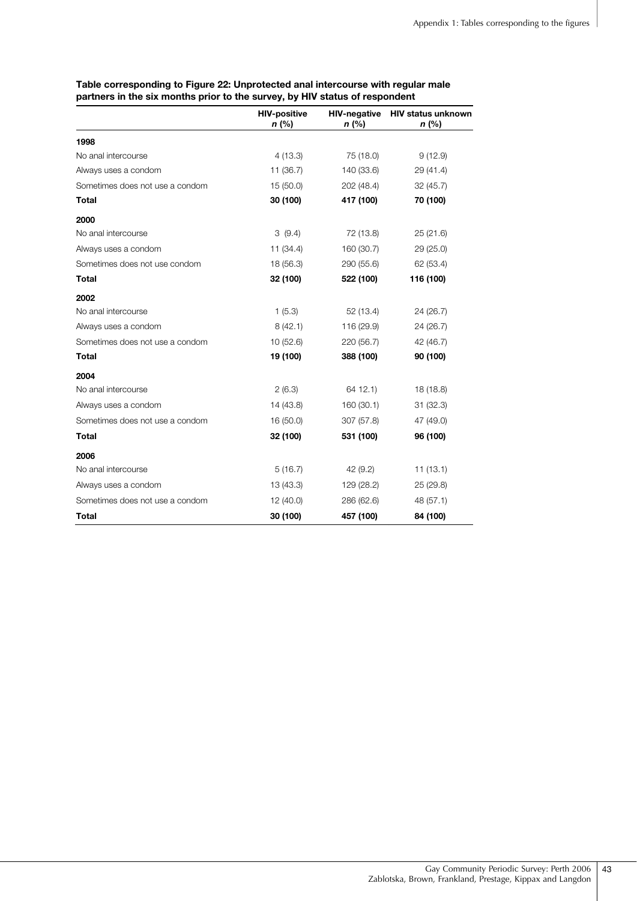**Table corresponding to Figure 22: Unprotected anal intercourse with regular male partners in the six months prior to the survey, by HIV status of respondent**

| | HIV-positive *n* (%) | HIV-negative *n* (%) | HIV status unknown *n* (%) |
|---|---|---|---|
| **1998** | | | |
| No anal intercourse | 4 (13.3) | 75 (18.0) | 9 (12.9) |
| Always uses a condom | 11 (36.7) | 140 (33.6) | 29 (41.4) |
| Sometimes does not use a condom | 15 (50.0) | 202 (48.4) | 32 (45.7) |
| **Total** | **30 (100)** | **417 (100)** | **70 (100)** |
| **2000** | | | |
| No anal intercourse | 3 (9.4) | 72 (13.8) | 25 (21.6) |
| Always uses a condom | 11 (34.4) | 160 (30.7) | 29 (25.0) |
| Sometimes does not use condom | 18 (56.3) | 290 (55.6) | 62 (53.4) |
| **Total** | **32 (100)** | **522 (100)** | **116 (100)** |
| **2002** | | | |
| No anal intercourse | 1 (5.3) | 52 (13.4) | 24 (26.7) |
| Always uses a condom | 8 (42.1) | 116 (29.9) | 24 (26.7) |
| Sometimes does not use a condom | 10 (52.6) | 220 (56.7) | 42 (46.7) |
| **Total** | **19 (100)** | **388 (100)** | **90 (100)** |
| **2004** | | | |
| No anal intercourse | 2 (6.3) | 64 12.1) | 18 (18.8) |
| Always uses a condom | 14 (43.8) | 160 (30.1) | 31 (32.3) |
| Sometimes does not use a condom | 16 (50.0) | 307 (57.8) | 47 (49.0) |
| **Total** | **32 (100)** | **531 (100)** | **96 (100)** |
| **2006** | | | |
| No anal intercourse | 5 (16.7) | 42 (9.2) | 11 (13.1) |
| Always uses a condom | 13 (43.3) | 129 (28.2) | 25 (29.8) |
| Sometimes does not use a condom | 12 (40.0) | 286 (62.6) | 48 (57.1) |
| **Total** | **30 (100)** | **457 (100)** | **84 (100)** |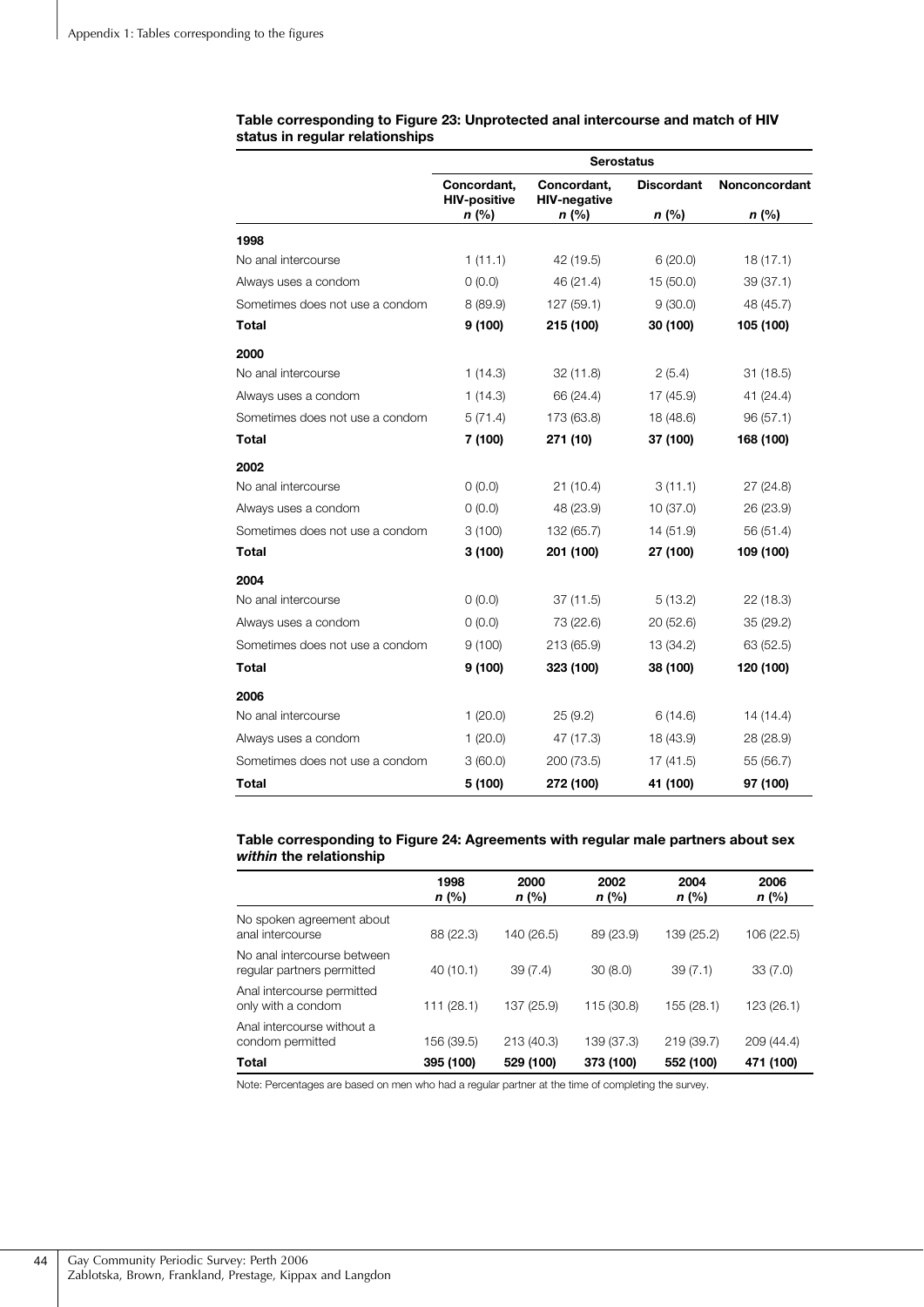**Table corresponding to Figure 23: Unprotected anal intercourse and match of HIV status in regular relationships**

| | Serostatus | | | |
|---|---|---|---|---|
| | Concordant, HIV-positive *n* (%) | Concordant, HIV-negative *n* (%) | Discordant *n* (%) | Nonconcordant *n* (%) |
| **1998** | | | | |
| No anal intercourse | 1 (11.1) | 42 (19.5) | 6 (20.0) | 18 (17.1) |
| Always uses a condom | 0 (0.0) | 46 (21.4) | 15 (50.0) | 39 (37.1) |
| Sometimes does not use a condom | 8 (89.9) | 127 (59.1) | 9 (30.0) | 48 (45.7) |
| **Total** | **9 (100)** | **215 (100)** | **30 (100)** | **105 (100)** |
| **2000** | | | | |
| No anal intercourse | 1 (14.3) | 32 (11.8) | 2 (5.4) | 31 (18.5) |
| Always uses a condom | 1 (14.3) | 66 (24.4) | 17 (45.9) | 41 (24.4) |
| Sometimes does not use a condom | 5 (71.4) | 173 (63.8) | 18 (48.6) | 96 (57.1) |
| **Total** | **7 (100)** | **271 (10)** | **37 (100)** | **168 (100)** |
| **2002** | | | | |
| No anal intercourse | 0 (0.0) | 21 (10.4) | 3 (11.1) | 27 (24.8) |
| Always uses a condom | 0 (0.0) | 48 (23.9) | 10 (37.0) | 26 (23.9) |
| Sometimes does not use a condom | 3 (100) | 132 (65.7) | 14 (51.9) | 56 (51.4) |
| **Total** | **3 (100)** | **201 (100)** | **27 (100)** | **109 (100)** |
| **2004** | | | | |
| No anal intercourse | 0 (0.0) | 37 (11.5) | 5 (13.2) | 22 (18.3) |
| Always uses a condom | 0 (0.0) | 73 (22.6) | 20 (52.6) | 35 (29.2) |
| Sometimes does not use a condom | 9 (100) | 213 (65.9) | 13 (34.2) | 63 (52.5) |
| **Total** | **9 (100)** | **323 (100)** | **38 (100)** | **120 (100)** |
| **2006** | | | | |
| No anal intercourse | 1 (20.0) | 25 (9.2) | 6 (14.6) | 14 (14.4) |
| Always uses a condom | 1 (20.0) | 47 (17.3) | 18 (43.9) | 28 (28.9) |
| Sometimes does not use a condom | 3 (60.0) | 200 (73.5) | 17 (41.5) | 55 (56.7) |
| **Total** | **5 (100)** | **272 (100)** | **41 (100)** | **97 (100)** |

**Table corresponding to Figure 24: Agreements with regular male partners about sex *within* the relationship**

| | 1998 *n* (%) | 2000 *n* (%) | 2002 *n* (%) | 2004 *n* (%) | 2006 *n* (%) |
|---|---|---|---|---|---|
| No spoken agreement about anal intercourse | 88 (22.3) | 140 (26.5) | 89 (23.9) | 139 (25.2) | 106 (22.5) |
| No anal intercourse between regular partners permitted | 40 (10.1) | 39 (7.4) | 30 (8.0) | 39 (7.1) | 33 (7.0) |
| Anal intercourse permitted only with a condom | 111 (28.1) | 137 (25.9) | 115 (30.8) | 155 (28.1) | 123 (26.1) |
| Anal intercourse without a condom permitted | 156 (39.5) | 213 (40.3) | 139 (37.3) | 219 (39.7) | 209 (44.4) |
| **Total** | **395 (100)** | **529 (100)** | **373 (100)** | **552 (100)** | **471 (100)** |

Note: Percentages are based on men who had a regular partner at the time of completing the survey.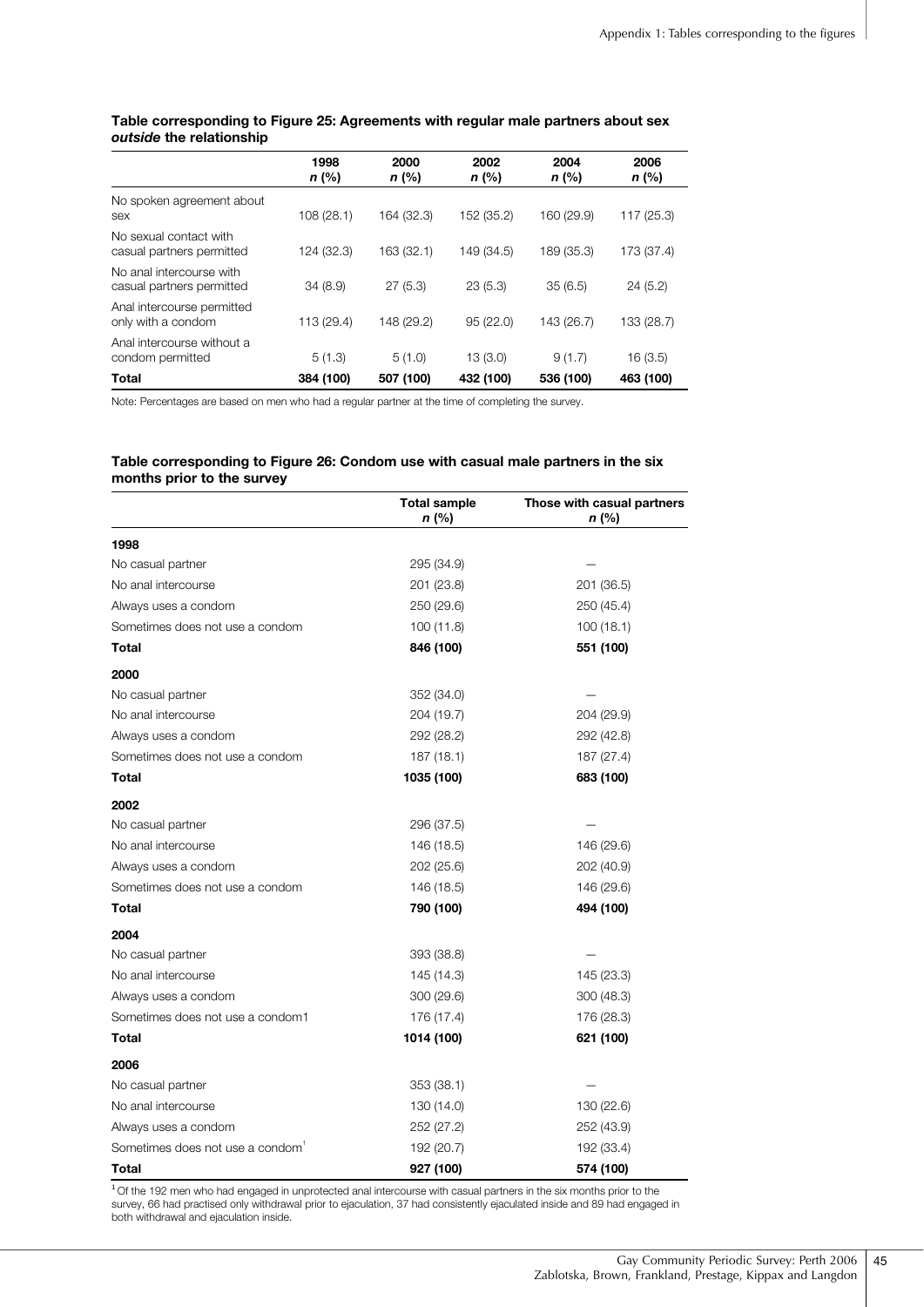**Table corresponding to Figure 25: Agreements with regular male partners about sex *outside* the relationship**

| | 1998 *n* (%) | 2000 *n* (%) | 2002 *n* (%) | 2004 *n* (%) | 2006 *n* (%) |
|---|---|---|---|---|---|
| No spoken agreement about sex | 108 (28.1) | 164 (32.3) | 152 (35.2) | 160 (29.9) | 117 (25.3) |
| No sexual contact with casual partners permitted | 124 (32.3) | 163 (32.1) | 149 (34.5) | 189 (35.3) | 173 (37.4) |
| No anal intercourse with casual partners permitted | 34 (8.9) | 27 (5.3) | 23 (5.3) | 35 (6.5) | 24 (5.2) |
| Anal intercourse permitted only with a condom | 113 (29.4) | 148 (29.2) | 95 (22.0) | 143 (26.7) | 133 (28.7) |
| Anal intercourse without a condom permitted | 5 (1.3) | 5 (1.0) | 13 (3.0) | 9 (1.7) | 16 (3.5) |
| **Total** | **384 (100)** | **507 (100)** | **432 (100)** | **536 (100)** | **463 (100)** |

Note: Percentages are based on men who had a regular partner at the time of completing the survey.

**Table corresponding to Figure 26: Condom use with casual male partners in the six months prior to the survey**

| | Total sample *n* (%) | Those with casual partners *n* (%) |
|---|---|---|
| **1998** | | |
| No casual partner | 295 (34.9) | — |
| No anal intercourse | 201 (23.8) | 201 (36.5) |
| Always uses a condom | 250 (29.6) | 250 (45.4) |
| Sometimes does not use a condom | 100 (11.8) | 100 (18.1) |
| **Total** | **846 (100)** | **551 (100)** |
| **2000** | | |
| No casual partner | 352 (34.0) | — |
| No anal intercourse | 204 (19.7) | 204 (29.9) |
| Always uses a condom | 292 (28.2) | 292 (42.8) |
| Sometimes does not use a condom | 187 (18.1) | 187 (27.4) |
| **Total** | **1035 (100)** | **683 (100)** |
| **2002** | | |
| No casual partner | 296 (37.5) | — |
| No anal intercourse | 146 (18.5) | 146 (29.6) |
| Always uses a condom | 202 (25.6) | 202 (40.9) |
| Sometimes does not use a condom | 146 (18.5) | 146 (29.6) |
| **Total** | **790 (100)** | **494 (100)** |
| **2004** | | |
| No casual partner | 393 (38.8) | — |
| No anal intercourse | 145 (14.3) | 145 (23.3) |
| Always uses a condom | 300 (29.6) | 300 (48.3) |
| Sometimes does not use a condom1 | 176 (17.4) | 176 (28.3) |
| **Total** | **1014 (100)** | **621 (100)** |
| **2006** | | |
| No casual partner | 353 (38.1) | — |
| No anal intercourse | 130 (14.0) | 130 (22.6) |
| Always uses a condom | 252 (27.2) | 252 (43.9) |
| Sometimes does not use a condom[1] | 192 (20.7) | 192 (33.4) |
| **Total** | **927 (100)** | **574 (100)** |

[1] Of the 192 men who had engaged in unprotected anal intercourse with casual partners in the six months prior to the survey, 66 had practised only withdrawal prior to ejaculation, 37 had consistently ejaculated inside and 89 had engaged in both withdrawal and ejaculation inside.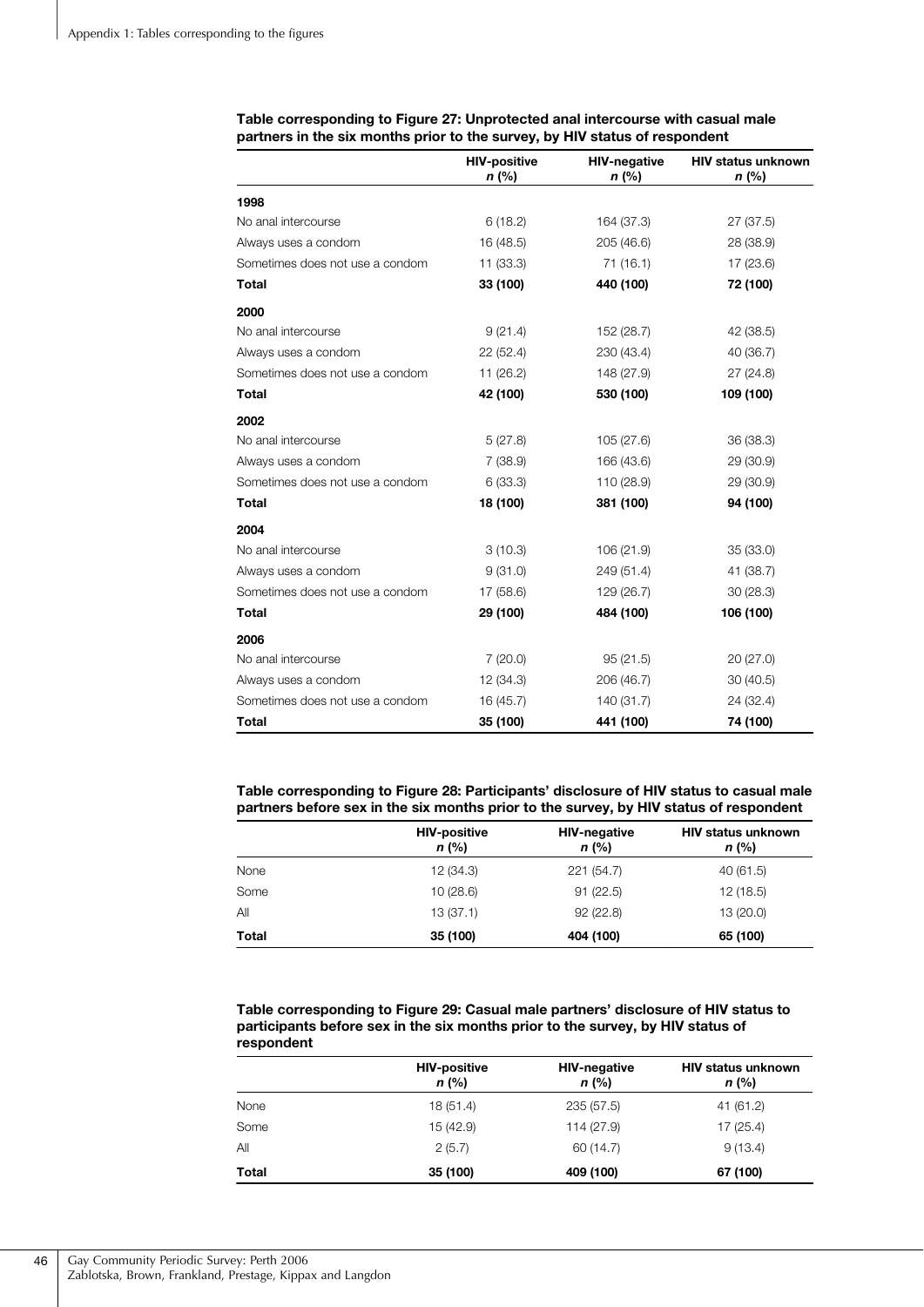**Table corresponding to Figure 27: Unprotected anal intercourse with casual male partners in the six months prior to the survey, by HIV status of respondent**

| | HIV-positive *n* (%) | HIV-negative *n* (%) | HIV status unknown *n* (%) |
|---|---|---|---|
| **1998** | | | |
| No anal intercourse | 6 (18.2) | 164 (37.3) | 27 (37.5) |
| Always uses a condom | 16 (48.5) | 205 (46.6) | 28 (38.9) |
| Sometimes does not use a condom | 11 (33.3) | 71 (16.1) | 17 (23.6) |
| **Total** | **33 (100)** | **440 (100)** | **72 (100)** |
| **2000** | | | |
| No anal intercourse | 9 (21.4) | 152 (28.7) | 42 (38.5) |
| Always uses a condom | 22 (52.4) | 230 (43.4) | 40 (36.7) |
| Sometimes does not use a condom | 11 (26.2) | 148 (27.9) | 27 (24.8) |
| **Total** | **42 (100)** | **530 (100)** | **109 (100)** |
| **2002** | | | |
| No anal intercourse | 5 (27.8) | 105 (27.6) | 36 (38.3) |
| Always uses a condom | 7 (38.9) | 166 (43.6) | 29 (30.9) |
| Sometimes does not use a condom | 6 (33.3) | 110 (28.9) | 29 (30.9) |
| **Total** | **18 (100)** | **381 (100)** | **94 (100)** |
| **2004** | | | |
| No anal intercourse | 3 (10.3) | 106 (21.9) | 35 (33.0) |
| Always uses a condom | 9 (31.0) | 249 (51.4) | 41 (38.7) |
| Sometimes does not use a condom | 17 (58.6) | 129 (26.7) | 30 (28.3) |
| **Total** | **29 (100)** | **484 (100)** | **106 (100)** |
| **2006** | | | |
| No anal intercourse | 7 (20.0) | 95 (21.5) | 20 (27.0) |
| Always uses a condom | 12 (34.3) | 206 (46.7) | 30 (40.5) |
| Sometimes does not use a condom | 16 (45.7) | 140 (31.7) | 24 (32.4) |
| **Total** | **35 (100)** | **441 (100)** | **74 (100)** |

**Table corresponding to Figure 28: Participants' disclosure of HIV status to casual male partners before sex in the six months prior to the survey, by HIV status of respondent**

| | HIV-positive *n* (%) | HIV-negative *n* (%) | HIV status unknown *n* (%) |
|---|---|---|---|
| None | 12 (34.3) | 221 (54.7) | 40 (61.5) |
| Some | 10 (28.6) | 91 (22.5) | 12 (18.5) |
| All | 13 (37.1) | 92 (22.8) | 13 (20.0) |
| **Total** | **35 (100)** | **404 (100)** | **65 (100)** |

**Table corresponding to Figure 29: Casual male partners' disclosure of HIV status to participants before sex in the six months prior to the survey, by HIV status of respondent**

| | HIV-positive *n* (%) | HIV-negative *n* (%) | HIV status unknown *n* (%) |
|---|---|---|---|
| None | 18 (51.4) | 235 (57.5) | 41 (61.2) |
| Some | 15 (42.9) | 114 (27.9) | 17 (25.4) |
| All | 2 (5.7) | 60 (14.7) | 9 (13.4) |
| **Total** | **35 (100)** | **409 (100)** | **67 (100)** |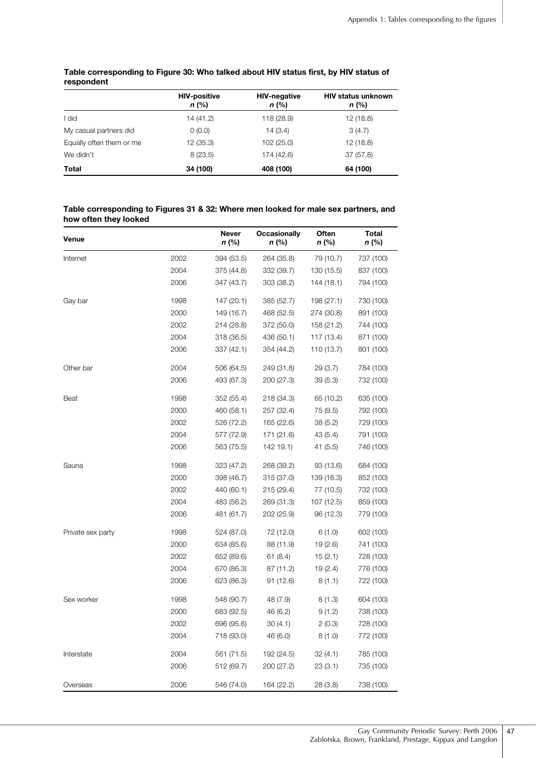**Table corresponding to Figure 30: Who talked about HIV status first, by HIV status of respondent**

| | HIV-positive *n* (%) | HIV-negative *n* (%) | HIV status unknown *n* (%) |
|---|---|---|---|
| I did | 14 (41.2) | 118 (28.9) | 12 (18.8) |
| My casual partners did | 0 (0.0) | 14 (3.4) | 3 (4.7) |
| Equally often them or me | 12 (35.3) | 102 (25.0) | 12 (18.8) |
| We didn't | 8 (23.5) | 174 (42.6) | 37 (57.8) |
| **Total** | **34 (100)** | **408 (100)** | **64 (100)** |

**Table corresponding to Figures 31 & 32: Where men looked for male sex partners, and how often they looked**

| Venue | | Never *n* (%) | Occasionally *n* (%) | Often *n* (%) | Total *n* (%) |
|---|---|---|---|---|---|
| Internet | 2002 | 394 (53.5) | 264 (35.8) | 79 (10.7) | 737 (100) |
| | 2004 | 375 (44.8) | 332 (39.7) | 130 (15.5) | 837 (100) |
| | 2006 | 347 (43.7) | 303 (38.2) | 144 (18.1) | 794 (100) |
| Gay bar | 1998 | 147 (20.1) | 385 (52.7) | 198 (27.1) | 730 (100) |
| | 2000 | 149 (16.7) | 468 (52.5) | 274 (30.8) | 891 (100) |
| | 2002 | 214 (28.8) | 372 (50.0) | 158 (21.2) | 744 (100) |
| | 2004 | 318 (36.5) | 436 (50.1) | 117 (13.4) | 871 (100) |
| | 2006 | 337 (42.1) | 354 (44.2) | 110 (13.7) | 801 (100) |
| Other bar | 2004 | 506 (64.5) | 249 (31.8) | 29 (3.7) | 784 (100) |
| | 2006 | 493 (67.3) | 200 (27.3) | 39 (5.3) | 732 (100) |
| Beat | 1998 | 352 (55.4) | 218 (34.3) | 65 (10.2) | 635 (100) |
| | 2000 | 460 (58.1) | 257 (32.4) | 75 (9.5) | 792 (100) |
| | 2002 | 526 (72.2) | 165 (22.6) | 38 (5.2) | 729 (100) |
| | 2004 | 577 (72.9) | 171 (21.6) | 43 (5.4) | 791 (100) |
| | 2006 | 563 (75.5) | 142 19.1) | 41 (5.5) | 746 (100) |
| Sauna | 1998 | 323 (47.2) | 268 (39.2) | 93 (13.6) | 684 (100) |
| | 2000 | 398 (46.7) | 315 (37.0) | 139 (16.3) | 852 (100) |
| | 2002 | 440 (60.1) | 215 (29.4) | 77 (10.5) | 732 (100) |
| | 2004 | 483 (56.2) | 269 (31.3) | 107 (12.5) | 859 (100) |
| | 2006 | 481 (61.7) | 202 (25.9) | 96 (12.3) | 779 (100) |
| Private sex party | 1998 | 524 (87.0) | 72 (12.0) | 6 (1.0) | 602 (100) |
| | 2000 | 634 (85.6) | 88 (11.9) | 19 (2.6) | 741 (100) |
| | 2002 | 652 (89.6) | 61 (8.4) | 15 (2.1) | 728 (100) |
| | 2004 | 670 (86.3) | 87 (11.2) | 19 (2.4) | 776 (100) |
| | 2006 | 623 (86.3) | 91 (12.6) | 8 (1.1) | 722 (100) |
| Sex worker | 1998 | 548 (90.7) | 48 (7.9) | 8 (1.3) | 604 (100) |
| | 2000 | 683 (92.5) | 46 (6.2) | 9 (1.2) | 738 (100) |
| | 2002 | 696 (95.6) | 30 (4.1) | 2 (0.3) | 728 (100) |
| | 2004 | 718 (93.0) | 46 (6.0) | 8 (1.0) | 772 (100) |
| Interstate | 2004 | 561 (71.5) | 192 (24.5) | 32 (4.1) | 785 (100) |
| | 2006 | 512 (69.7) | 200 (27.2) | 23 (3.1) | 735 (100) |
| Overseas | 2006 | 546 (74.0) | 164 (22.2) | 28 (3.8) | 738 (100) |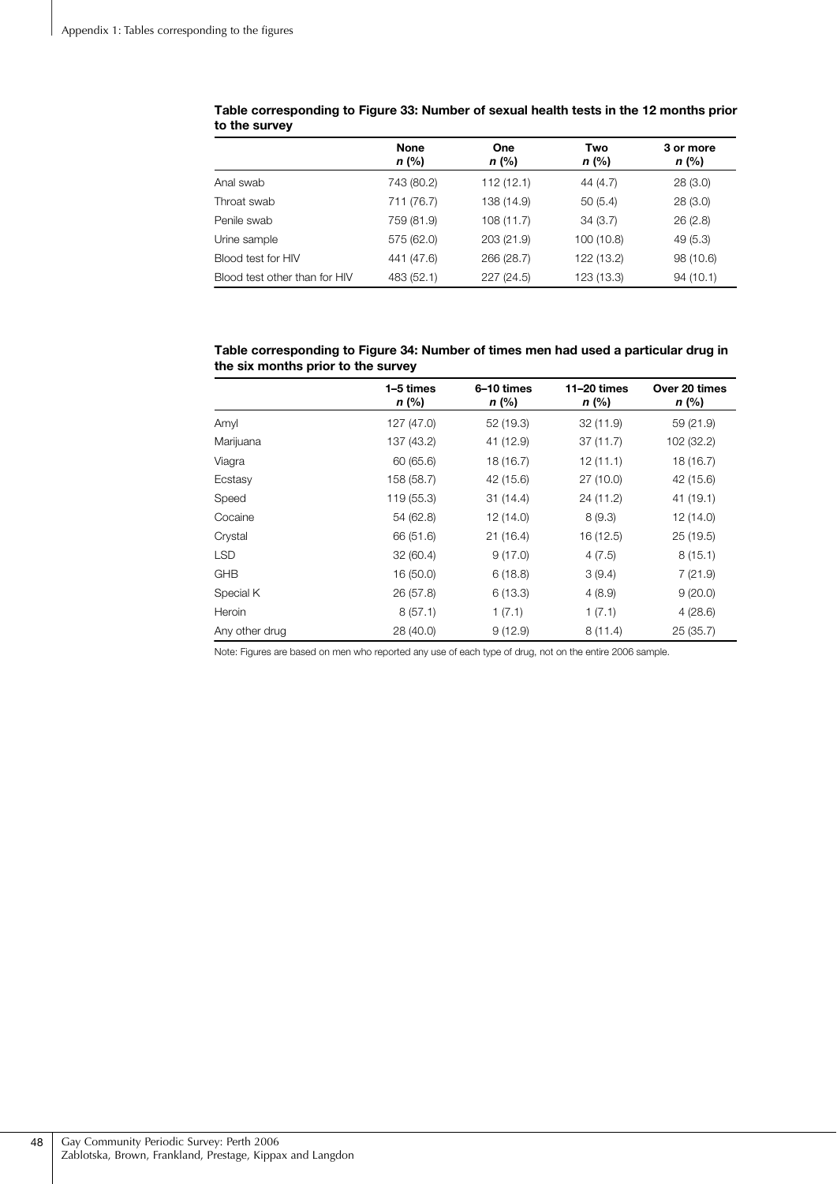**Table corresponding to Figure 33: Number of sexual health tests in the 12 months prior to the survey**

| | None<br>*n* (%) | One<br>*n* (%) | Two<br>*n* (%) | 3 or more<br>*n* (%) |
|---|---|---|---|---|
| Anal swab | 743 (80.2) | 112 (12.1) | 44 (4.7) | 28 (3.0) |
| Throat swab | 711 (76.7) | 138 (14.9) | 50 (5.4) | 28 (3.0) |
| Penile swab | 759 (81.9) | 108 (11.7) | 34 (3.7) | 26 (2.8) |
| Urine sample | 575 (62.0) | 203 (21.9) | 100 (10.8) | 49 (5.3) |
| Blood test for HIV | 441 (47.6) | 266 (28.7) | 122 (13.2) | 98 (10.6) |
| Blood test other than for HIV | 483 (52.1) | 227 (24.5) | 123 (13.3) | 94 (10.1) |

**Table corresponding to Figure 34: Number of times men had used a particular drug in the six months prior to the survey**

| | 1–5 times<br>*n* (%) | 6–10 times<br>*n* (%) | 11–20 times<br>*n* (%) | Over 20 times<br>*n* (%) |
|---|---|---|---|---|
| Amyl | 127 (47.0) | 52 (19.3) | 32 (11.9) | 59 (21.9) |
| Marijuana | 137 (43.2) | 41 (12.9) | 37 (11.7) | 102 (32.2) |
| Viagra | 60 (65.6) | 18 (16.7) | 12 (11.1) | 18 (16.7) |
| Ecstasy | 158 (58.7) | 42 (15.6) | 27 (10.0) | 42 (15.6) |
| Speed | 119 (55.3) | 31 (14.4) | 24 (11.2) | 41 (19.1) |
| Cocaine | 54 (62.8) | 12 (14.0) | 8 (9.3) | 12 (14.0) |
| Crystal | 66 (51.6) | 21 (16.4) | 16 (12.5) | 25 (19.5) |
| LSD | 32 (60.4) | 9 (17.0) | 4 (7.5) | 8 (15.1) |
| GHB | 16 (50.0) | 6 (18.8) | 3 (9.4) | 7 (21.9) |
| Special K | 26 (57.8) | 6 (13.3) | 4 (8.9) | 9 (20.0) |
| Heroin | 8 (57.1) | 1 (7.1) | 1 (7.1) | 4 (28.6) |
| Any other drug | 28 (40.0) | 9 (12.9) | 8 (11.4) | 25 (35.7) |

Note: Figures are based on men who reported any use of each type of drug, not on the entire 2006 sample.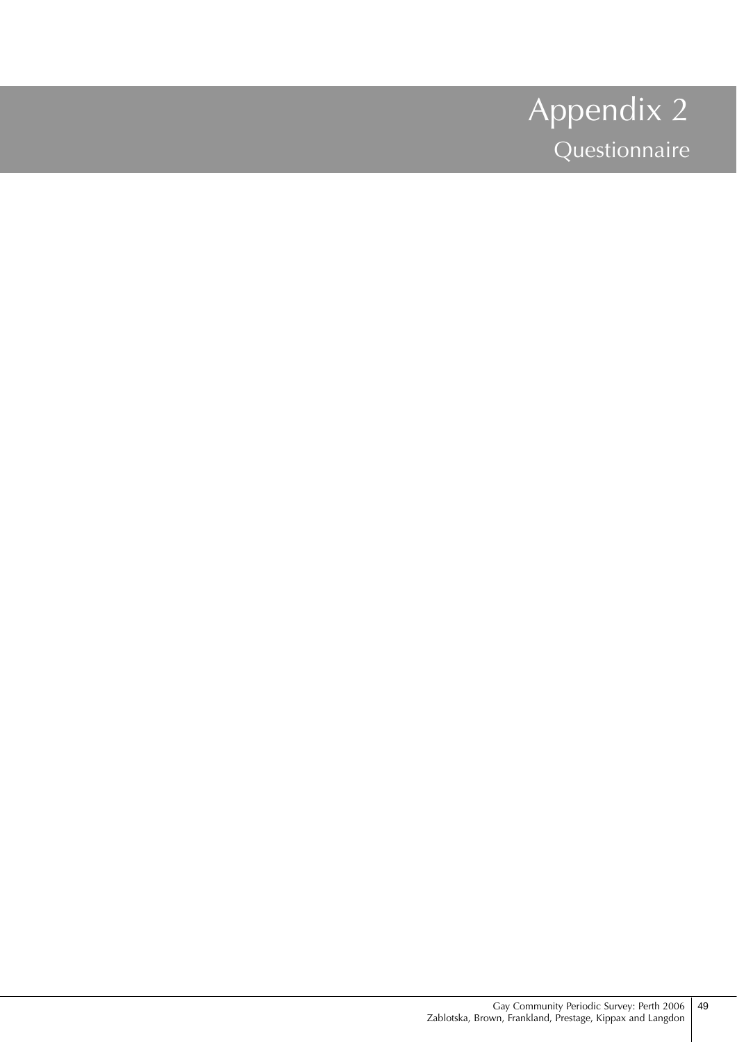# Appendix 2

## Questionnaire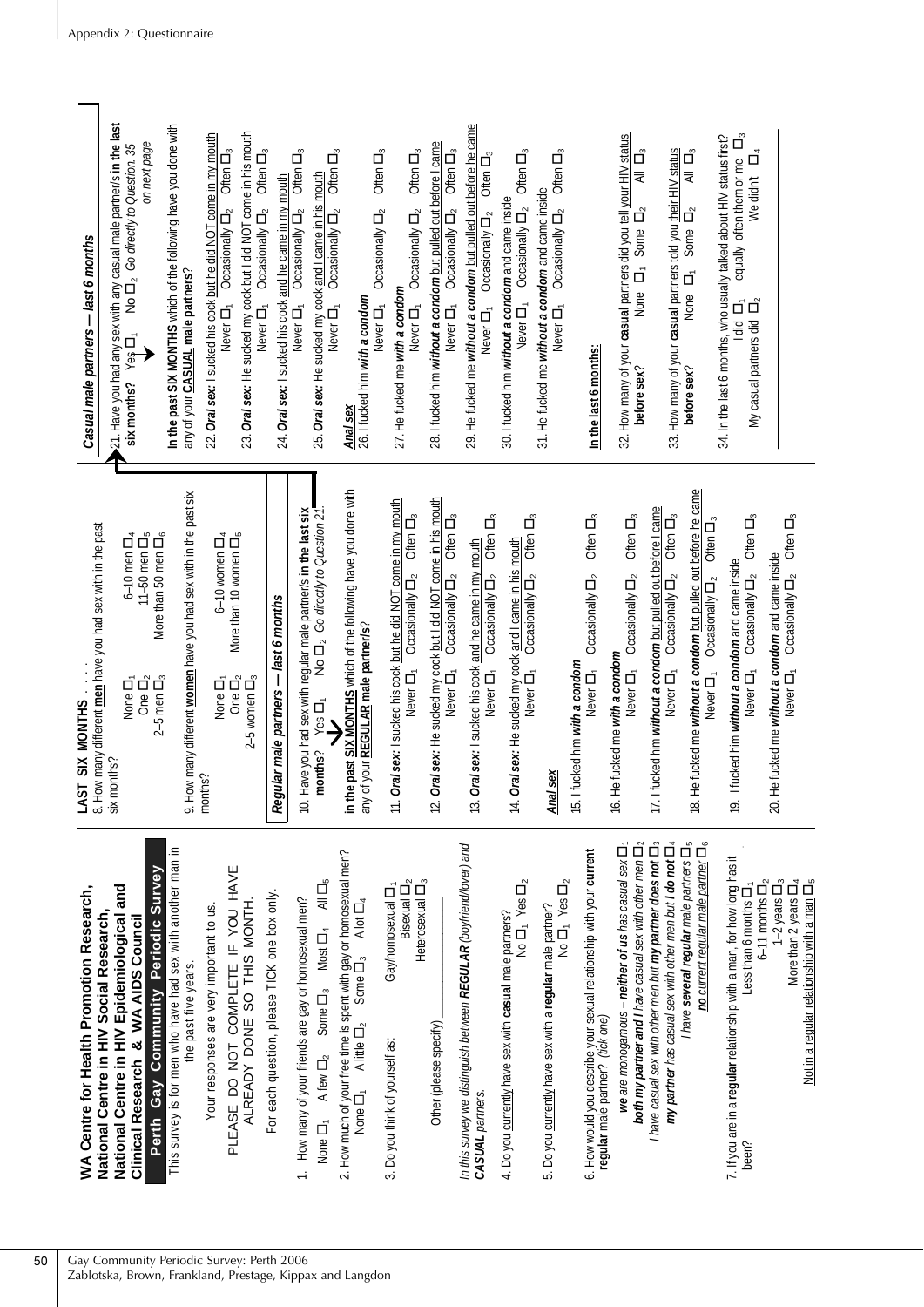# WA Centre for Health Promotion Research, National Centre in HIV Social Research, National Centre in HIV Epidemiological and Clinical Research & WA AIDS Council

## Perth Gay Community Periodic Survey

This survey is for men who have had sex with another man in the past five years.

Your responses are very important to us.

PLEASE DO NOT COMPLETE IF YOU HAVE ALREADY DONE SO THIS MONTH.

For each question, please TICK one box only.

1. How many of your friends are gay or homosexual men?
   None ☐1 A few ☐2 Some ☐3 Most ☐4 All ☐5

2. How much of your free time is spent with gay or homosexual men?
   None ☐1 A little ☐2 Some ☐3 A lot ☐4

3. Do you think of yourself as:
   Gay/homosexual ☐1
   Bisexual ☐2
   Heterosexual ☐3
   Other (please specify) ____________

*In this survey we distinguish between **REGULAR** (boyfriend/lover) and **CASUAL** partners.*

4. Do you currently have sex with **casual** male partners?
   No ☐1 Yes ☐2

5. Do you currently have sex with a **regular** male partner?
   No ☐1 Yes ☐2

6. How would you describe your sexual relationship with your **current regular** male partner? *(tick one)*
   *we are monogamous – **neither of us** has casual sex* ☐1
   ***both my partner and I** have casual sex with other men* ☐2
   *I have casual sex with other men but **my partner does not*** ☐3
   ***my partner** has casual sex with other men but **I do not*** ☐4
   *I have **several regular** male partners* ☐5
   ***no** current regular male partner* ☐6

7. If you are in a **regular** relationship with a man, for how long has it been?
   Less than 6 months ☐1
   6–11 months ☐2
   1–2 years ☐3
   More than 2 years ☐4
   Not in a regular relationship with a man ☐5

## LAST SIX MONTHS . . . .

8. How many different **men** have you had sex with in the past six months?
   None ☐1 6–10 men ☐4
   One ☐2 11–50 men ☐5
   2–5 men ☐3 More than 50 men ☐6

9. How many different **women** have you had sex with in the past six months?
   None ☐1 6–10 women ☐4
   One ☐2 More than 10 women ☐5
   2–5 women ☐3

### *Regular male partners — last 6 months*

10. Have you had sex with regular male partner/s **in the last six months**? Yes ☐1 No ☐2 *Go directly to Question 21.*

**In the past SIX MONTHS which of the following have you done with any of your REGULAR male partner/s?**

11. ***Oral sex:*** I sucked his cock but he did NOT come in my mouth
    Never ☐1 Occasionally ☐2 Often ☐3

12. ***Oral sex:*** He sucked my cock but I did NOT come in his mouth
    Never ☐1 Occasionally ☐2 Often ☐3

13. ***Oral sex:*** I sucked his cock and he came in my mouth
    Never ☐1 Occasionally ☐2 Often ☐3

14. ***Oral sex:*** He sucked my cock and I came in his mouth
    Never ☐1 Occasionally ☐2 Often ☐3

***Anal sex***

15. I fucked him ***with a condom***
    Never ☐1 Occasionally ☐2 Often ☐3

16. He fucked me ***with a condom***
    Never ☐1 Occasionally ☐2 Often ☐3

17. I fucked him ***without a condom*** but pulled out before I came
    Never ☐1 Occasionally ☐2 Often ☐3

18. He fucked me ***without a condom*** but pulled out before he came
    Never ☐1 Occasionally ☐2 Often ☐3

19. I fucked him ***without a condom*** and came inside
    Never ☐1 Occasionally ☐2 Often ☐3

20. He fucked me ***without a condom*** and came inside
    Never ☐1 Occasionally ☐2 Often ☐3

### *Casual male partners — last 6 months*

21. Have you had any sex with any casual male partner/s **in the last six months?** Yes ☐1 No ☐2 *Go directly to Question 35 on next page*

**In the past SIX MONTHS which of the following have you done with any of your CASUAL male partners?**

22. ***Oral sex:*** I sucked his cock but he did NOT come in my mouth
    Never ☐1 Occasionally ☐2 Often ☐3

23. ***Oral sex:*** He sucked my cock but I did NOT come in his mouth
    Never ☐1 Occasionally ☐2 Often ☐3

24. ***Oral sex:*** I sucked his cock and he came in my mouth
    Never ☐1 Occasionally ☐2 Often ☐3

25. ***Oral sex:*** He sucked my cock and I came in his mouth
    Never ☐1 Occasionally ☐2 Often ☐3

***Anal sex***

26. I fucked him ***with a condom***
    Never ☐1 Occasionally ☐2 Often ☐3

27. He fucked me ***with a condom***
    Never ☐1 Occasionally ☐2 Often ☐3

28. I fucked him ***without a condom*** but pulled out before I came
    Never ☐1 Occasionally ☐2 Often ☐3

29. He fucked me ***without a condom*** but pulled out before he came
    Never ☐1 Occasionally ☐2 Often ☐3

30. I fucked him ***without a condom*** and came inside
    Never ☐1 Occasionally ☐2 Often ☐3

31. He fucked me ***without a condom*** and came inside
    Never ☐1 Occasionally ☐2 Often ☐3

**In the last 6 months:**

32. How many of your **casual** partners did you tell your HIV status **before sex**?
    None ☐1 Some ☐2 All ☐3

33. How many of your **casual** partners told you their HIV status **before sex**?
    None ☐1 Some ☐2 All ☐3

34. In the last 6 months, who usually talked about HIV status first?
    I did ☐1 equally often them or me ☐3
    My casual partners did ☐2 We didn't ☐4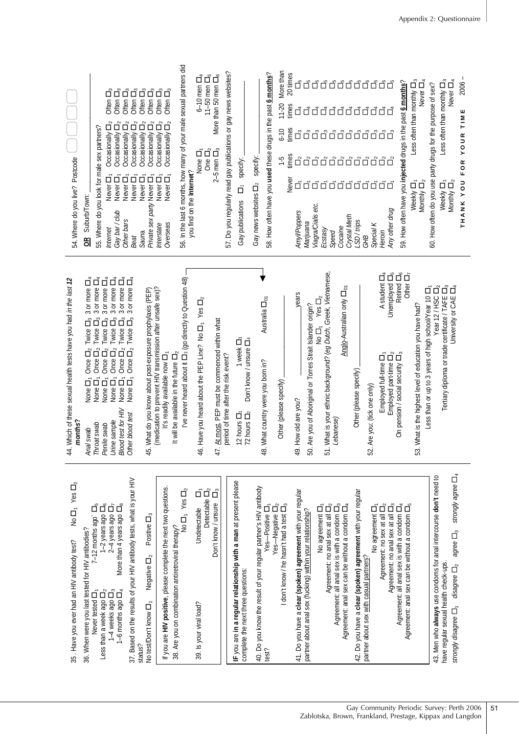35. Have you ever had an HIV antibody test? No ☐1 Yes ☐2

36. When were you last tested for HIV antibodies?

| | | | |
|---|---|---|---|
| Never tested ☐1 | | 7–12 months ago ☐5 | |
| Less than a week ago ☐2 | | 1–2 years ago ☐6 | |
| 1–4 weeks ago ☐3 | | 2–4 years ago ☐7 | |
| 1–6 months ago ☐4 | | More than 4 years ago ☐8 | |

37. Based on the results of your HIV antibody tests, what is your HIV status?

No test/Don't know ☐1 Negative ☐2 Positive ☐3

If you are **HIV positive**, please complete the next two questions.

38. Are you on combination antiretroviral therapy? No ☐1 Yes ☐2

39. Is your viral load? Undetectable ☐1 Detectable ☐2 Don't know / unsure ☐3

**IF** you are **in a regular relationship with a man** at present please complete the next three questions:

40. Do you know the result of your regular partner's HIV antibody test?

Yes—Positive ☐1
Yes—Negative ☐2
I don't know / he hasn't had a test ☐3

41. Do you have a **clear (spoken) agreement** with your regular partner about anal sex (fucking) within your relationship?

No agreement ☐1
Agreement: no anal sex at all ☐2
Agreement: all anal sex is with a condom ☐3
Agreement: anal sex can be without a condom ☐4

42. Do you have a **clear (spoken) agreement** with your regular partner about sex with casual partners?

No agreement ☐1
Agreement: no sex at all ☐2
Agreement: no anal sex at all ☐3
Agreement: all anal sex is with a condom ☐4
Agreement: anal sex can be without a condom ☐5

43. Men who **always** use condoms for anal intercourse **don't** need to have regular sexual health check-ups.

*strongly disagree* ☐1 *disagree* ☐2 *agree* ☐3 *strongly agree* ☐4

44. Which of these sexual health tests have you had *in the last* **12** *months?*

| | | | | |
|---|---|---|---|---|
| *Anal swab* | None ☐1 | Once ☐2 | Twice ☐3 | 3 or more ☐4 |
| *Throat swab* | None ☐1 | Once ☐2 | Twice ☐3 | 3 or more ☐4 |
| *Penile swab* | None ☐1 | Once ☐2 | Twice ☐3 | 3 or more ☐4 |
| *Urine sample* | None ☐1 | Once ☐2 | Twice ☐3 | 3 or more ☐4 |
| *Blood test for HIV* | None ☐1 | Once ☐2 | Twice ☐3 | 3 or more ☐4 |
| *Other blood test* | None ☐1 | Once ☐2 | Twice ☐3 | 3 or more ☐4 |

45. What do you know about post-exposure prophylaxis (PEP) (medication to prevent HIV transmission after unsafe sex)?

It's readily available now ☐1
It will be available in the future ☐2
I've never heard about it ☐3 (go directly to Question 48)

46. Have you heard about the PEP Line? No ☐1 Yes ☐2

47. At most, PEP must be commenced within what period of time after the risk event?

12 hours ☐1 1 week ☐3
72 hours ☐2 Don't know / unsure ☐4

48. What country were you born in? Australia ☐01

Other (please specify) \_\_\_\_\_\_\_\_\_\_

49. How old are you? \_\_\_\_\_\_\_\_ years

50. Are you of Aboriginal or Torres Strait Islander origin? No ☐1 Yes ☐2

51. What is your ethnic background? (*eg Dutch, Greek, Vietnamese, Lebanese*)

Anglo-Australian only ☐01

Other (please specify) \_\_\_\_\_\_\_\_\_\_

52. Are you: (tick one only)

| | |
|---|---|
| Employed full-time ☐1 | A student ☐4 |
| Employed part-time ☐2 | Unemployed ☐5 |
| On pension / social security ☐3 | Retired ☐6 |
| | Other ☐7 |

53. What is the highest level of education you have had?

Less than or up to 3 years of high school/Year 10 ☐1
Year 12 / HSC ☐2
Tertiary diploma or trade certificate / TAFE ☐3
University or CAE ☐4

54. Where do you live? Postcode ☐☐☐☐

**OR** Suburb/Town: \_\_\_\_\_\_\_\_\_\_

55. Where do you look for male sex partners?

| | | | |
|---|---|---|---|
| *Internet* | Never ☐1 | Occasionally ☐2 | Often ☐3 |
| *Gay bar / club* | Never ☐1 | Occasionally ☐2 | Often ☐3 |
| *Other bars* | Never ☐1 | Occasionally ☐2 | Often ☐3 |
| *Beat* | Never ☐1 | Occasionally ☐2 | Often ☐3 |
| *Sauna* | Never ☐1 | Occasionally ☐2 | Often ☐3 |
| *Private sex party* | Never ☐1 | Occasionally ☐2 | Often ☐3 |
| *Interstate* | Never ☐1 | Occasionally ☐2 | Often ☐3 |
| *Overseas* | Never ☐1 | Occasionally ☐2 | Often ☐3 |

56. In the last 6 months, how many of your male sexual partners did you find on the **Internet**?

| | |
|---|---|
| None ☐1 | 6–10 men ☐4 |
| One ☐2 | 11–50 men ☐5 |
| 2–5 men ☐3 | More than 50 men ☐6 |

57. Do you regularly read gay publications or gay news websites?

Gay publications ☐1 specify: \_\_\_\_\_\_\_\_\_\_

Gay news websites ☐2 specify: \_\_\_\_\_\_\_\_\_\_

58. How often have you **used** these drugs in the past **6 months**?

| | Never | 1-5 times | 6-10 times | 11-20 times | More than 20 times |
|---|---|---|---|---|---|
| *Amyl/Poppers* | ☐1 | ☐2 | ☐3 | ☐4 | ☐5 |
| *Marijuana* | ☐1 | ☐2 | ☐3 | ☐4 | ☐5 |
| *Viagra/Cialis etc.* | ☐1 | ☐2 | ☐3 | ☐4 | ☐5 |
| *Ecstasy* | ☐1 | ☐2 | ☐3 | ☐4 | ☐5 |
| *Speed* | ☐1 | ☐2 | ☐3 | ☐4 | ☐5 |
| *Cocaine* | ☐1 | ☐2 | ☐3 | ☐4 | ☐5 |
| *Crystal Meth* | ☐1 | ☐2 | ☐3 | ☐4 | ☐5 |
| *LSD / trips* | ☐1 | ☐2 | ☐3 | ☐4 | ☐5 |
| *GHB* | ☐1 | ☐2 | ☐3 | ☐4 | ☐5 |
| *Special K* | ☐1 | ☐2 | ☐3 | ☐4 | ☐5 |
| *Heroin* | ☐1 | ☐2 | ☐3 | ☐4 | ☐5 |
| *Any other drug* | ☐1 | ☐2 | ☐3 | ☐4 | ☐5 |

59. How often have you **injected** drugs in the past **6 months**?

| | |
|---|---|
| Weekly ☐1 | Less often than monthly ☐3 |
| Monthly ☐2 | Never ☐4 |

60. How often do you use party drugs for the purpose of sex?

| | |
|---|---|
| Weekly ☐1 | Less often than monthly ☐3 |
| Monthly ☐2 | Never ☐4 |

**THANK YOU FOR YOUR TIME** 2006 –